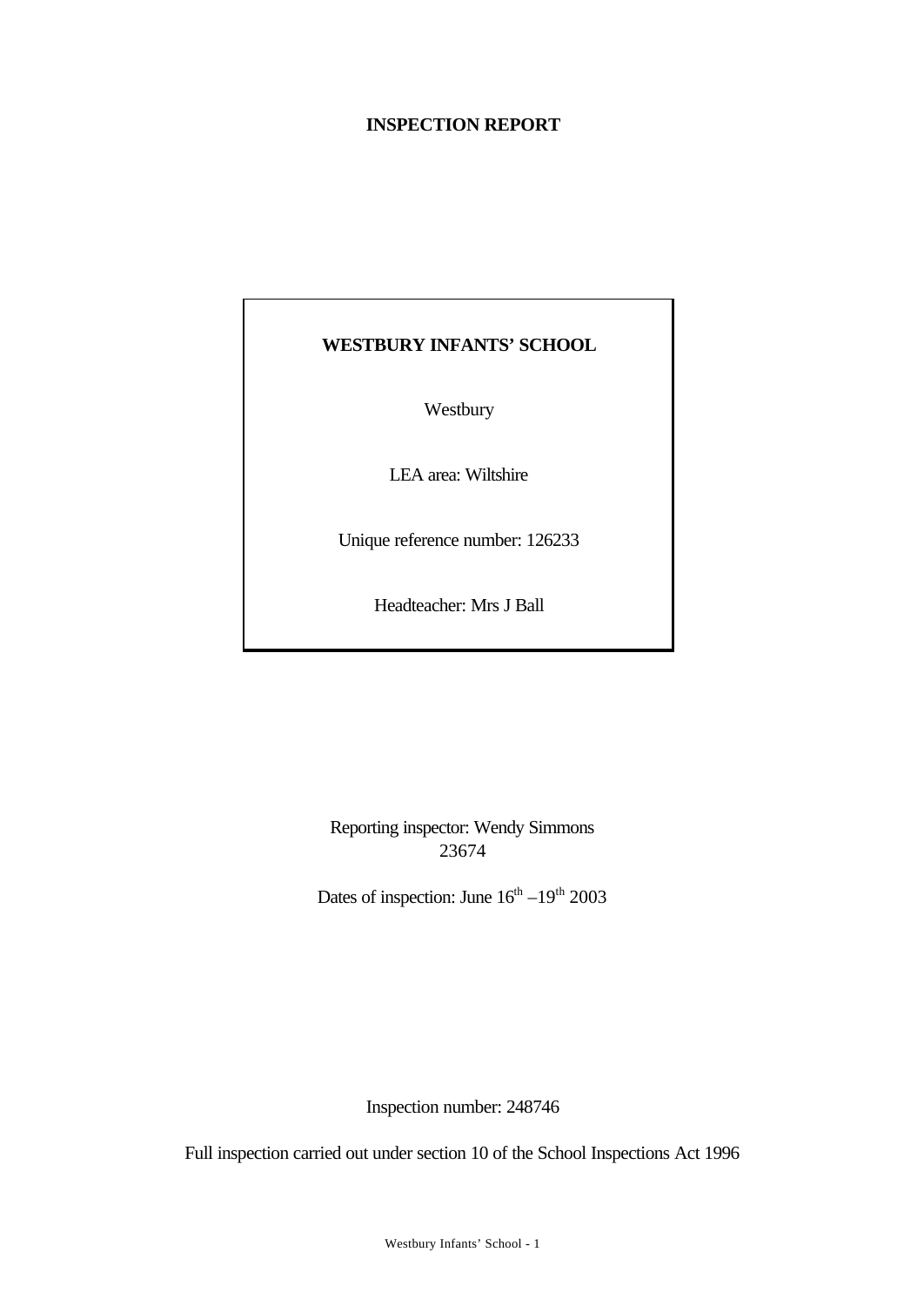# INSPECTION REPORT

**WESTBURY INFANTS' SCHOOL**

Westbury

LEA area: Wiltshire

Unique reference number: 126233

Headteacher: Mrs J Ball

Reporting inspector: Wendy Simmons
23674

Dates of inspection: June 16th –19th 2003

Inspection number: 248746

Full inspection carried out under section 10 of the School Inspections Act 1996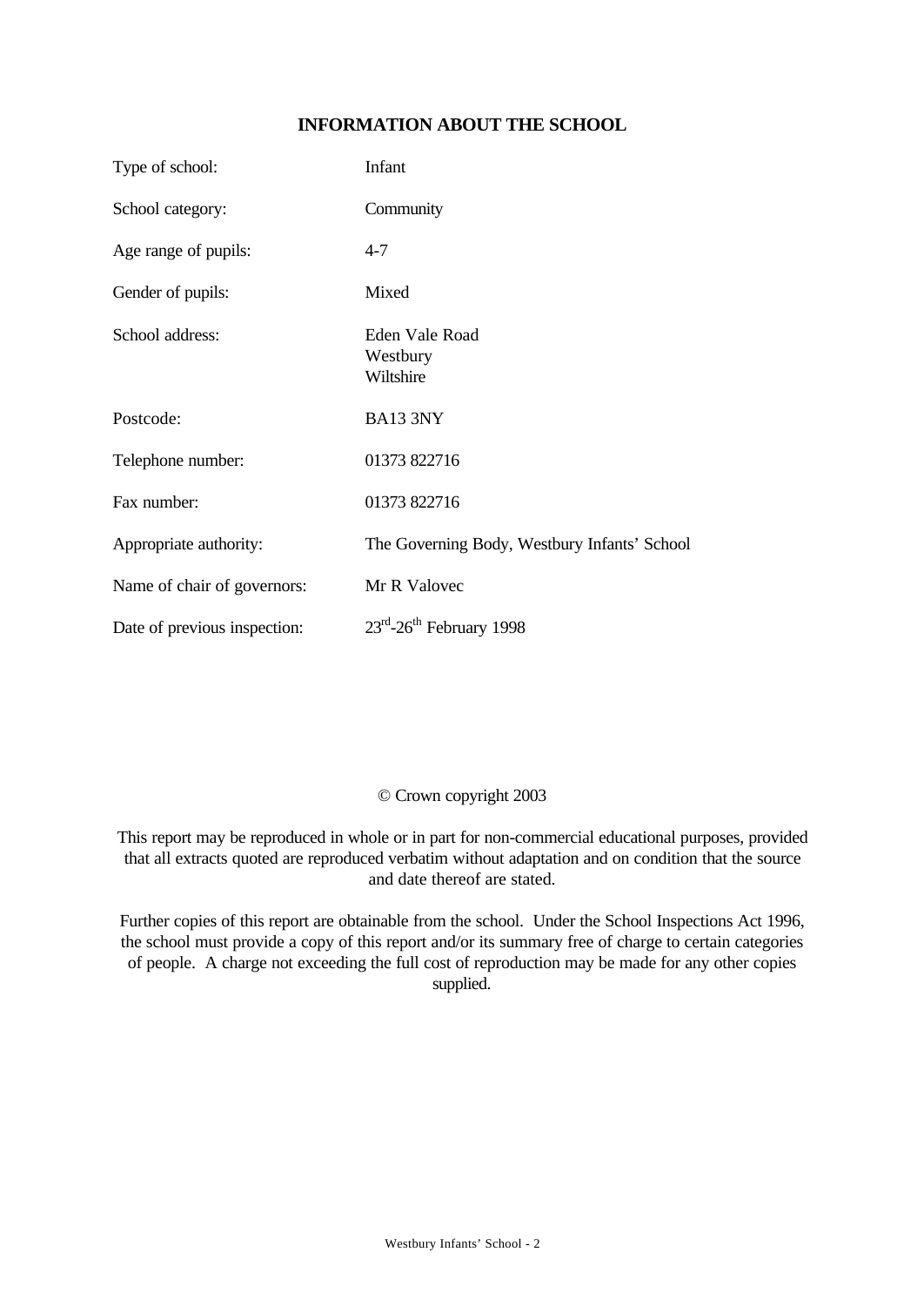## INFORMATION ABOUT THE SCHOOL

| | |
|---|---|
| Type of school: | Infant |
| School category: | Community |
| Age range of pupils: | 4-7 |
| Gender of pupils: | Mixed |
| School address: | Eden Vale Road<br>Westbury<br>Wiltshire |
| Postcode: | BA13 3NY |
| Telephone number: | 01373 822716 |
| Fax number: | 01373 822716 |
| Appropriate authority: | The Governing Body, Westbury Infants' School |
| Name of chair of governors: | Mr R Valovec |
| Date of previous inspection: | 23rd-26th February 1998 |

© Crown copyright 2003

This report may be reproduced in whole or in part for non-commercial educational purposes, provided that all extracts quoted are reproduced verbatim without adaptation and on condition that the source and date thereof are stated.

Further copies of this report are obtainable from the school. Under the School Inspections Act 1996, the school must provide a copy of this report and/or its summary free of charge to certain categories of people. A charge not exceeding the full cost of reproduction may be made for any other copies supplied.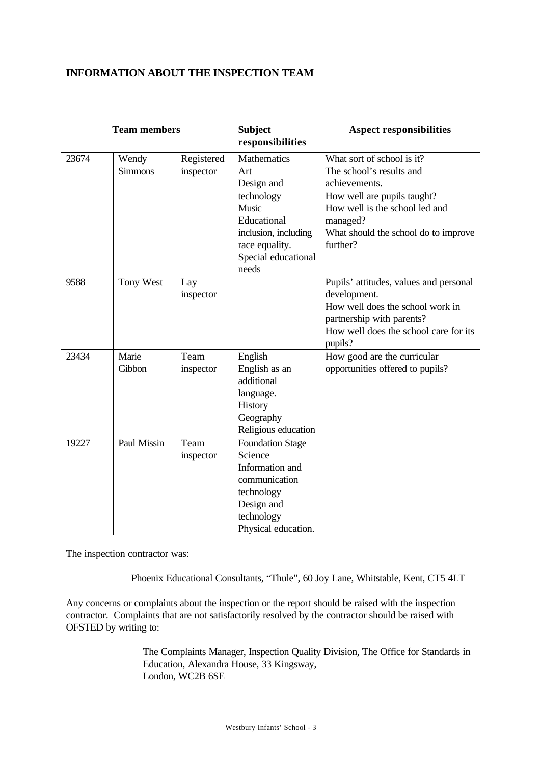## INFORMATION ABOUT THE INSPECTION TEAM

| Team members | | | Subject responsibilities | Aspect responsibilities |
|---|---|---|---|---|
| 23674 | Wendy Simmons | Registered inspector | Mathematics<br>Art<br>Design and technology<br>Music<br>Educational inclusion, including race equality.<br>Special educational needs | What sort of school is it?<br>The school's results and achievements.<br>How well are pupils taught?<br>How well is the school led and managed?<br>What should the school do to improve further? |
| 9588 | Tony West | Lay inspector | | Pupils' attitudes, values and personal development.<br>How well does the school work in partnership with parents?<br>How well does the school care for its pupils? |
| 23434 | Marie Gibbon | Team inspector | English<br>English as an additional language.<br>History<br>Geography<br>Religious education | How good are the curricular opportunities offered to pupils? |
| 19227 | Paul Missin | Team inspector | Foundation Stage<br>Science<br>Information and communication technology<br>Design and technology<br>Physical education. | |

The inspection contractor was:

Phoenix Educational Consultants, "Thule", 60 Joy Lane, Whitstable, Kent, CT5 4LT

Any concerns or complaints about the inspection or the report should be raised with the inspection contractor. Complaints that are not satisfactorily resolved by the contractor should be raised with OFSTED by writing to:

The Complaints Manager, Inspection Quality Division, The Office for Standards in Education, Alexandra House, 33 Kingsway,
London, WC2B 6SE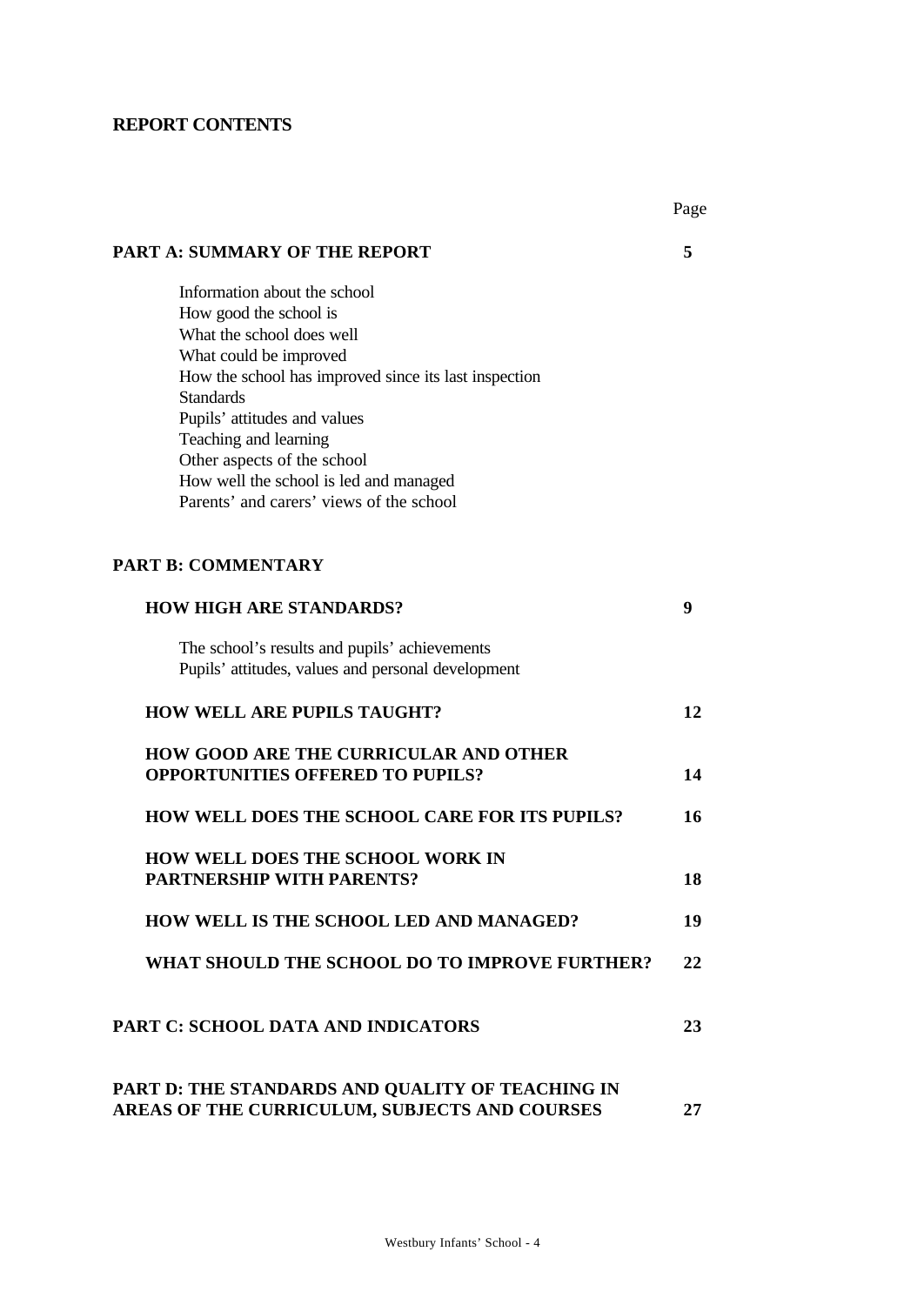# REPORT CONTENTS

| | Page |
|---|---|
| **PART A: SUMMARY OF THE REPORT** | **5** |
| Information about the school<br>How good the school is<br>What the school does well<br>What could be improved<br>How the school has improved since its last inspection<br>Standards<br>Pupils' attitudes and values<br>Teaching and learning<br>Other aspects of the school<br>How well the school is led and managed<br>Parents' and carers' views of the school | |
| **PART B: COMMENTARY** | |
| **HOW HIGH ARE STANDARDS?** | **9** |
| The school's results and pupils' achievements<br>Pupils' attitudes, values and personal development | |
| **HOW WELL ARE PUPILS TAUGHT?** | **12** |
| **HOW GOOD ARE THE CURRICULAR AND OTHER OPPORTUNITIES OFFERED TO PUPILS?** | **14** |
| **HOW WELL DOES THE SCHOOL CARE FOR ITS PUPILS?** | **16** |
| **HOW WELL DOES THE SCHOOL WORK IN PARTNERSHIP WITH PARENTS?** | **18** |
| **HOW WELL IS THE SCHOOL LED AND MANAGED?** | **19** |
| **WHAT SHOULD THE SCHOOL DO TO IMPROVE FURTHER?** | **22** |
| **PART C: SCHOOL DATA AND INDICATORS** | **23** |
| **PART D: THE STANDARDS AND QUALITY OF TEACHING IN AREAS OF THE CURRICULUM, SUBJECTS AND COURSES** | **27** |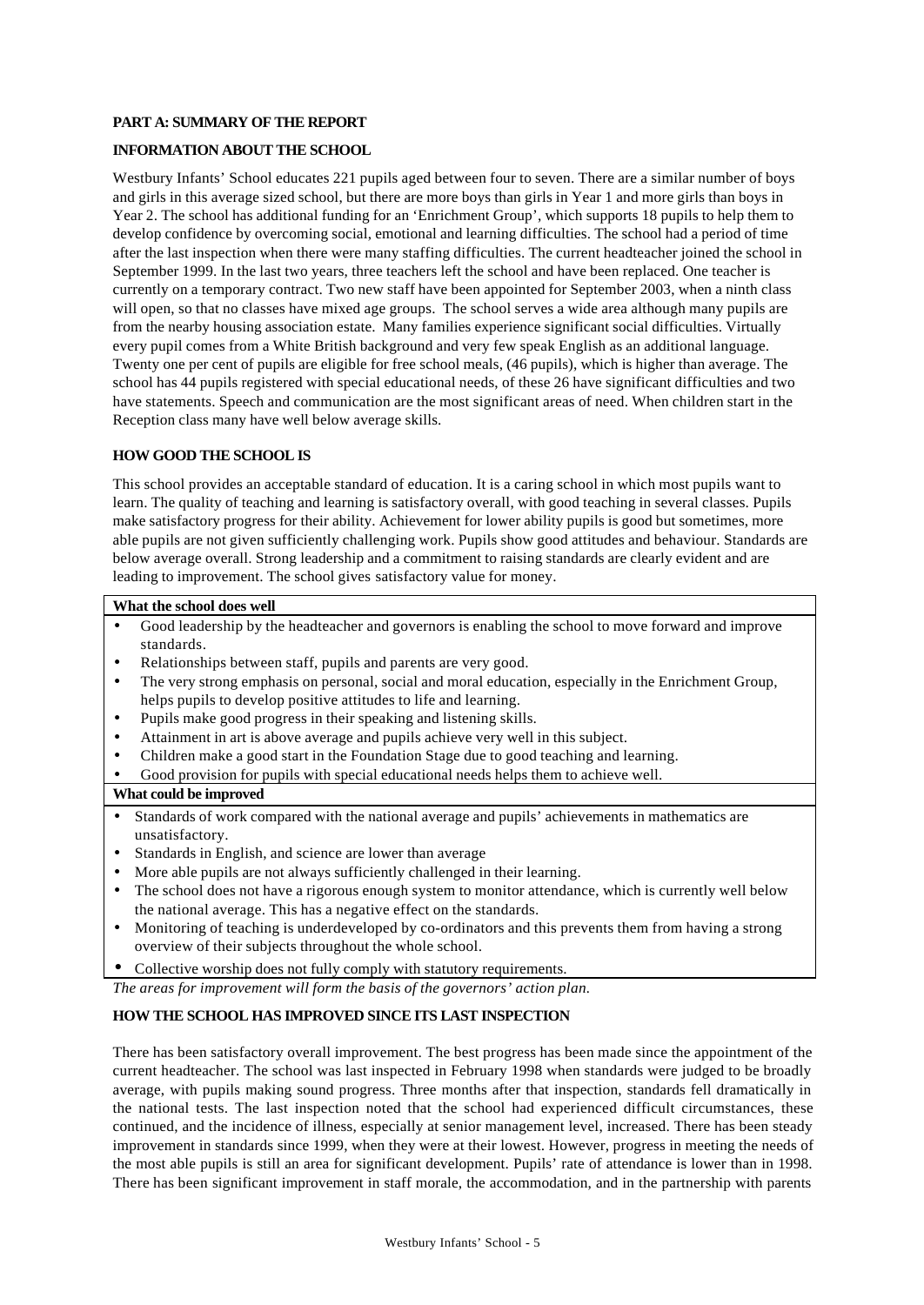## PART A: SUMMARY OF THE REPORT

### INFORMATION ABOUT THE SCHOOL

Westbury Infants' School educates 221 pupils aged between four to seven. There are a similar number of boys and girls in this average sized school, but there are more boys than girls in Year 1 and more girls than boys in Year 2. The school has additional funding for an 'Enrichment Group', which supports 18 pupils to help them to develop confidence by overcoming social, emotional and learning difficulties. The school had a period of time after the last inspection when there were many staffing difficulties. The current headteacher joined the school in September 1999. In the last two years, three teachers left the school and have been replaced. One teacher is currently on a temporary contract. Two new staff have been appointed for September 2003, when a ninth class will open, so that no classes have mixed age groups. The school serves a wide area although many pupils are from the nearby housing association estate. Many families experience significant social difficulties. Virtually every pupil comes from a White British background and very few speak English as an additional language. Twenty one per cent of pupils are eligible for free school meals, (46 pupils), which is higher than average. The school has 44 pupils registered with special educational needs, of these 26 have significant difficulties and two have statements. Speech and communication are the most significant areas of need. When children start in the Reception class many have well below average skills.

### HOW GOOD THE SCHOOL IS

This school provides an acceptable standard of education. It is a caring school in which most pupils want to learn. The quality of teaching and learning is satisfactory overall, with good teaching in several classes. Pupils make satisfactory progress for their ability. Achievement for lower ability pupils is good but sometimes, more able pupils are not given sufficiently challenging work. Pupils show good attitudes and behaviour. Standards are below average overall. Strong leadership and a commitment to raising standards are clearly evident and are leading to improvement. The school gives satisfactory value for money.

**What the school does well**

- Good leadership by the headteacher and governors is enabling the school to move forward and improve standards.
- Relationships between staff, pupils and parents are very good.
- The very strong emphasis on personal, social and moral education, especially in the Enrichment Group, helps pupils to develop positive attitudes to life and learning.
- Pupils make good progress in their speaking and listening skills.
- Attainment in art is above average and pupils achieve very well in this subject.
- Children make a good start in the Foundation Stage due to good teaching and learning.
- Good provision for pupils with special educational needs helps them to achieve well.

**What could be improved**

- Standards of work compared with the national average and pupils' achievements in mathematics are unsatisfactory.
- Standards in English, and science are lower than average
- More able pupils are not always sufficiently challenged in their learning.
- The school does not have a rigorous enough system to monitor attendance, which is currently well below the national average. This has a negative effect on the standards.
- Monitoring of teaching is underdeveloped by co-ordinators and this prevents them from having a strong overview of their subjects throughout the whole school.
- Collective worship does not fully comply with statutory requirements.

*The areas for improvement will form the basis of the governors' action plan.*

### HOW THE SCHOOL HAS IMPROVED SINCE ITS LAST INSPECTION

There has been satisfactory overall improvement. The best progress has been made since the appointment of the current headteacher. The school was last inspected in February 1998 when standards were judged to be broadly average, with pupils making sound progress. Three months after that inspection, standards fell dramatically in the national tests. The last inspection noted that the school had experienced difficult circumstances, these continued, and the incidence of illness, especially at senior management level, increased. There has been steady improvement in standards since 1999, when they were at their lowest. However, progress in meeting the needs of the most able pupils is still an area for significant development. Pupils' rate of attendance is lower than in 1998. There has been significant improvement in staff morale, the accommodation, and in the partnership with parents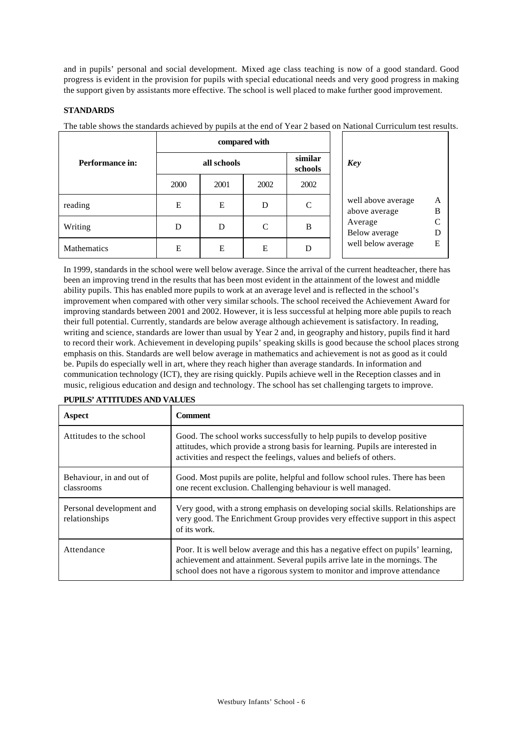and in pupils' personal and social development. Mixed age class teaching is now of a good standard. Good progress is evident in the provision for pupils with special educational needs and very good progress in making the support given by assistants more effective. The school is well placed to make further good improvement.

## STANDARDS

The table shows the standards achieved by pupils at the end of Year 2 based on National Curriculum test results.

| Performance in: | compared with | | | |
|---|---|---|---|---|
| | all schools | | | similar schools |
| | 2000 | 2001 | 2002 | 2002 |
| reading | E | E | D | C |
| Writing | D | D | C | B |
| Mathematics | E | E | E | D |

| *Key* | |
|---|---|
| well above average | A |
| above average | B |
| Average | C |
| Below average | D |
| well below average | E |

In 1999, standards in the school were well below average. Since the arrival of the current headteacher, there has been an improving trend in the results that has been most evident in the attainment of the lowest and middle ability pupils. This has enabled more pupils to work at an average level and is reflected in the school's improvement when compared with other very similar schools. The school received the Achievement Award for improving standards between 2001 and 2002. However, it is less successful at helping more able pupils to reach their full potential. Currently, standards are below average although achievement is satisfactory. In reading, writing and science, standards are lower than usual by Year 2 and, in geography and history, pupils find it hard to record their work. Achievement in developing pupils' speaking skills is good because the school places strong emphasis on this. Standards are well below average in mathematics and achievement is not as good as it could be. Pupils do especially well in art, where they reach higher than average standards. In information and communication technology (ICT), they are rising quickly. Pupils achieve well in the Reception classes and in music, religious education and design and technology. The school has set challenging targets to improve.

## PUPILS' ATTITUDES AND VALUES

| Aspect | Comment |
|---|---|
| Attitudes to the school | Good. The school works successfully to help pupils to develop positive attitudes, which provide a strong basis for learning. Pupils are interested in activities and respect the feelings, values and beliefs of others. |
| Behaviour, in and out of classrooms | Good. Most pupils are polite, helpful and follow school rules. There has been one recent exclusion. Challenging behaviour is well managed. |
| Personal development and relationships | Very good, with a strong emphasis on developing social skills. Relationships are very good. The Enrichment Group provides very effective support in this aspect of its work. |
| Attendance | Poor. It is well below average and this has a negative effect on pupils' learning, achievement and attainment. Several pupils arrive late in the mornings. The school does not have a rigorous system to monitor and improve attendance |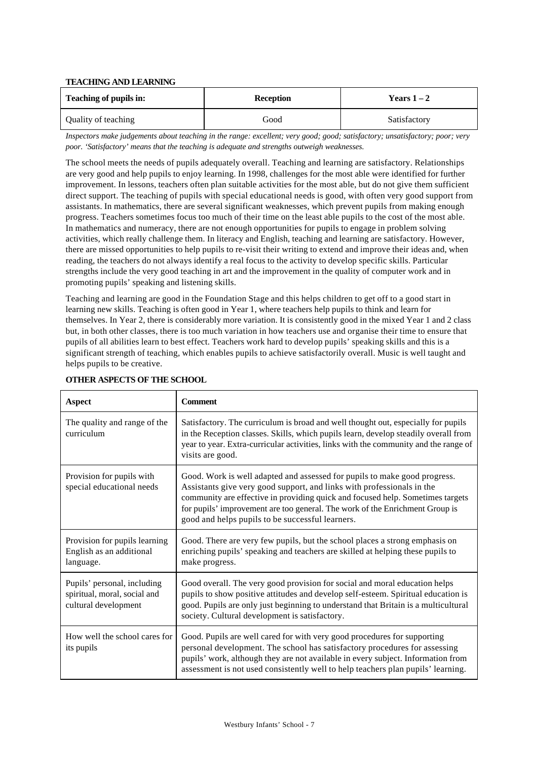**TEACHING AND LEARNING**

| Teaching of pupils in: | Reception | Years 1 – 2 |
| --- | --- | --- |
| Quality of teaching | Good | Satisfactory |

*Inspectors make judgements about teaching in the range: excellent; very good; good; satisfactory; unsatisfactory; poor; very poor. 'Satisfactory' means that the teaching is adequate and strengths outweigh weaknesses.*

The school meets the needs of pupils adequately overall. Teaching and learning are satisfactory. Relationships are very good and help pupils to enjoy learning. In 1998, challenges for the most able were identified for further improvement. In lessons, teachers often plan suitable activities for the most able, but do not give them sufficient direct support. The teaching of pupils with special educational needs is good, with often very good support from assistants. In mathematics, there are several significant weaknesses, which prevent pupils from making enough progress. Teachers sometimes focus too much of their time on the least able pupils to the cost of the most able. In mathematics and numeracy, there are not enough opportunities for pupils to engage in problem solving activities, which really challenge them. In literacy and English, teaching and learning are satisfactory. However, there are missed opportunities to help pupils to re-visit their writing to extend and improve their ideas and, when reading, the teachers do not always identify a real focus to the activity to develop specific skills. Particular strengths include the very good teaching in art and the improvement in the quality of computer work and in promoting pupils' speaking and listening skills.

Teaching and learning are good in the Foundation Stage and this helps children to get off to a good start in learning new skills. Teaching is often good in Year 1, where teachers help pupils to think and learn for themselves. In Year 2, there is considerably more variation. It is consistently good in the mixed Year 1 and 2 class but, in both other classes, there is too much variation in how teachers use and organise their time to ensure that pupils of all abilities learn to best effect. Teachers work hard to develop pupils' speaking skills and this is a significant strength of teaching, which enables pupils to achieve satisfactorily overall. Music is well taught and helps pupils to be creative.

**OTHER ASPECTS OF THE SCHOOL**

| Aspect | Comment |
| --- | --- |
| The quality and range of the curriculum | Satisfactory. The curriculum is broad and well thought out, especially for pupils in the Reception classes. Skills, which pupils learn, develop steadily overall from year to year. Extra-curricular activities, links with the community and the range of visits are good. |
| Provision for pupils with special educational needs | Good. Work is well adapted and assessed for pupils to make good progress. Assistants give very good support, and links with professionals in the community are effective in providing quick and focused help. Sometimes targets for pupils' improvement are too general. The work of the Enrichment Group is good and helps pupils to be successful learners. |
| Provision for pupils learning English as an additional language. | Good. There are very few pupils, but the school places a strong emphasis on enriching pupils' speaking and teachers are skilled at helping these pupils to make progress. |
| Pupils' personal, including spiritual, moral, social and cultural development | Good overall. The very good provision for social and moral education helps pupils to show positive attitudes and develop self-esteem. Spiritual education is good. Pupils are only just beginning to understand that Britain is a multicultural society. Cultural development is satisfactory. |
| How well the school cares for its pupils | Good. Pupils are well cared for with very good procedures for supporting personal development. The school has satisfactory procedures for assessing pupils' work, although they are not available in every subject. Information from assessment is not used consistently well to help teachers plan pupils' learning. |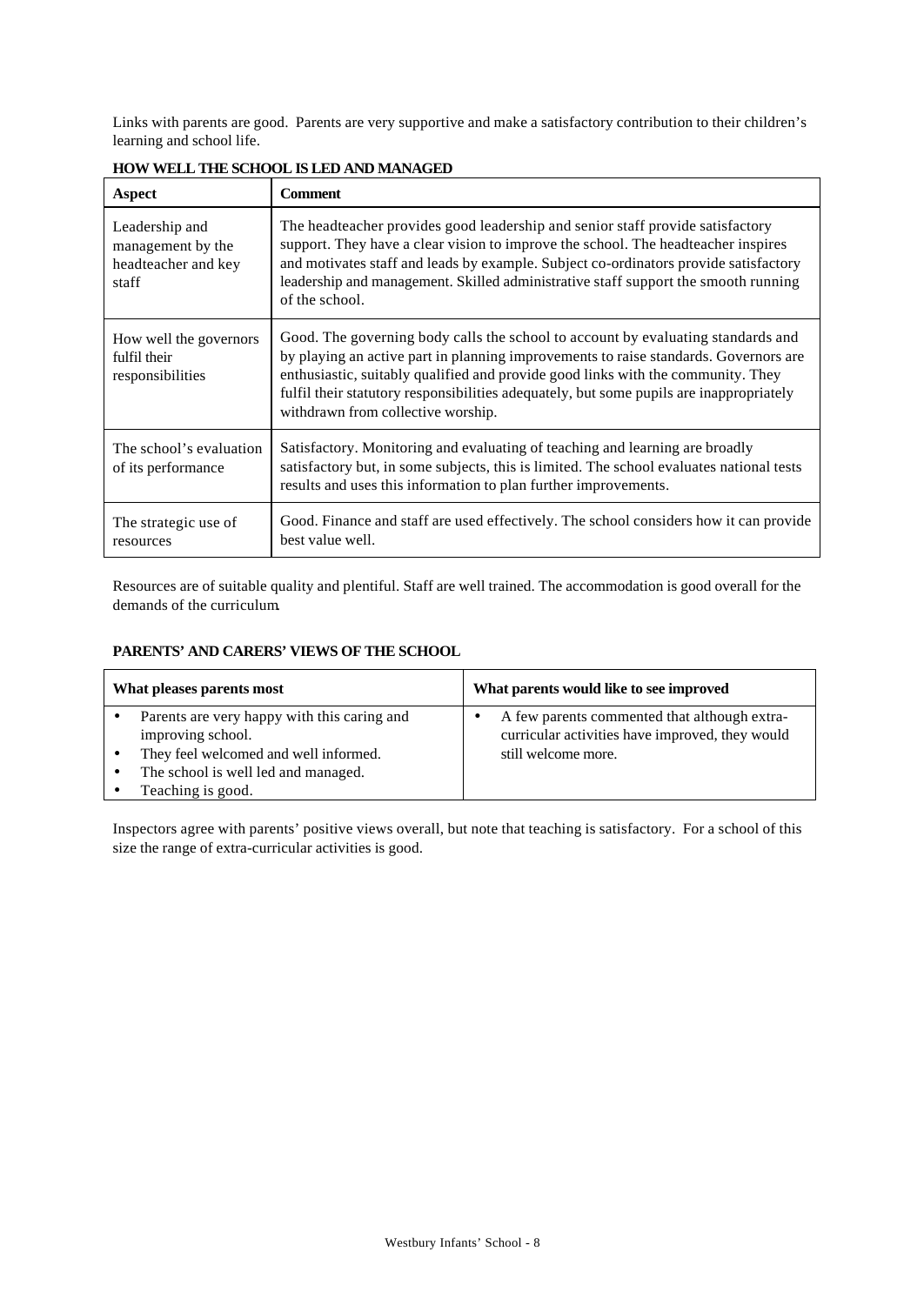Links with parents are good. Parents are very supportive and make a satisfactory contribution to their children's learning and school life.

**HOW WELL THE SCHOOL IS LED AND MANAGED**

| Aspect | Comment |
| --- | --- |
| Leadership and management by the headteacher and key staff | The headteacher provides good leadership and senior staff provide satisfactory support. They have a clear vision to improve the school. The headteacher inspires and motivates staff and leads by example. Subject co-ordinators provide satisfactory leadership and management. Skilled administrative staff support the smooth running of the school. |
| How well the governors fulfil their responsibilities | Good. The governing body calls the school to account by evaluating standards and by playing an active part in planning improvements to raise standards. Governors are enthusiastic, suitably qualified and provide good links with the community. They fulfil their statutory responsibilities adequately, but some pupils are inappropriately withdrawn from collective worship. |
| The school's evaluation of its performance | Satisfactory. Monitoring and evaluating of teaching and learning are broadly satisfactory but, in some subjects, this is limited. The school evaluates national tests results and uses this information to plan further improvements. |
| The strategic use of resources | Good. Finance and staff are used effectively. The school considers how it can provide best value well. |

Resources are of suitable quality and plentiful. Staff are well trained. The accommodation is good overall for the demands of the curriculum.

**PARENTS' AND CARERS' VIEWS OF THE SCHOOL**

| What pleases parents most | What parents would like to see improved |
| --- | --- |
| • Parents are very happy with this caring and improving school.<br>• They feel welcomed and well informed.<br>• The school is well led and managed.<br>• Teaching is good. | • A few parents commented that although extra-curricular activities have improved, they would still welcome more. |

Inspectors agree with parents' positive views overall, but note that teaching is satisfactory. For a school of this size the range of extra-curricular activities is good.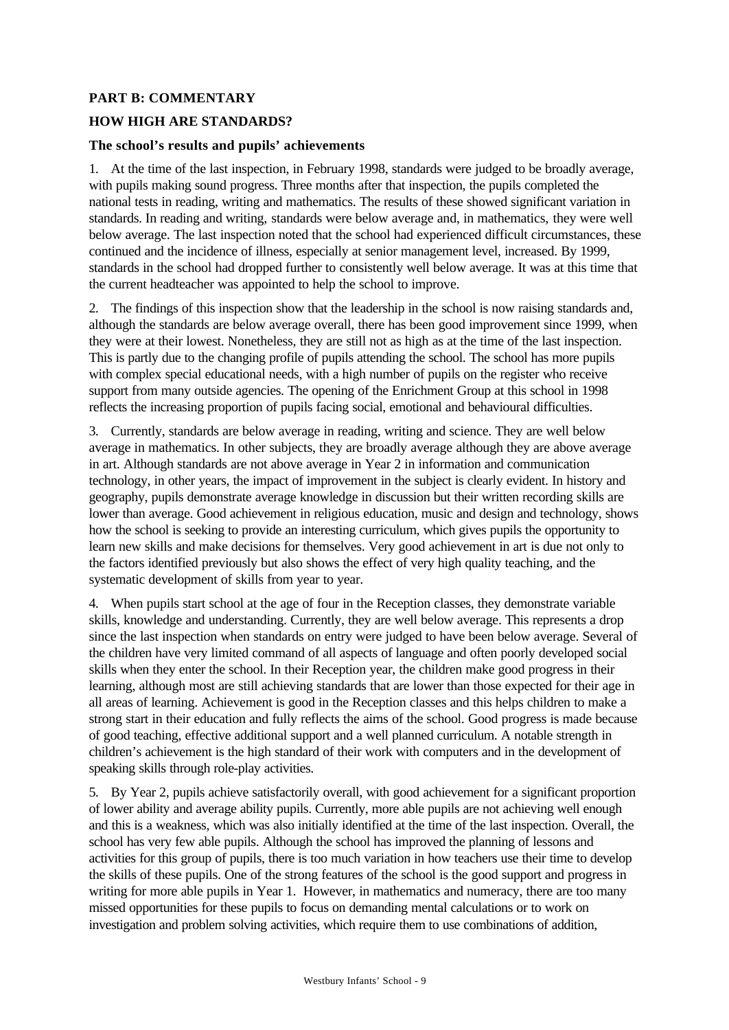## PART B: COMMENTARY

## HOW HIGH ARE STANDARDS?

### The school's results and pupils' achievements

1. At the time of the last inspection, in February 1998, standards were judged to be broadly average, with pupils making sound progress. Three months after that inspection, the pupils completed the national tests in reading, writing and mathematics. The results of these showed significant variation in standards. In reading and writing, standards were below average and, in mathematics, they were well below average. The last inspection noted that the school had experienced difficult circumstances, these continued and the incidence of illness, especially at senior management level, increased. By 1999, standards in the school had dropped further to consistently well below average. It was at this time that the current headteacher was appointed to help the school to improve.

2. The findings of this inspection show that the leadership in the school is now raising standards and, although the standards are below average overall, there has been good improvement since 1999, when they were at their lowest. Nonetheless, they are still not as high as at the time of the last inspection. This is partly due to the changing profile of pupils attending the school. The school has more pupils with complex special educational needs, with a high number of pupils on the register who receive support from many outside agencies. The opening of the Enrichment Group at this school in 1998 reflects the increasing proportion of pupils facing social, emotional and behavioural difficulties.

3. Currently, standards are below average in reading, writing and science. They are well below average in mathematics. In other subjects, they are broadly average although they are above average in art. Although standards are not above average in Year 2 in information and communication technology, in other years, the impact of improvement in the subject is clearly evident. In history and geography, pupils demonstrate average knowledge in discussion but their written recording skills are lower than average. Good achievement in religious education, music and design and technology, shows how the school is seeking to provide an interesting curriculum, which gives pupils the opportunity to learn new skills and make decisions for themselves. Very good achievement in art is due not only to the factors identified previously but also shows the effect of very high quality teaching, and the systematic development of skills from year to year.

4. When pupils start school at the age of four in the Reception classes, they demonstrate variable skills, knowledge and understanding. Currently, they are well below average. This represents a drop since the last inspection when standards on entry were judged to have been below average. Several of the children have very limited command of all aspects of language and often poorly developed social skills when they enter the school. In their Reception year, the children make good progress in their learning, although most are still achieving standards that are lower than those expected for their age in all areas of learning. Achievement is good in the Reception classes and this helps children to make a strong start in their education and fully reflects the aims of the school. Good progress is made because of good teaching, effective additional support and a well planned curriculum. A notable strength in children's achievement is the high standard of their work with computers and in the development of speaking skills through role-play activities.

5. By Year 2, pupils achieve satisfactorily overall, with good achievement for a significant proportion of lower ability and average ability pupils. Currently, more able pupils are not achieving well enough and this is a weakness, which was also initially identified at the time of the last inspection. Overall, the school has very few able pupils. Although the school has improved the planning of lessons and activities for this group of pupils, there is too much variation in how teachers use their time to develop the skills of these pupils. One of the strong features of the school is the good support and progress in writing for more able pupils in Year 1. However, in mathematics and numeracy, there are too many missed opportunities for these pupils to focus on demanding mental calculations or to work on investigation and problem solving activities, which require them to use combinations of addition,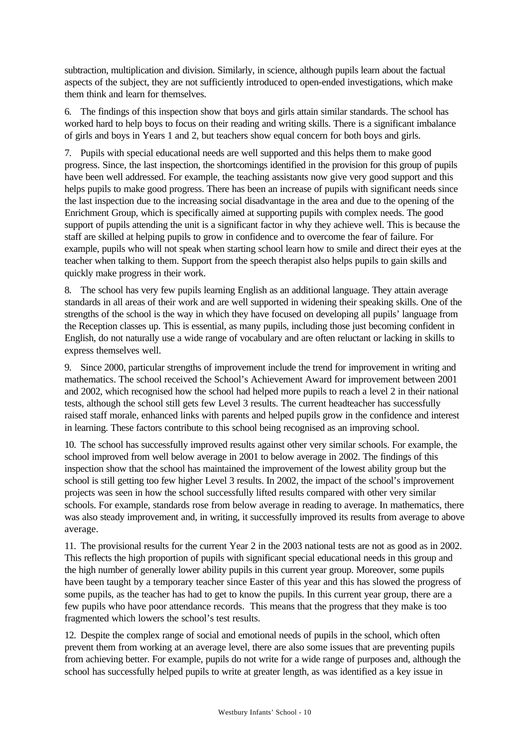subtraction, multiplication and division. Similarly, in science, although pupils learn about the factual aspects of the subject, they are not sufficiently introduced to open-ended investigations, which make them think and learn for themselves.

6. The findings of this inspection show that boys and girls attain similar standards. The school has worked hard to help boys to focus on their reading and writing skills. There is a significant imbalance of girls and boys in Years 1 and 2, but teachers show equal concern for both boys and girls.

7. Pupils with special educational needs are well supported and this helps them to make good progress. Since, the last inspection, the shortcomings identified in the provision for this group of pupils have been well addressed. For example, the teaching assistants now give very good support and this helps pupils to make good progress. There has been an increase of pupils with significant needs since the last inspection due to the increasing social disadvantage in the area and due to the opening of the Enrichment Group, which is specifically aimed at supporting pupils with complex needs. The good support of pupils attending the unit is a significant factor in why they achieve well. This is because the staff are skilled at helping pupils to grow in confidence and to overcome the fear of failure. For example, pupils who will not speak when starting school learn how to smile and direct their eyes at the teacher when talking to them. Support from the speech therapist also helps pupils to gain skills and quickly make progress in their work.

8. The school has very few pupils learning English as an additional language. They attain average standards in all areas of their work and are well supported in widening their speaking skills. One of the strengths of the school is the way in which they have focused on developing all pupils' language from the Reception classes up. This is essential, as many pupils, including those just becoming confident in English, do not naturally use a wide range of vocabulary and are often reluctant or lacking in skills to express themselves well.

9. Since 2000, particular strengths of improvement include the trend for improvement in writing and mathematics. The school received the School's Achievement Award for improvement between 2001 and 2002, which recognised how the school had helped more pupils to reach a level 2 in their national tests, although the school still gets few Level 3 results. The current headteacher has successfully raised staff morale, enhanced links with parents and helped pupils grow in the confidence and interest in learning. These factors contribute to this school being recognised as an improving school.

10. The school has successfully improved results against other very similar schools. For example, the school improved from well below average in 2001 to below average in 2002. The findings of this inspection show that the school has maintained the improvement of the lowest ability group but the school is still getting too few higher Level 3 results. In 2002, the impact of the school's improvement projects was seen in how the school successfully lifted results compared with other very similar schools. For example, standards rose from below average in reading to average. In mathematics, there was also steady improvement and, in writing, it successfully improved its results from average to above average.

11. The provisional results for the current Year 2 in the 2003 national tests are not as good as in 2002. This reflects the high proportion of pupils with significant special educational needs in this group and the high number of generally lower ability pupils in this current year group. Moreover, some pupils have been taught by a temporary teacher since Easter of this year and this has slowed the progress of some pupils, as the teacher has had to get to know the pupils. In this current year group, there are a few pupils who have poor attendance records. This means that the progress that they make is too fragmented which lowers the school's test results.

12. Despite the complex range of social and emotional needs of pupils in the school, which often prevent them from working at an average level, there are also some issues that are preventing pupils from achieving better. For example, pupils do not write for a wide range of purposes and, although the school has successfully helped pupils to write at greater length, as was identified as a key issue in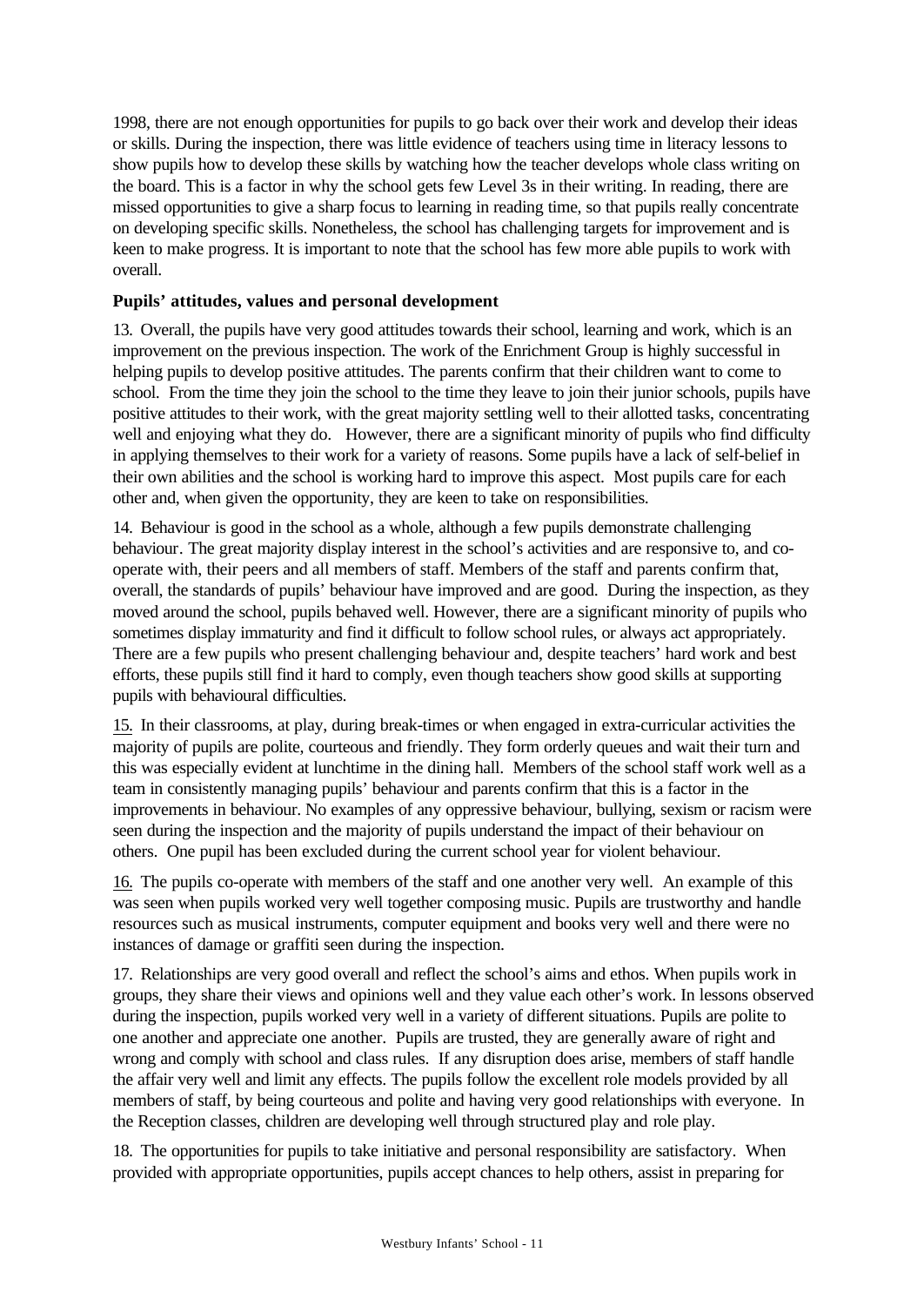1998, there are not enough opportunities for pupils to go back over their work and develop their ideas or skills. During the inspection, there was little evidence of teachers using time in literacy lessons to show pupils how to develop these skills by watching how the teacher develops whole class writing on the board. This is a factor in why the school gets few Level 3s in their writing. In reading, there are missed opportunities to give a sharp focus to learning in reading time, so that pupils really concentrate on developing specific skills. Nonetheless, the school has challenging targets for improvement and is keen to make progress. It is important to note that the school has few more able pupils to work with overall.

**Pupils' attitudes, values and personal development**

13. Overall, the pupils have very good attitudes towards their school, learning and work, which is an improvement on the previous inspection. The work of the Enrichment Group is highly successful in helping pupils to develop positive attitudes. The parents confirm that their children want to come to school. From the time they join the school to the time they leave to join their junior schools, pupils have positive attitudes to their work, with the great majority settling well to their allotted tasks, concentrating well and enjoying what they do. However, there are a significant minority of pupils who find difficulty in applying themselves to their work for a variety of reasons. Some pupils have a lack of self-belief in their own abilities and the school is working hard to improve this aspect. Most pupils care for each other and, when given the opportunity, they are keen to take on responsibilities.

14. Behaviour is good in the school as a whole, although a few pupils demonstrate challenging behaviour. The great majority display interest in the school's activities and are responsive to, and co-operate with, their peers and all members of staff. Members of the staff and parents confirm that, overall, the standards of pupils' behaviour have improved and are good. During the inspection, as they moved around the school, pupils behaved well. However, there are a significant minority of pupils who sometimes display immaturity and find it difficult to follow school rules, or always act appropriately. There are a few pupils who present challenging behaviour and, despite teachers' hard work and best efforts, these pupils still find it hard to comply, even though teachers show good skills at supporting pupils with behavioural difficulties.

15. In their classrooms, at play, during break-times or when engaged in extra-curricular activities the majority of pupils are polite, courteous and friendly. They form orderly queues and wait their turn and this was especially evident at lunchtime in the dining hall. Members of the school staff work well as a team in consistently managing pupils' behaviour and parents confirm that this is a factor in the improvements in behaviour. No examples of any oppressive behaviour, bullying, sexism or racism were seen during the inspection and the majority of pupils understand the impact of their behaviour on others. One pupil has been excluded during the current school year for violent behaviour.

16. The pupils co-operate with members of the staff and one another very well. An example of this was seen when pupils worked very well together composing music. Pupils are trustworthy and handle resources such as musical instruments, computer equipment and books very well and there were no instances of damage or graffiti seen during the inspection.

17. Relationships are very good overall and reflect the school's aims and ethos. When pupils work in groups, they share their views and opinions well and they value each other's work. In lessons observed during the inspection, pupils worked very well in a variety of different situations. Pupils are polite to one another and appreciate one another. Pupils are trusted, they are generally aware of right and wrong and comply with school and class rules. If any disruption does arise, members of staff handle the affair very well and limit any effects. The pupils follow the excellent role models provided by all members of staff, by being courteous and polite and having very good relationships with everyone. In the Reception classes, children are developing well through structured play and role play.

18. The opportunities for pupils to take initiative and personal responsibility are satisfactory. When provided with appropriate opportunities, pupils accept chances to help others, assist in preparing for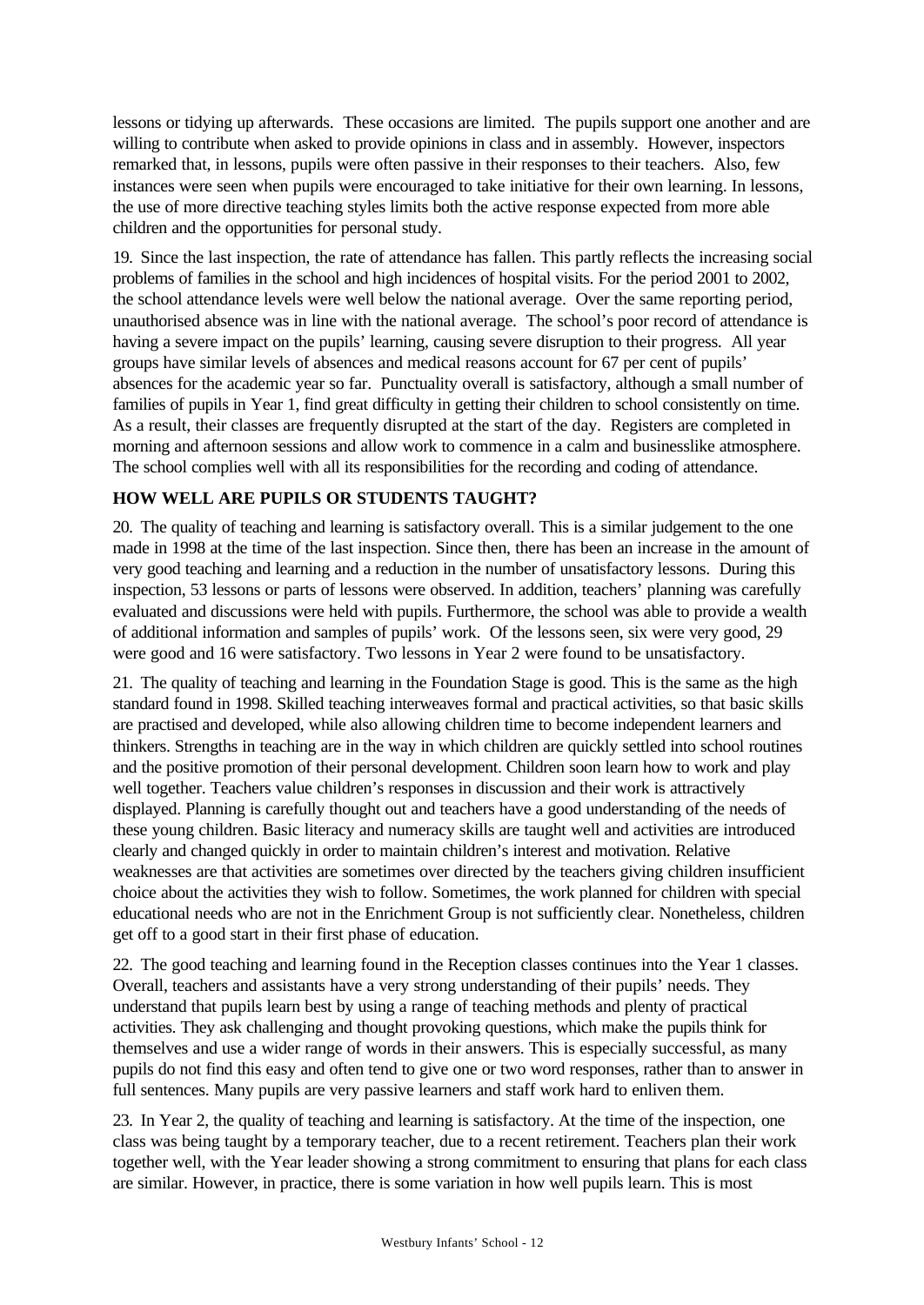lessons or tidying up afterwards. These occasions are limited. The pupils support one another and are willing to contribute when asked to provide opinions in class and in assembly. However, inspectors remarked that, in lessons, pupils were often passive in their responses to their teachers. Also, few instances were seen when pupils were encouraged to take initiative for their own learning. In lessons, the use of more directive teaching styles limits both the active response expected from more able children and the opportunities for personal study.

19. Since the last inspection, the rate of attendance has fallen. This partly reflects the increasing social problems of families in the school and high incidences of hospital visits. For the period 2001 to 2002, the school attendance levels were well below the national average. Over the same reporting period, unauthorised absence was in line with the national average. The school's poor record of attendance is having a severe impact on the pupils' learning, causing severe disruption to their progress. All year groups have similar levels of absences and medical reasons account for 67 per cent of pupils' absences for the academic year so far. Punctuality overall is satisfactory, although a small number of families of pupils in Year 1, find great difficulty in getting their children to school consistently on time. As a result, their classes are frequently disrupted at the start of the day. Registers are completed in morning and afternoon sessions and allow work to commence in a calm and businesslike atmosphere. The school complies well with all its responsibilities for the recording and coding of attendance.

## HOW WELL ARE PUPILS OR STUDENTS TAUGHT?

20. The quality of teaching and learning is satisfactory overall. This is a similar judgement to the one made in 1998 at the time of the last inspection. Since then, there has been an increase in the amount of very good teaching and learning and a reduction in the number of unsatisfactory lessons. During this inspection, 53 lessons or parts of lessons were observed. In addition, teachers' planning was carefully evaluated and discussions were held with pupils. Furthermore, the school was able to provide a wealth of additional information and samples of pupils' work. Of the lessons seen, six were very good, 29 were good and 16 were satisfactory. Two lessons in Year 2 were found to be unsatisfactory.

21. The quality of teaching and learning in the Foundation Stage is good. This is the same as the high standard found in 1998. Skilled teaching interweaves formal and practical activities, so that basic skills are practised and developed, while also allowing children time to become independent learners and thinkers. Strengths in teaching are in the way in which children are quickly settled into school routines and the positive promotion of their personal development. Children soon learn how to work and play well together. Teachers value children's responses in discussion and their work is attractively displayed. Planning is carefully thought out and teachers have a good understanding of the needs of these young children. Basic literacy and numeracy skills are taught well and activities are introduced clearly and changed quickly in order to maintain children's interest and motivation. Relative weaknesses are that activities are sometimes over directed by the teachers giving children insufficient choice about the activities they wish to follow. Sometimes, the work planned for children with special educational needs who are not in the Enrichment Group is not sufficiently clear. Nonetheless, children get off to a good start in their first phase of education.

22. The good teaching and learning found in the Reception classes continues into the Year 1 classes. Overall, teachers and assistants have a very strong understanding of their pupils' needs. They understand that pupils learn best by using a range of teaching methods and plenty of practical activities. They ask challenging and thought provoking questions, which make the pupils think for themselves and use a wider range of words in their answers. This is especially successful, as many pupils do not find this easy and often tend to give one or two word responses, rather than to answer in full sentences. Many pupils are very passive learners and staff work hard to enliven them.

23. In Year 2, the quality of teaching and learning is satisfactory. At the time of the inspection, one class was being taught by a temporary teacher, due to a recent retirement. Teachers plan their work together well, with the Year leader showing a strong commitment to ensuring that plans for each class are similar. However, in practice, there is some variation in how well pupils learn. This is most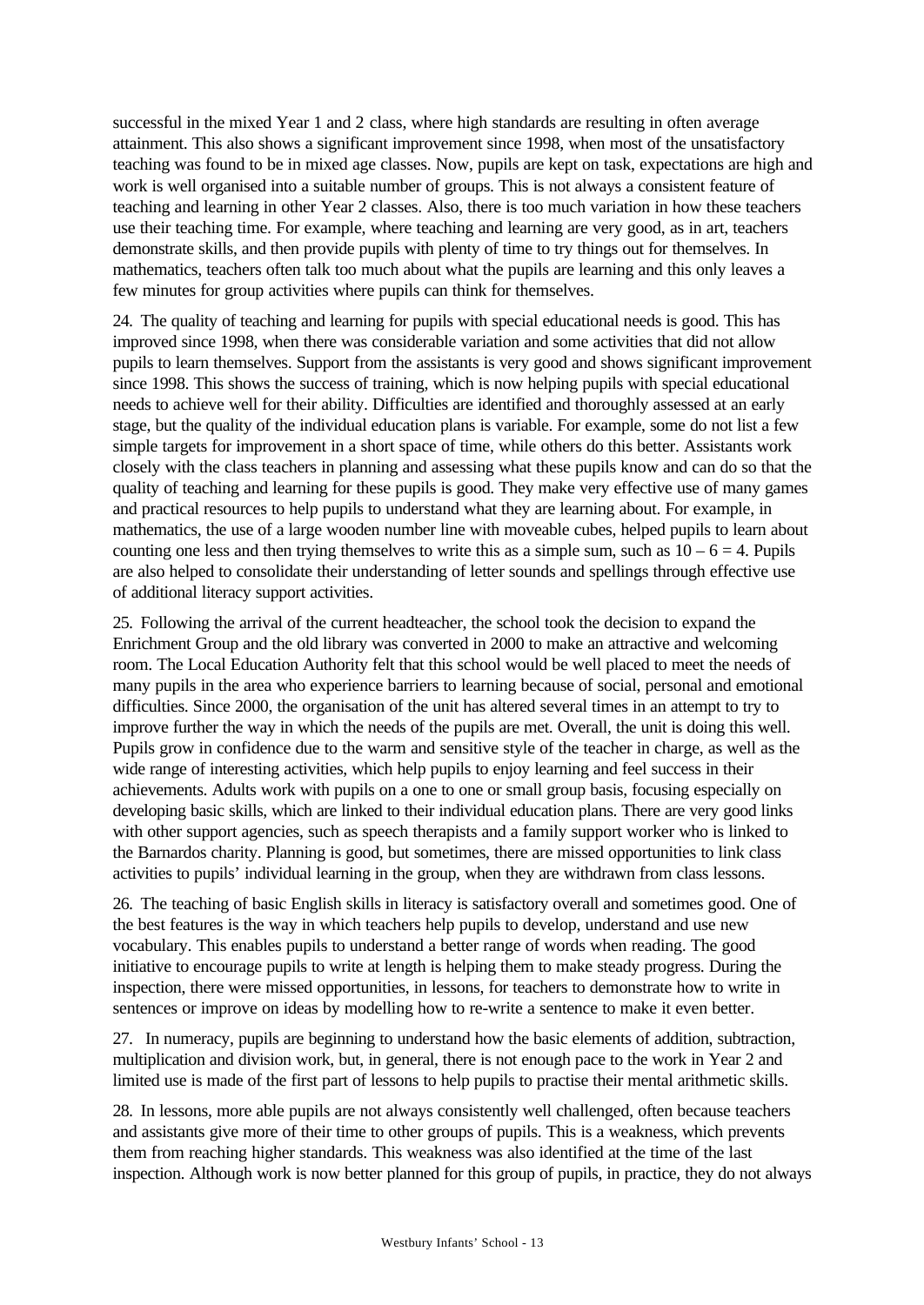successful in the mixed Year 1 and 2 class, where high standards are resulting in often average attainment. This also shows a significant improvement since 1998, when most of the unsatisfactory teaching was found to be in mixed age classes. Now, pupils are kept on task, expectations are high and work is well organised into a suitable number of groups. This is not always a consistent feature of teaching and learning in other Year 2 classes. Also, there is too much variation in how these teachers use their teaching time. For example, where teaching and learning are very good, as in art, teachers demonstrate skills, and then provide pupils with plenty of time to try things out for themselves. In mathematics, teachers often talk too much about what the pupils are learning and this only leaves a few minutes for group activities where pupils can think for themselves.

24. The quality of teaching and learning for pupils with special educational needs is good. This has improved since 1998, when there was considerable variation and some activities that did not allow pupils to learn themselves. Support from the assistants is very good and shows significant improvement since 1998. This shows the success of training, which is now helping pupils with special educational needs to achieve well for their ability. Difficulties are identified and thoroughly assessed at an early stage, but the quality of the individual education plans is variable. For example, some do not list a few simple targets for improvement in a short space of time, while others do this better. Assistants work closely with the class teachers in planning and assessing what these pupils know and can do so that the quality of teaching and learning for these pupils is good. They make very effective use of many games and practical resources to help pupils to understand what they are learning about. For example, in mathematics, the use of a large wooden number line with moveable cubes, helped pupils to learn about counting one less and then trying themselves to write this as a simple sum, such as $10 – 6 = 4$. Pupils are also helped to consolidate their understanding of letter sounds and spellings through effective use of additional literacy support activities.

25. Following the arrival of the current headteacher, the school took the decision to expand the Enrichment Group and the old library was converted in 2000 to make an attractive and welcoming room. The Local Education Authority felt that this school would be well placed to meet the needs of many pupils in the area who experience barriers to learning because of social, personal and emotional difficulties. Since 2000, the organisation of the unit has altered several times in an attempt to try to improve further the way in which the needs of the pupils are met. Overall, the unit is doing this well. Pupils grow in confidence due to the warm and sensitive style of the teacher in charge, as well as the wide range of interesting activities, which help pupils to enjoy learning and feel success in their achievements. Adults work with pupils on a one to one or small group basis, focusing especially on developing basic skills, which are linked to their individual education plans. There are very good links with other support agencies, such as speech therapists and a family support worker who is linked to the Barnardos charity. Planning is good, but sometimes, there are missed opportunities to link class activities to pupils' individual learning in the group, when they are withdrawn from class lessons.

26. The teaching of basic English skills in literacy is satisfactory overall and sometimes good. One of the best features is the way in which teachers help pupils to develop, understand and use new vocabulary. This enables pupils to understand a better range of words when reading. The good initiative to encourage pupils to write at length is helping them to make steady progress. During the inspection, there were missed opportunities, in lessons, for teachers to demonstrate how to write in sentences or improve on ideas by modelling how to re-write a sentence to make it even better.

27. In numeracy, pupils are beginning to understand how the basic elements of addition, subtraction, multiplication and division work, but, in general, there is not enough pace to the work in Year 2 and limited use is made of the first part of lessons to help pupils to practise their mental arithmetic skills.

28. In lessons, more able pupils are not always consistently well challenged, often because teachers and assistants give more of their time to other groups of pupils. This is a weakness, which prevents them from reaching higher standards. This weakness was also identified at the time of the last inspection. Although work is now better planned for this group of pupils, in practice, they do not always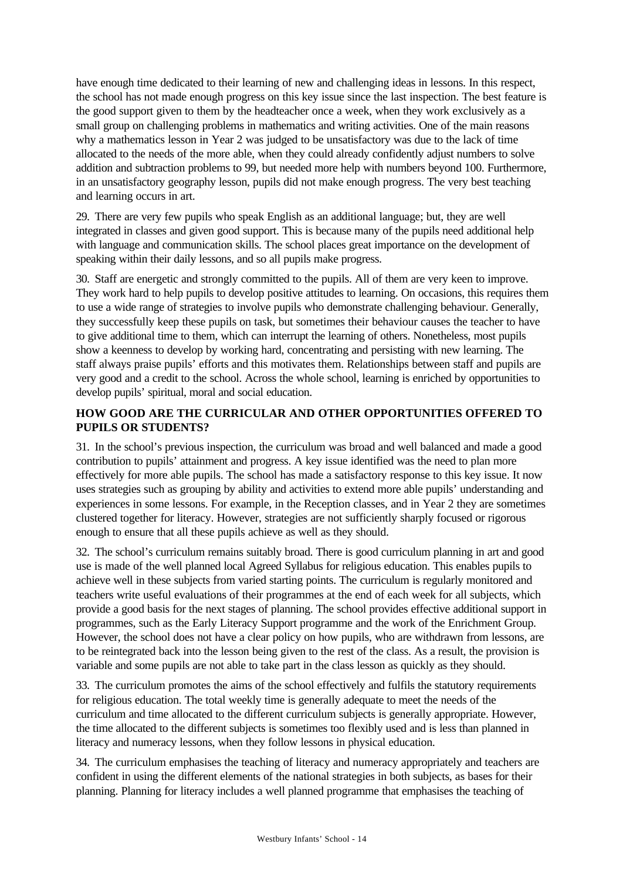have enough time dedicated to their learning of new and challenging ideas in lessons. In this respect, the school has not made enough progress on this key issue since the last inspection. The best feature is the good support given to them by the headteacher once a week, when they work exclusively as a small group on challenging problems in mathematics and writing activities. One of the main reasons why a mathematics lesson in Year 2 was judged to be unsatisfactory was due to the lack of time allocated to the needs of the more able, when they could already confidently adjust numbers to solve addition and subtraction problems to 99, but needed more help with numbers beyond 100. Furthermore, in an unsatisfactory geography lesson, pupils did not make enough progress. The very best teaching and learning occurs in art.

29. There are very few pupils who speak English as an additional language; but, they are well integrated in classes and given good support. This is because many of the pupils need additional help with language and communication skills. The school places great importance on the development of speaking within their daily lessons, and so all pupils make progress.

30. Staff are energetic and strongly committed to the pupils. All of them are very keen to improve. They work hard to help pupils to develop positive attitudes to learning. On occasions, this requires them to use a wide range of strategies to involve pupils who demonstrate challenging behaviour. Generally, they successfully keep these pupils on task, but sometimes their behaviour causes the teacher to have to give additional time to them, which can interrupt the learning of others. Nonetheless, most pupils show a keenness to develop by working hard, concentrating and persisting with new learning. The staff always praise pupils' efforts and this motivates them. Relationships between staff and pupils are very good and a credit to the school. Across the whole school, learning is enriched by opportunities to develop pupils' spiritual, moral and social education.

## HOW GOOD ARE THE CURRICULAR AND OTHER OPPORTUNITIES OFFERED TO PUPILS OR STUDENTS?

31. In the school's previous inspection, the curriculum was broad and well balanced and made a good contribution to pupils' attainment and progress. A key issue identified was the need to plan more effectively for more able pupils. The school has made a satisfactory response to this key issue. It now uses strategies such as grouping by ability and activities to extend more able pupils' understanding and experiences in some lessons. For example, in the Reception classes, and in Year 2 they are sometimes clustered together for literacy. However, strategies are not sufficiently sharply focused or rigorous enough to ensure that all these pupils achieve as well as they should.

32. The school's curriculum remains suitably broad. There is good curriculum planning in art and good use is made of the well planned local Agreed Syllabus for religious education. This enables pupils to achieve well in these subjects from varied starting points. The curriculum is regularly monitored and teachers write useful evaluations of their programmes at the end of each week for all subjects, which provide a good basis for the next stages of planning. The school provides effective additional support in programmes, such as the Early Literacy Support programme and the work of the Enrichment Group. However, the school does not have a clear policy on how pupils, who are withdrawn from lessons, are to be reintegrated back into the lesson being given to the rest of the class. As a result, the provision is variable and some pupils are not able to take part in the class lesson as quickly as they should.

33. The curriculum promotes the aims of the school effectively and fulfils the statutory requirements for religious education. The total weekly time is generally adequate to meet the needs of the curriculum and time allocated to the different curriculum subjects is generally appropriate. However, the time allocated to the different subjects is sometimes too flexibly used and is less than planned in literacy and numeracy lessons, when they follow lessons in physical education.

34. The curriculum emphasises the teaching of literacy and numeracy appropriately and teachers are confident in using the different elements of the national strategies in both subjects, as bases for their planning. Planning for literacy includes a well planned programme that emphasises the teaching of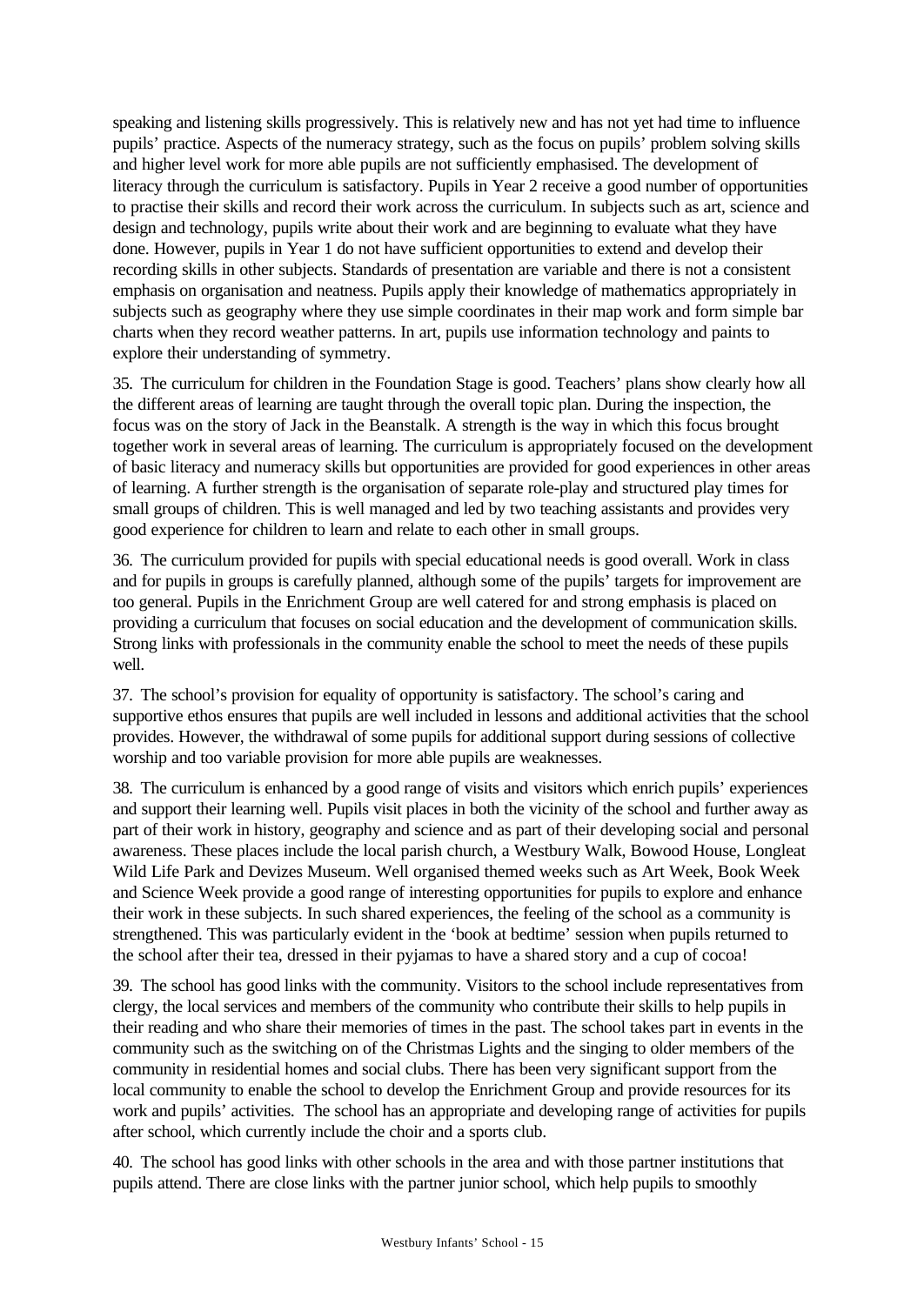speaking and listening skills progressively. This is relatively new and has not yet had time to influence pupils' practice. Aspects of the numeracy strategy, such as the focus on pupils' problem solving skills and higher level work for more able pupils are not sufficiently emphasised. The development of literacy through the curriculum is satisfactory. Pupils in Year 2 receive a good number of opportunities to practise their skills and record their work across the curriculum. In subjects such as art, science and design and technology, pupils write about their work and are beginning to evaluate what they have done. However, pupils in Year 1 do not have sufficient opportunities to extend and develop their recording skills in other subjects. Standards of presentation are variable and there is not a consistent emphasis on organisation and neatness. Pupils apply their knowledge of mathematics appropriately in subjects such as geography where they use simple coordinates in their map work and form simple bar charts when they record weather patterns. In art, pupils use information technology and paints to explore their understanding of symmetry.

35. The curriculum for children in the Foundation Stage is good. Teachers' plans show clearly how all the different areas of learning are taught through the overall topic plan. During the inspection, the focus was on the story of Jack in the Beanstalk. A strength is the way in which this focus brought together work in several areas of learning. The curriculum is appropriately focused on the development of basic literacy and numeracy skills but opportunities are provided for good experiences in other areas of learning. A further strength is the organisation of separate role-play and structured play times for small groups of children. This is well managed and led by two teaching assistants and provides very good experience for children to learn and relate to each other in small groups.

36. The curriculum provided for pupils with special educational needs is good overall. Work in class and for pupils in groups is carefully planned, although some of the pupils' targets for improvement are too general. Pupils in the Enrichment Group are well catered for and strong emphasis is placed on providing a curriculum that focuses on social education and the development of communication skills. Strong links with professionals in the community enable the school to meet the needs of these pupils well.

37. The school's provision for equality of opportunity is satisfactory. The school's caring and supportive ethos ensures that pupils are well included in lessons and additional activities that the school provides. However, the withdrawal of some pupils for additional support during sessions of collective worship and too variable provision for more able pupils are weaknesses.

38. The curriculum is enhanced by a good range of visits and visitors which enrich pupils' experiences and support their learning well. Pupils visit places in both the vicinity of the school and further away as part of their work in history, geography and science and as part of their developing social and personal awareness. These places include the local parish church, a Westbury Walk, Bowood House, Longleat Wild Life Park and Devizes Museum. Well organised themed weeks such as Art Week, Book Week and Science Week provide a good range of interesting opportunities for pupils to explore and enhance their work in these subjects. In such shared experiences, the feeling of the school as a community is strengthened. This was particularly evident in the 'book at bedtime' session when pupils returned to the school after their tea, dressed in their pyjamas to have a shared story and a cup of cocoa!

39. The school has good links with the community. Visitors to the school include representatives from clergy, the local services and members of the community who contribute their skills to help pupils in their reading and who share their memories of times in the past. The school takes part in events in the community such as the switching on of the Christmas Lights and the singing to older members of the community in residential homes and social clubs. There has been very significant support from the local community to enable the school to develop the Enrichment Group and provide resources for its work and pupils' activities. The school has an appropriate and developing range of activities for pupils after school, which currently include the choir and a sports club.

40. The school has good links with other schools in the area and with those partner institutions that pupils attend. There are close links with the partner junior school, which help pupils to smoothly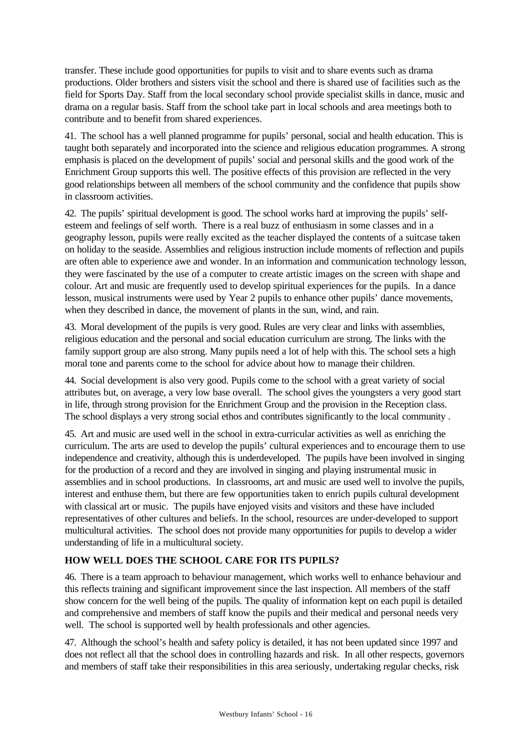transfer. These include good opportunities for pupils to visit and to share events such as drama productions. Older brothers and sisters visit the school and there is shared use of facilities such as the field for Sports Day. Staff from the local secondary school provide specialist skills in dance, music and drama on a regular basis. Staff from the school take part in local schools and area meetings both to contribute and to benefit from shared experiences.

41. The school has a well planned programme for pupils' personal, social and health education. This is taught both separately and incorporated into the science and religious education programmes. A strong emphasis is placed on the development of pupils' social and personal skills and the good work of the Enrichment Group supports this well. The positive effects of this provision are reflected in the very good relationships between all members of the school community and the confidence that pupils show in classroom activities.

42. The pupils' spiritual development is good. The school works hard at improving the pupils' self-esteem and feelings of self worth. There is a real buzz of enthusiasm in some classes and in a geography lesson, pupils were really excited as the teacher displayed the contents of a suitcase taken on holiday to the seaside. Assemblies and religious instruction include moments of reflection and pupils are often able to experience awe and wonder. In an information and communication technology lesson, they were fascinated by the use of a computer to create artistic images on the screen with shape and colour. Art and music are frequently used to develop spiritual experiences for the pupils. In a dance lesson, musical instruments were used by Year 2 pupils to enhance other pupils' dance movements, when they described in dance, the movement of plants in the sun, wind, and rain.

43. Moral development of the pupils is very good. Rules are very clear and links with assemblies, religious education and the personal and social education curriculum are strong. The links with the family support group are also strong. Many pupils need a lot of help with this. The school sets a high moral tone and parents come to the school for advice about how to manage their children.

44. Social development is also very good. Pupils come to the school with a great variety of social attributes but, on average, a very low base overall. The school gives the youngsters a very good start in life, through strong provision for the Enrichment Group and the provision in the Reception class. The school displays a very strong social ethos and contributes significantly to the local community .

45. Art and music are used well in the school in extra-curricular activities as well as enriching the curriculum. The arts are used to develop the pupils' cultural experiences and to encourage them to use independence and creativity, although this is underdeveloped. The pupils have been involved in singing for the production of a record and they are involved in singing and playing instrumental music in assemblies and in school productions. In classrooms, art and music are used well to involve the pupils, interest and enthuse them, but there are few opportunities taken to enrich pupils cultural development with classical art or music. The pupils have enjoyed visits and visitors and these have included representatives of other cultures and beliefs. In the school, resources are under-developed to support multicultural activities. The school does not provide many opportunities for pupils to develop a wider understanding of life in a multicultural society.

## HOW WELL DOES THE SCHOOL CARE FOR ITS PUPILS?

46. There is a team approach to behaviour management, which works well to enhance behaviour and this reflects training and significant improvement since the last inspection. All members of the staff show concern for the well being of the pupils. The quality of information kept on each pupil is detailed and comprehensive and members of staff know the pupils and their medical and personal needs very well. The school is supported well by health professionals and other agencies.

47. Although the school's health and safety policy is detailed, it has not been updated since 1997 and does not reflect all that the school does in controlling hazards and risk. In all other respects, governors and members of staff take their responsibilities in this area seriously, undertaking regular checks, risk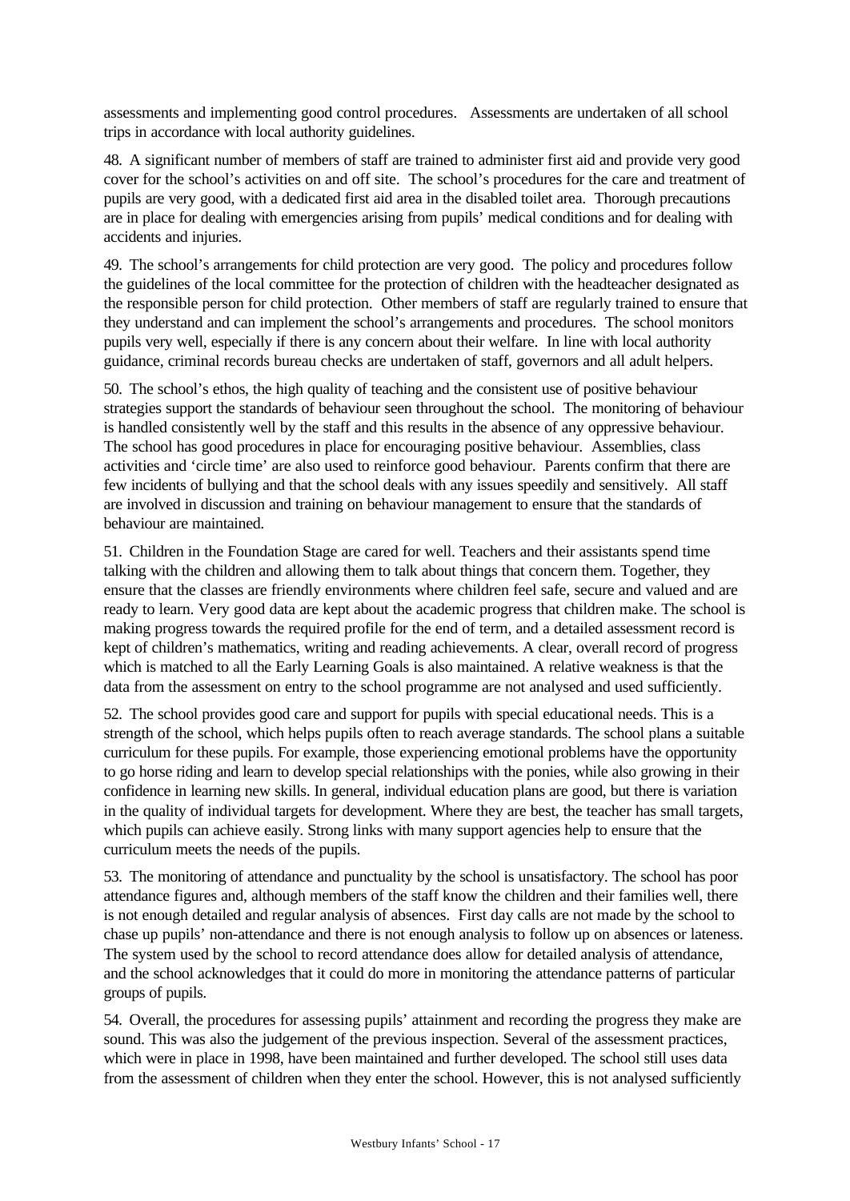assessments and implementing good control procedures. Assessments are undertaken of all school trips in accordance with local authority guidelines.

48. A significant number of members of staff are trained to administer first aid and provide very good cover for the school's activities on and off site. The school's procedures for the care and treatment of pupils are very good, with a dedicated first aid area in the disabled toilet area. Thorough precautions are in place for dealing with emergencies arising from pupils' medical conditions and for dealing with accidents and injuries.

49. The school's arrangements for child protection are very good. The policy and procedures follow the guidelines of the local committee for the protection of children with the headteacher designated as the responsible person for child protection. Other members of staff are regularly trained to ensure that they understand and can implement the school's arrangements and procedures. The school monitors pupils very well, especially if there is any concern about their welfare. In line with local authority guidance, criminal records bureau checks are undertaken of staff, governors and all adult helpers.

50. The school's ethos, the high quality of teaching and the consistent use of positive behaviour strategies support the standards of behaviour seen throughout the school. The monitoring of behaviour is handled consistently well by the staff and this results in the absence of any oppressive behaviour. The school has good procedures in place for encouraging positive behaviour. Assemblies, class activities and 'circle time' are also used to reinforce good behaviour. Parents confirm that there are few incidents of bullying and that the school deals with any issues speedily and sensitively. All staff are involved in discussion and training on behaviour management to ensure that the standards of behaviour are maintained.

51. Children in the Foundation Stage are cared for well. Teachers and their assistants spend time talking with the children and allowing them to talk about things that concern them. Together, they ensure that the classes are friendly environments where children feel safe, secure and valued and are ready to learn. Very good data are kept about the academic progress that children make. The school is making progress towards the required profile for the end of term, and a detailed assessment record is kept of children's mathematics, writing and reading achievements. A clear, overall record of progress which is matched to all the Early Learning Goals is also maintained. A relative weakness is that the data from the assessment on entry to the school programme are not analysed and used sufficiently.

52. The school provides good care and support for pupils with special educational needs. This is a strength of the school, which helps pupils often to reach average standards. The school plans a suitable curriculum for these pupils. For example, those experiencing emotional problems have the opportunity to go horse riding and learn to develop special relationships with the ponies, while also growing in their confidence in learning new skills. In general, individual education plans are good, but there is variation in the quality of individual targets for development. Where they are best, the teacher has small targets, which pupils can achieve easily. Strong links with many support agencies help to ensure that the curriculum meets the needs of the pupils.

53. The monitoring of attendance and punctuality by the school is unsatisfactory. The school has poor attendance figures and, although members of the staff know the children and their families well, there is not enough detailed and regular analysis of absences. First day calls are not made by the school to chase up pupils' non-attendance and there is not enough analysis to follow up on absences or lateness. The system used by the school to record attendance does allow for detailed analysis of attendance, and the school acknowledges that it could do more in monitoring the attendance patterns of particular groups of pupils.

54. Overall, the procedures for assessing pupils' attainment and recording the progress they make are sound. This was also the judgement of the previous inspection. Several of the assessment practices, which were in place in 1998, have been maintained and further developed. The school still uses data from the assessment of children when they enter the school. However, this is not analysed sufficiently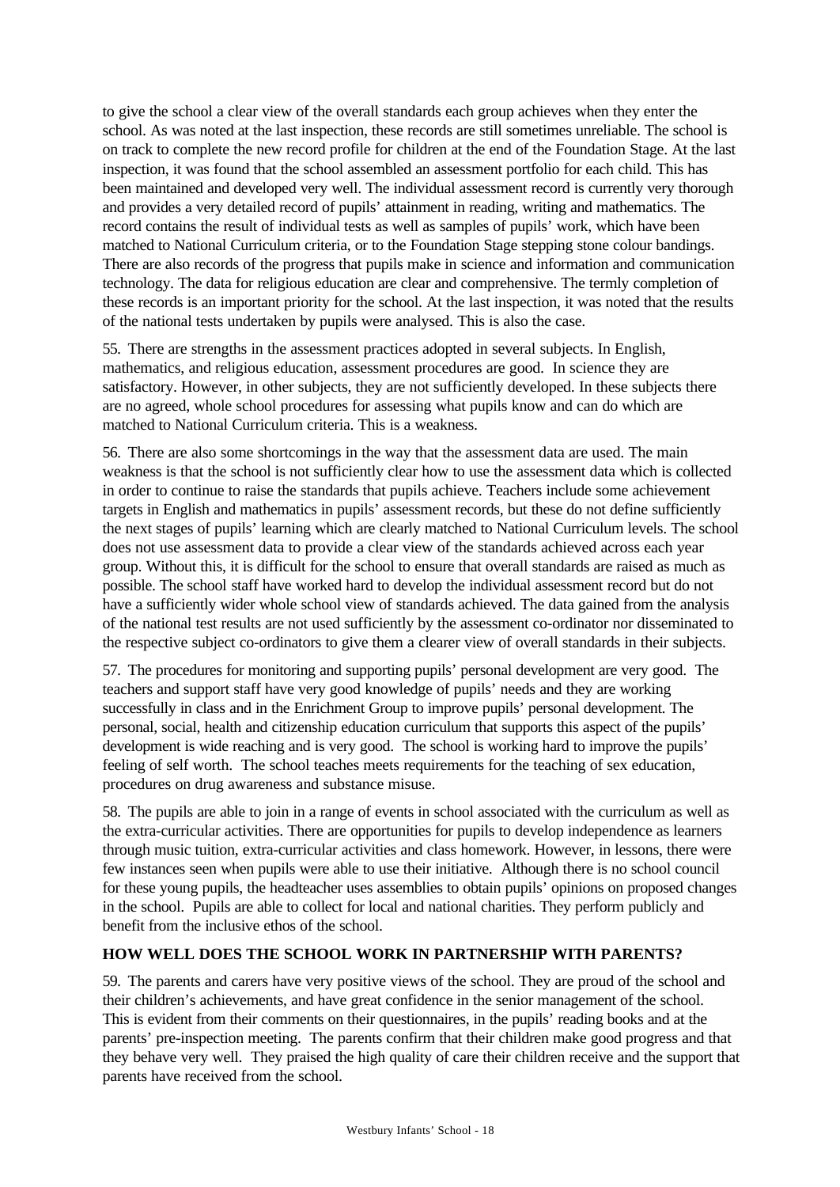to give the school a clear view of the overall standards each group achieves when they enter the school. As was noted at the last inspection, these records are still sometimes unreliable. The school is on track to complete the new record profile for children at the end of the Foundation Stage. At the last inspection, it was found that the school assembled an assessment portfolio for each child. This has been maintained and developed very well. The individual assessment record is currently very thorough and provides a very detailed record of pupils' attainment in reading, writing and mathematics. The record contains the result of individual tests as well as samples of pupils' work, which have been matched to National Curriculum criteria, or to the Foundation Stage stepping stone colour bandings. There are also records of the progress that pupils make in science and information and communication technology. The data for religious education are clear and comprehensive. The termly completion of these records is an important priority for the school. At the last inspection, it was noted that the results of the national tests undertaken by pupils were analysed. This is also the case.

55. There are strengths in the assessment practices adopted in several subjects. In English, mathematics, and religious education, assessment procedures are good. In science they are satisfactory. However, in other subjects, they are not sufficiently developed. In these subjects there are no agreed, whole school procedures for assessing what pupils know and can do which are matched to National Curriculum criteria. This is a weakness.

56. There are also some shortcomings in the way that the assessment data are used. The main weakness is that the school is not sufficiently clear how to use the assessment data which is collected in order to continue to raise the standards that pupils achieve. Teachers include some achievement targets in English and mathematics in pupils' assessment records, but these do not define sufficiently the next stages of pupils' learning which are clearly matched to National Curriculum levels. The school does not use assessment data to provide a clear view of the standards achieved across each year group. Without this, it is difficult for the school to ensure that overall standards are raised as much as possible. The school staff have worked hard to develop the individual assessment record but do not have a sufficiently wider whole school view of standards achieved. The data gained from the analysis of the national test results are not used sufficiently by the assessment co-ordinator nor disseminated to the respective subject co-ordinators to give them a clearer view of overall standards in their subjects.

57. The procedures for monitoring and supporting pupils' personal development are very good. The teachers and support staff have very good knowledge of pupils' needs and they are working successfully in class and in the Enrichment Group to improve pupils' personal development. The personal, social, health and citizenship education curriculum that supports this aspect of the pupils' development is wide reaching and is very good. The school is working hard to improve the pupils' feeling of self worth. The school teaches meets requirements for the teaching of sex education, procedures on drug awareness and substance misuse.

58. The pupils are able to join in a range of events in school associated with the curriculum as well as the extra-curricular activities. There are opportunities for pupils to develop independence as learners through music tuition, extra-curricular activities and class homework. However, in lessons, there were few instances seen when pupils were able to use their initiative. Although there is no school council for these young pupils, the headteacher uses assemblies to obtain pupils' opinions on proposed changes in the school. Pupils are able to collect for local and national charities. They perform publicly and benefit from the inclusive ethos of the school.

## HOW WELL DOES THE SCHOOL WORK IN PARTNERSHIP WITH PARENTS?

59. The parents and carers have very positive views of the school. They are proud of the school and their children's achievements, and have great confidence in the senior management of the school. This is evident from their comments on their questionnaires, in the pupils' reading books and at the parents' pre-inspection meeting. The parents confirm that their children make good progress and that they behave very well. They praised the high quality of care their children receive and the support that parents have received from the school.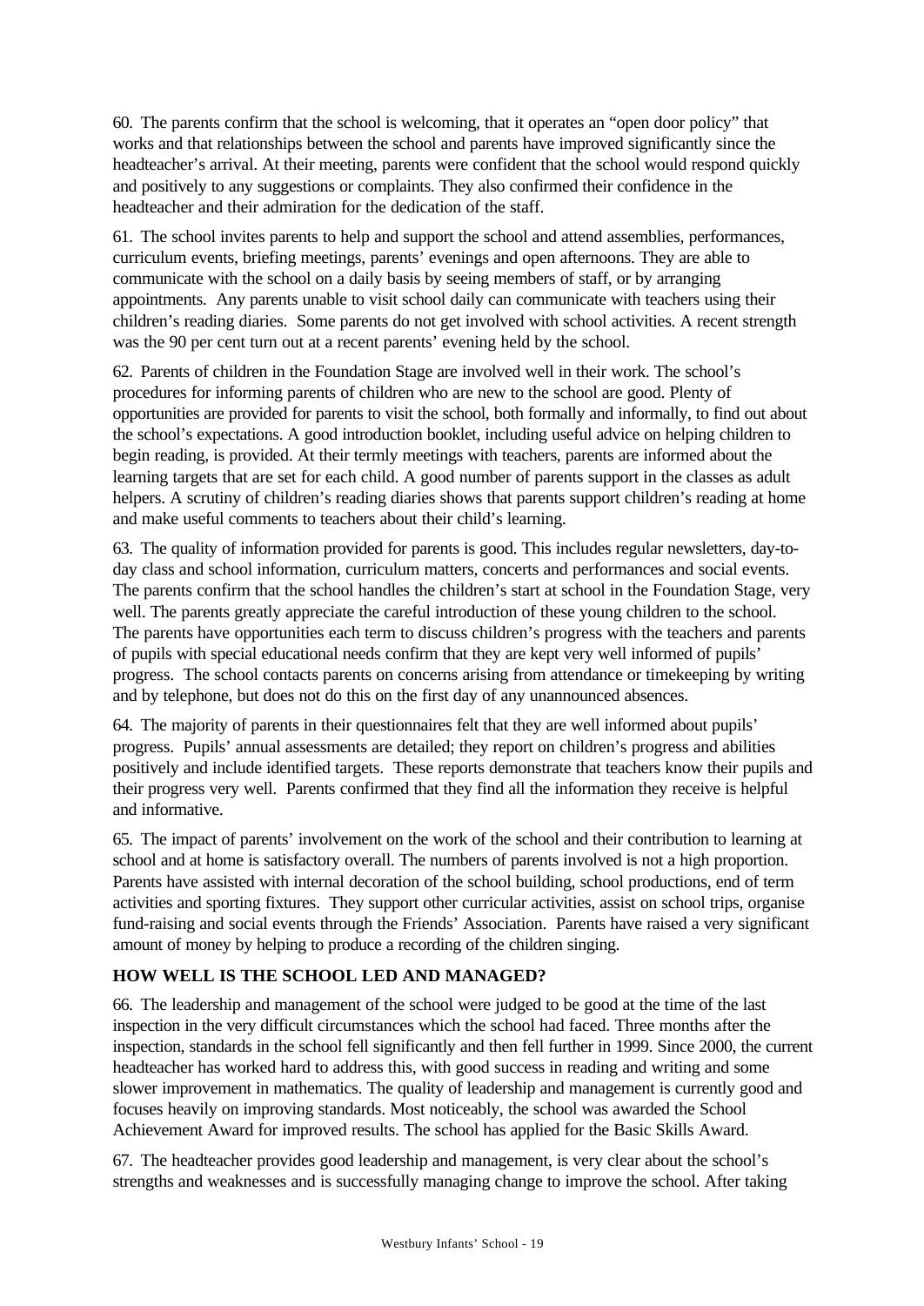60. The parents confirm that the school is welcoming, that it operates an "open door policy" that works and that relationships between the school and parents have improved significantly since the headteacher's arrival. At their meeting, parents were confident that the school would respond quickly and positively to any suggestions or complaints. They also confirmed their confidence in the headteacher and their admiration for the dedication of the staff.

61. The school invites parents to help and support the school and attend assemblies, performances, curriculum events, briefing meetings, parents' evenings and open afternoons. They are able to communicate with the school on a daily basis by seeing members of staff, or by arranging appointments. Any parents unable to visit school daily can communicate with teachers using their children's reading diaries. Some parents do not get involved with school activities. A recent strength was the 90 per cent turn out at a recent parents' evening held by the school.

62. Parents of children in the Foundation Stage are involved well in their work. The school's procedures for informing parents of children who are new to the school are good. Plenty of opportunities are provided for parents to visit the school, both formally and informally, to find out about the school's expectations. A good introduction booklet, including useful advice on helping children to begin reading, is provided. At their termly meetings with teachers, parents are informed about the learning targets that are set for each child. A good number of parents support in the classes as adult helpers. A scrutiny of children's reading diaries shows that parents support children's reading at home and make useful comments to teachers about their child's learning.

63. The quality of information provided for parents is good. This includes regular newsletters, day-to-day class and school information, curriculum matters, concerts and performances and social events. The parents confirm that the school handles the children's start at school in the Foundation Stage, very well. The parents greatly appreciate the careful introduction of these young children to the school. The parents have opportunities each term to discuss children's progress with the teachers and parents of pupils with special educational needs confirm that they are kept very well informed of pupils' progress. The school contacts parents on concerns arising from attendance or timekeeping by writing and by telephone, but does not do this on the first day of any unannounced absences.

64. The majority of parents in their questionnaires felt that they are well informed about pupils' progress. Pupils' annual assessments are detailed; they report on children's progress and abilities positively and include identified targets. These reports demonstrate that teachers know their pupils and their progress very well. Parents confirmed that they find all the information they receive is helpful and informative.

65. The impact of parents' involvement on the work of the school and their contribution to learning at school and at home is satisfactory overall. The numbers of parents involved is not a high proportion. Parents have assisted with internal decoration of the school building, school productions, end of term activities and sporting fixtures. They support other curricular activities, assist on school trips, organise fund-raising and social events through the Friends' Association. Parents have raised a very significant amount of money by helping to produce a recording of the children singing.

## HOW WELL IS THE SCHOOL LED AND MANAGED?

66. The leadership and management of the school were judged to be good at the time of the last inspection in the very difficult circumstances which the school had faced. Three months after the inspection, standards in the school fell significantly and then fell further in 1999. Since 2000, the current headteacher has worked hard to address this, with good success in reading and writing and some slower improvement in mathematics. The quality of leadership and management is currently good and focuses heavily on improving standards. Most noticeably, the school was awarded the School Achievement Award for improved results. The school has applied for the Basic Skills Award.

67. The headteacher provides good leadership and management, is very clear about the school's strengths and weaknesses and is successfully managing change to improve the school. After taking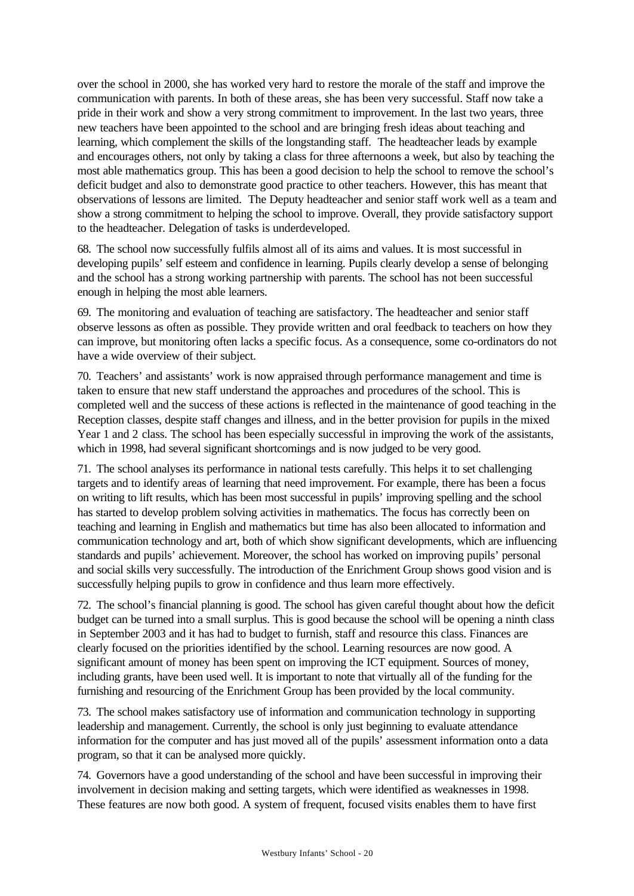over the school in 2000, she has worked very hard to restore the morale of the staff and improve the communication with parents. In both of these areas, she has been very successful. Staff now take a pride in their work and show a very strong commitment to improvement. In the last two years, three new teachers have been appointed to the school and are bringing fresh ideas about teaching and learning, which complement the skills of the longstanding staff. The headteacher leads by example and encourages others, not only by taking a class for three afternoons a week, but also by teaching the most able mathematics group. This has been a good decision to help the school to remove the school's deficit budget and also to demonstrate good practice to other teachers. However, this has meant that observations of lessons are limited. The Deputy headteacher and senior staff work well as a team and show a strong commitment to helping the school to improve. Overall, they provide satisfactory support to the headteacher. Delegation of tasks is underdeveloped.

68. The school now successfully fulfils almost all of its aims and values. It is most successful in developing pupils' self esteem and confidence in learning. Pupils clearly develop a sense of belonging and the school has a strong working partnership with parents. The school has not been successful enough in helping the most able learners.

69. The monitoring and evaluation of teaching are satisfactory. The headteacher and senior staff observe lessons as often as possible. They provide written and oral feedback to teachers on how they can improve, but monitoring often lacks a specific focus. As a consequence, some co-ordinators do not have a wide overview of their subject.

70. Teachers' and assistants' work is now appraised through performance management and time is taken to ensure that new staff understand the approaches and procedures of the school. This is completed well and the success of these actions is reflected in the maintenance of good teaching in the Reception classes, despite staff changes and illness, and in the better provision for pupils in the mixed Year 1 and 2 class. The school has been especially successful in improving the work of the assistants, which in 1998, had several significant shortcomings and is now judged to be very good.

71. The school analyses its performance in national tests carefully. This helps it to set challenging targets and to identify areas of learning that need improvement. For example, there has been a focus on writing to lift results, which has been most successful in pupils' improving spelling and the school has started to develop problem solving activities in mathematics. The focus has correctly been on teaching and learning in English and mathematics but time has also been allocated to information and communication technology and art, both of which show significant developments, which are influencing standards and pupils' achievement. Moreover, the school has worked on improving pupils' personal and social skills very successfully. The introduction of the Enrichment Group shows good vision and is successfully helping pupils to grow in confidence and thus learn more effectively.

72. The school's financial planning is good. The school has given careful thought about how the deficit budget can be turned into a small surplus. This is good because the school will be opening a ninth class in September 2003 and it has had to budget to furnish, staff and resource this class. Finances are clearly focused on the priorities identified by the school. Learning resources are now good. A significant amount of money has been spent on improving the ICT equipment. Sources of money, including grants, have been used well. It is important to note that virtually all of the funding for the furnishing and resourcing of the Enrichment Group has been provided by the local community.

73. The school makes satisfactory use of information and communication technology in supporting leadership and management. Currently, the school is only just beginning to evaluate attendance information for the computer and has just moved all of the pupils' assessment information onto a data program, so that it can be analysed more quickly.

74. Governors have a good understanding of the school and have been successful in improving their involvement in decision making and setting targets, which were identified as weaknesses in 1998. These features are now both good. A system of frequent, focused visits enables them to have first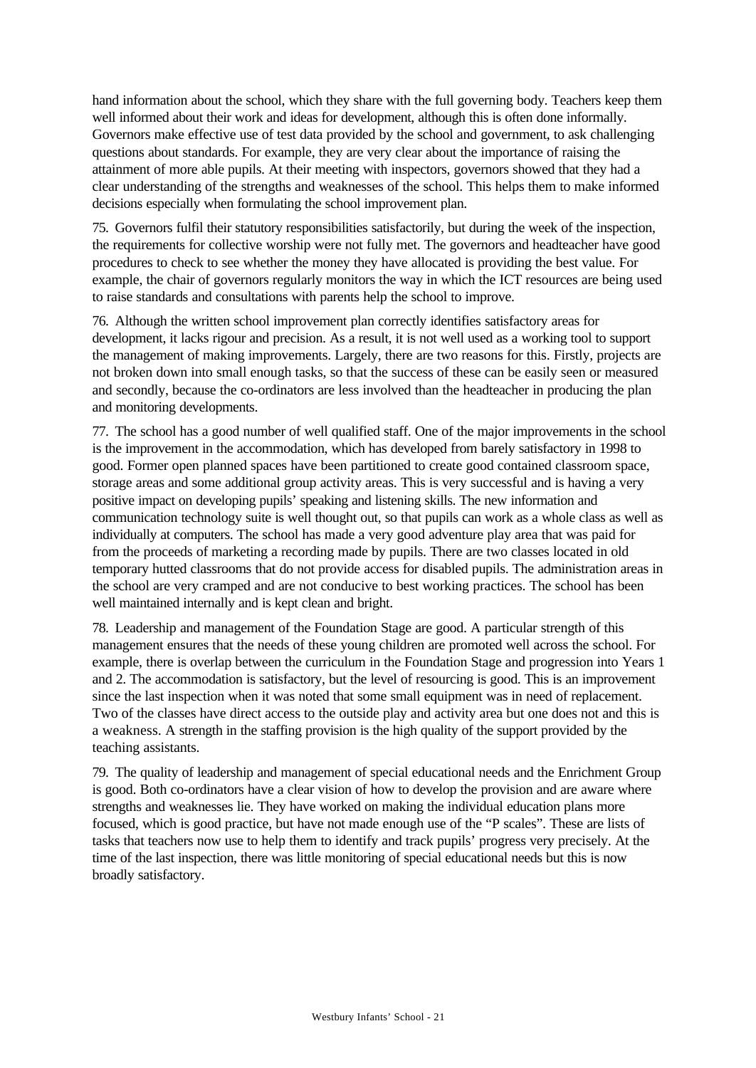hand information about the school, which they share with the full governing body. Teachers keep them well informed about their work and ideas for development, although this is often done informally. Governors make effective use of test data provided by the school and government, to ask challenging questions about standards. For example, they are very clear about the importance of raising the attainment of more able pupils. At their meeting with inspectors, governors showed that they had a clear understanding of the strengths and weaknesses of the school. This helps them to make informed decisions especially when formulating the school improvement plan.

75. Governors fulfil their statutory responsibilities satisfactorily, but during the week of the inspection, the requirements for collective worship were not fully met. The governors and headteacher have good procedures to check to see whether the money they have allocated is providing the best value. For example, the chair of governors regularly monitors the way in which the ICT resources are being used to raise standards and consultations with parents help the school to improve.

76. Although the written school improvement plan correctly identifies satisfactory areas for development, it lacks rigour and precision. As a result, it is not well used as a working tool to support the management of making improvements. Largely, there are two reasons for this. Firstly, projects are not broken down into small enough tasks, so that the success of these can be easily seen or measured and secondly, because the co-ordinators are less involved than the headteacher in producing the plan and monitoring developments.

77. The school has a good number of well qualified staff. One of the major improvements in the school is the improvement in the accommodation, which has developed from barely satisfactory in 1998 to good. Former open planned spaces have been partitioned to create good contained classroom space, storage areas and some additional group activity areas. This is very successful and is having a very positive impact on developing pupils' speaking and listening skills. The new information and communication technology suite is well thought out, so that pupils can work as a whole class as well as individually at computers. The school has made a very good adventure play area that was paid for from the proceeds of marketing a recording made by pupils. There are two classes located in old temporary hutted classrooms that do not provide access for disabled pupils. The administration areas in the school are very cramped and are not conducive to best working practices. The school has been well maintained internally and is kept clean and bright.

78. Leadership and management of the Foundation Stage are good. A particular strength of this management ensures that the needs of these young children are promoted well across the school. For example, there is overlap between the curriculum in the Foundation Stage and progression into Years 1 and 2. The accommodation is satisfactory, but the level of resourcing is good. This is an improvement since the last inspection when it was noted that some small equipment was in need of replacement. Two of the classes have direct access to the outside play and activity area but one does not and this is a weakness. A strength in the staffing provision is the high quality of the support provided by the teaching assistants.

79. The quality of leadership and management of special educational needs and the Enrichment Group is good. Both co-ordinators have a clear vision of how to develop the provision and are aware where strengths and weaknesses lie. They have worked on making the individual education plans more focused, which is good practice, but have not made enough use of the "P scales". These are lists of tasks that teachers now use to help them to identify and track pupils' progress very precisely. At the time of the last inspection, there was little monitoring of special educational needs but this is now broadly satisfactory.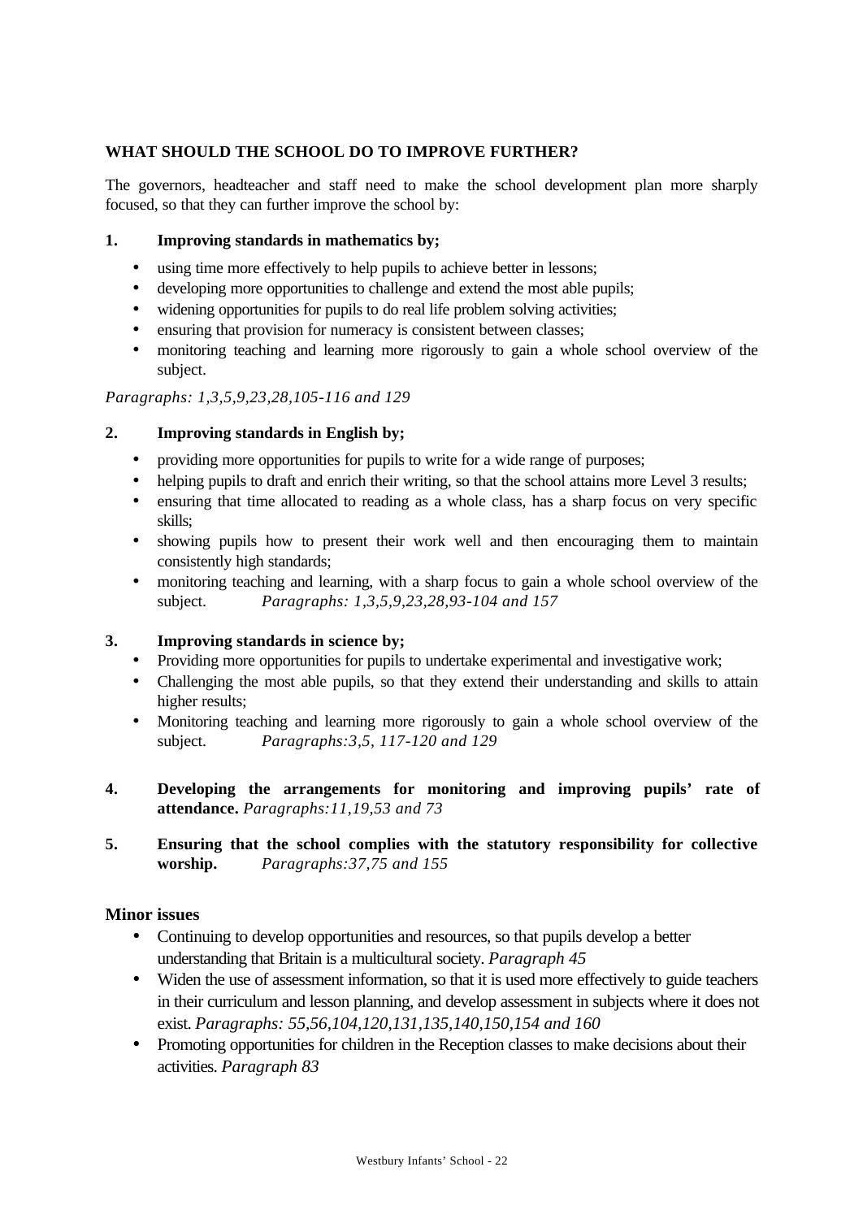## WHAT SHOULD THE SCHOOL DO TO IMPROVE FURTHER?

The governors, headteacher and staff need to make the school development plan more sharply focused, so that they can further improve the school by:

1. **Improving standards in mathematics by;**

   - using time more effectively to help pupils to achieve better in lessons;
   - developing more opportunities to challenge and extend the most able pupils;
   - widening opportunities for pupils to do real life problem solving activities;
   - ensuring that provision for numeracy is consistent between classes;
   - monitoring teaching and learning more rigorously to gain a whole school overview of the subject.

*Paragraphs: 1,3,5,9,23,28,105-116 and 129*

2. **Improving standards in English by;**

   - providing more opportunities for pupils to write for a wide range of purposes;
   - helping pupils to draft and enrich their writing, so that the school attains more Level 3 results;
   - ensuring that time allocated to reading as a whole class, has a sharp focus on very specific skills;
   - showing pupils how to present their work well and then encouraging them to maintain consistently high standards;
   - monitoring teaching and learning, with a sharp focus to gain a whole school overview of the subject. *Paragraphs: 1,3,5,9,23,28,93-104 and 157*

3. **Improving standards in science by;**

   - Providing more opportunities for pupils to undertake experimental and investigative work;
   - Challenging the most able pupils, so that they extend their understanding and skills to attain higher results;
   - Monitoring teaching and learning more rigorously to gain a whole school overview of the subject. *Paragraphs:3,5, 117-120 and 129*

4. **Developing the arrangements for monitoring and improving pupils' rate of attendance.** *Paragraphs:11,19,53 and 73*

5. **Ensuring that the school complies with the statutory responsibility for collective worship.** *Paragraphs:37,75 and 155*

### Minor issues

- Continuing to develop opportunities and resources, so that pupils develop a better understanding that Britain is a multicultural society. *Paragraph 45*
- Widen the use of assessment information, so that it is used more effectively to guide teachers in their curriculum and lesson planning, and develop assessment in subjects where it does not exist. *Paragraphs: 55,56,104,120,131,135,140,150,154 and 160*
- Promoting opportunities for children in the Reception classes to make decisions about their activities. *Paragraph 83*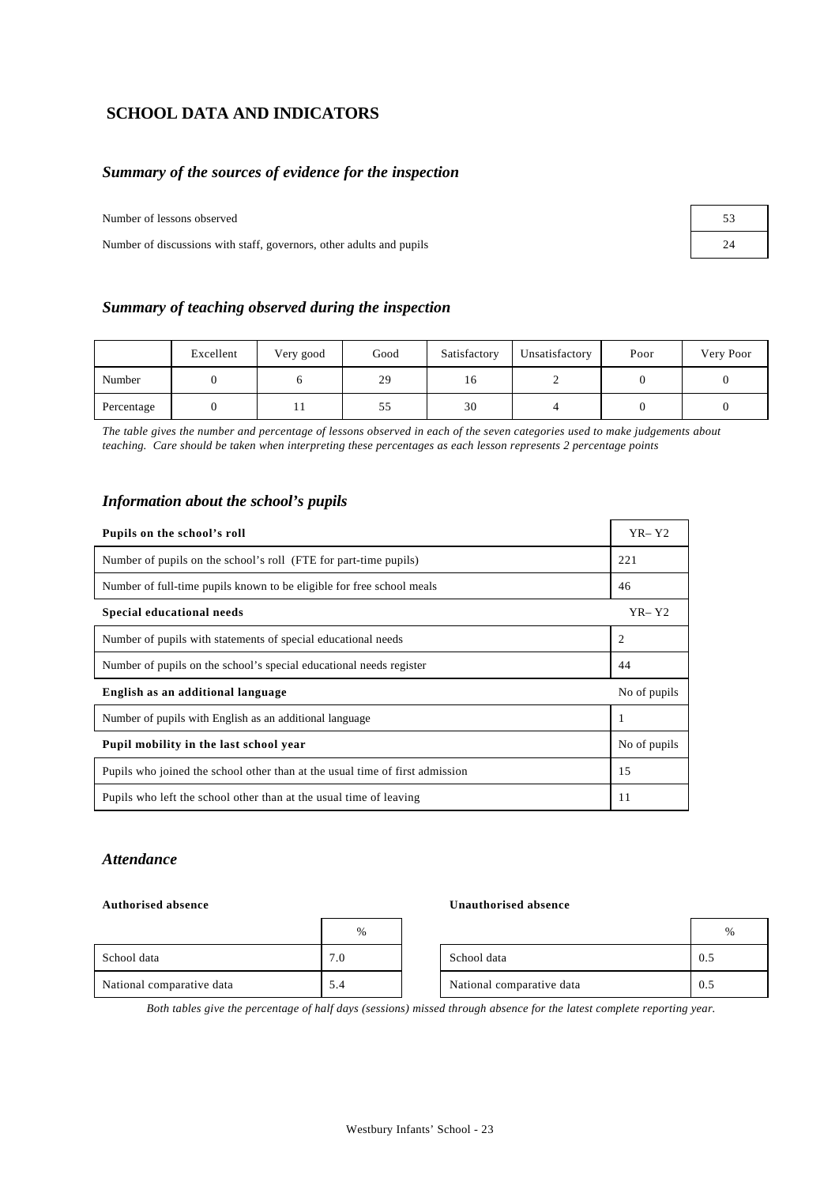## SCHOOL DATA AND INDICATORS

### *Summary of the sources of evidence for the inspection*

| | |
|---|---|
| Number of lessons observed | 53 |
| Number of discussions with staff, governors, other adults and pupils | 24 |

### *Summary of teaching observed during the inspection*

| | Excellent | Very good | Good | Satisfactory | Unsatisfactory | Poor | Very Poor |
|---|---|---|---|---|---|---|---|
| Number | 0 | 6 | 29 | 16 | 2 | 0 | 0 |
| Percentage | 0 | 11 | 55 | 30 | 4 | 0 | 0 |

*The table gives the number and percentage of lessons observed in each of the seven categories used to make judgements about teaching. Care should be taken when interpreting these percentages as each lesson represents 2 percentage points*

### *Information about the school's pupils*

| **Pupils on the school's roll** | YR– Y2 |
|---|---|
| Number of pupils on the school's roll (FTE for part-time pupils) | 221 |
| Number of full-time pupils known to be eligible for free school meals | 46 |
| **Special educational needs** | YR– Y2 |
| Number of pupils with statements of special educational needs | 2 |
| Number of pupils on the school's special educational needs register | 44 |
| **English as an additional language** | No of pupils |
| Number of pupils with English as an additional language | 1 |
| **Pupil mobility in the last school year** | No of pupils |
| Pupils who joined the school other than at the usual time of first admission | 15 |
| Pupils who left the school other than at the usual time of leaving | 11 |

### *Attendance*

**Authorised absence**

| | % |
|---|---|
| School data | 7.0 |
| National comparative data | 5.4 |

**Unauthorised absence**

| | % |
|---|---|
| School data | 0.5 |
| National comparative data | 0.5 |

*Both tables give the percentage of half days (sessions) missed through absence for the latest complete reporting year.*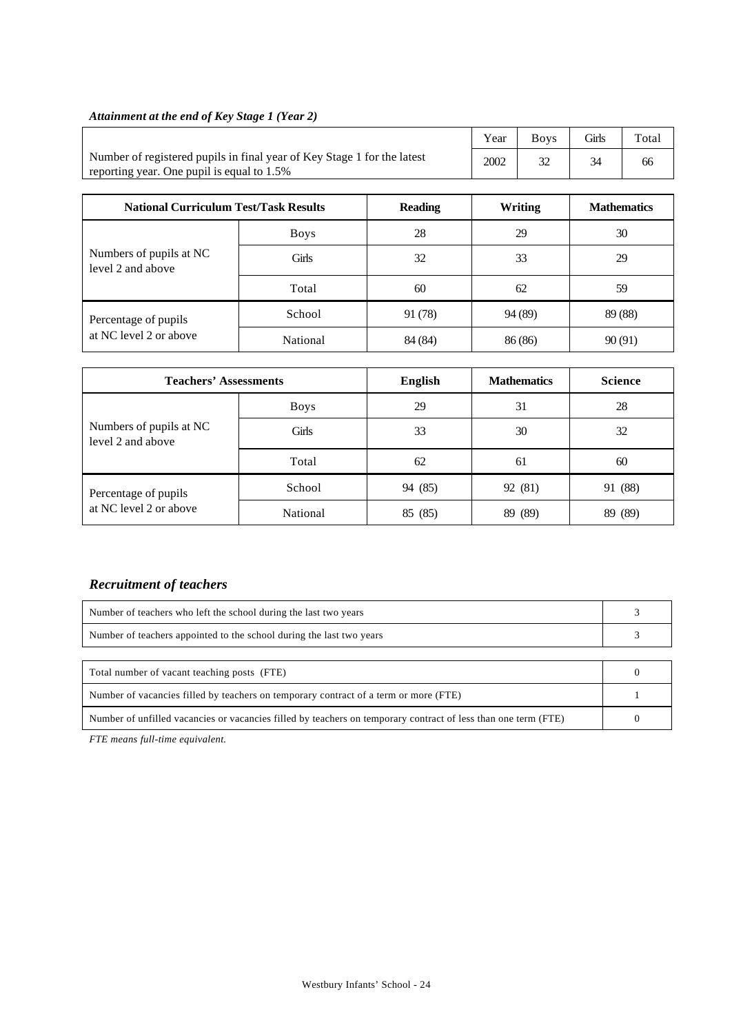***Attainment at the end of Key Stage 1 (Year 2)***

| | Year | Boys | Girls | Total |
|---|---|---|---|---|
| Number of registered pupils in final year of Key Stage 1 for the latest reporting year. One pupil is equal to 1.5% | 2002 | 32 | 34 | 66 |

| National Curriculum Test/Task Results | | Reading | Writing | Mathematics |
|---|---|---|---|---|
| Numbers of pupils at NC level 2 and above | Boys | 28 | 29 | 30 |
| | Girls | 32 | 33 | 29 |
| | Total | 60 | 62 | 59 |
| Percentage of pupils at NC level 2 or above | School | 91 (78) | 94 (89) | 89 (88) |
| | National | 84 (84) | 86 (86) | 90 (91) |

| Teachers' Assessments | | English | Mathematics | Science |
|---|---|---|---|---|
| Numbers of pupils at NC level 2 and above | Boys | 29 | 31 | 28 |
| | Girls | 33 | 30 | 32 |
| | Total | 62 | 61 | 60 |
| Percentage of pupils at NC level 2 or above | School | 94 (85) | 92 (81) | 91 (88) |
| | National | 85 (85) | 89 (89) | 89 (89) |

## *Recruitment of teachers*

| | |
|---|---|
| Number of teachers who left the school during the last two years | 3 |
| Number of teachers appointed to the school during the last two years | 3 |

| | |
|---|---|
| Total number of vacant teaching posts (FTE) | 0 |
| Number of vacancies filled by teachers on temporary contract of a term or more (FTE) | 1 |
| Number of unfilled vacancies or vacancies filled by teachers on temporary contract of less than one term (FTE) | 0 |

*FTE means full-time equivalent.*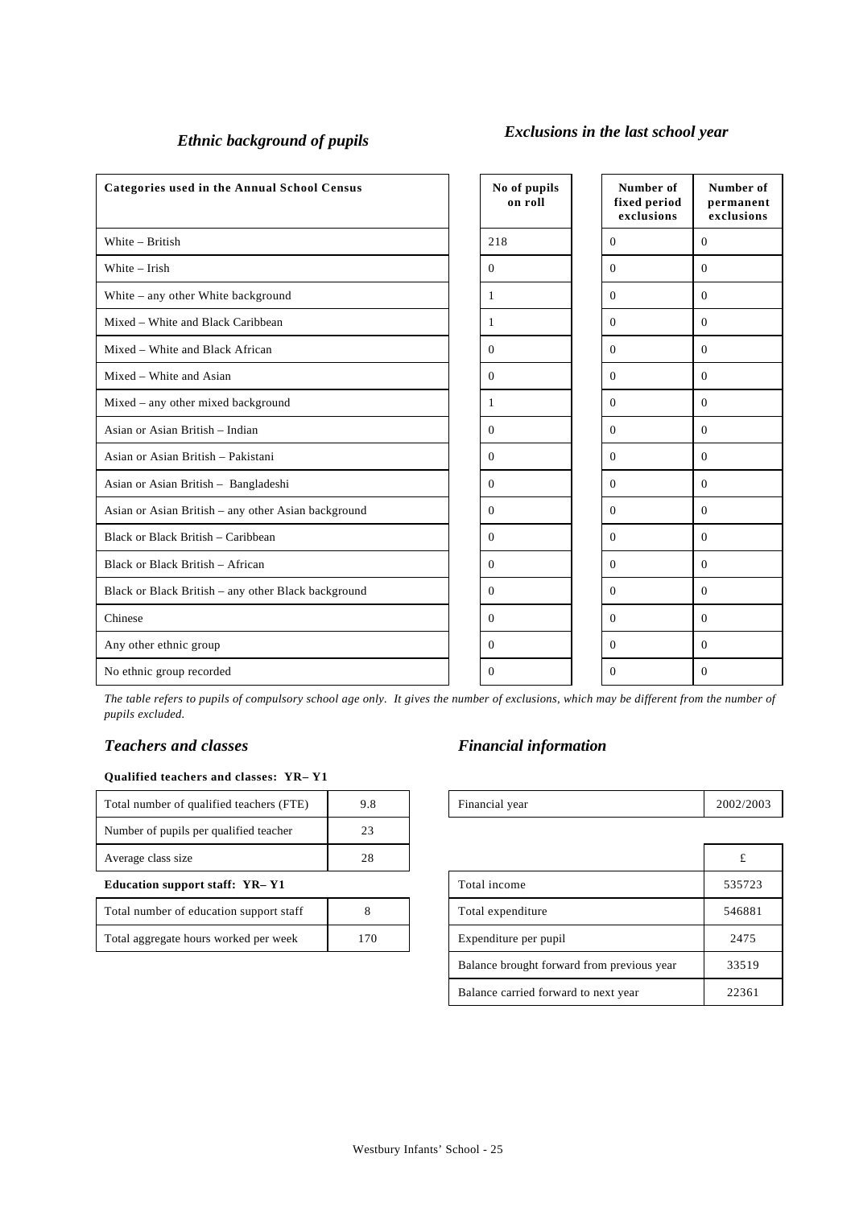### *Ethnic background of pupils*

### *Exclusions in the last school year*

| Categories used in the Annual School Census | No of pupils on roll | Number of fixed period exclusions | Number of permanent exclusions |
|---|---|---|---|
| White – British | 218 | 0 | 0 |
| White – Irish | 0 | 0 | 0 |
| White – any other White background | 1 | 0 | 0 |
| Mixed – White and Black Caribbean | 1 | 0 | 0 |
| Mixed – White and Black African | 0 | 0 | 0 |
| Mixed – White and Asian | 0 | 0 | 0 |
| Mixed – any other mixed background | 1 | 0 | 0 |
| Asian or Asian British – Indian | 0 | 0 | 0 |
| Asian or Asian British – Pakistani | 0 | 0 | 0 |
| Asian or Asian British – Bangladeshi | 0 | 0 | 0 |
| Asian or Asian British – any other Asian background | 0 | 0 | 0 |
| Black or Black British – Caribbean | 0 | 0 | 0 |
| Black or Black British – African | 0 | 0 | 0 |
| Black or Black British – any other Black background | 0 | 0 | 0 |
| Chinese | 0 | 0 | 0 |
| Any other ethnic group | 0 | 0 | 0 |
| No ethnic group recorded | 0 | 0 | 0 |

*The table refers to pupils of compulsory school age only. It gives the number of exclusions, which may be different from the number of pupils excluded.*

### *Teachers and classes*

**Qualified teachers and classes: YR– Y1**

| | |
|---|---|
| Total number of qualified teachers (FTE) | 9.8 |
| Number of pupils per qualified teacher | 23 |
| Average class size | 28 |

**Education support staff: YR– Y1**

| | |
|---|---|
| Total number of education support staff | 8 |
| Total aggregate hours worked per week | 170 |

### *Financial information*

| | |
|---|---|
| Financial year | 2002/2003 |

| | £ |
|---|---|
| Total income | 535723 |
| Total expenditure | 546881 |
| Expenditure per pupil | 2475 |
| Balance brought forward from previous year | 33519 |
| Balance carried forward to next year | 22361 |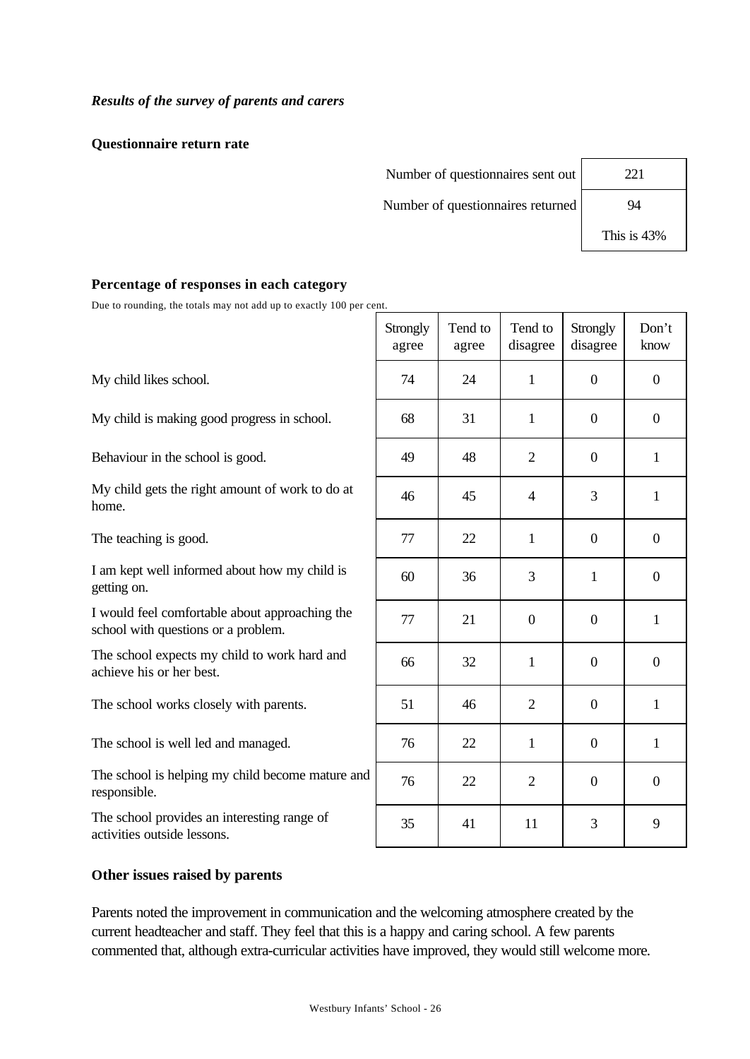### *Results of the survey of parents and carers*

**Questionnaire return rate**

| | |
|---|---|
| Number of questionnaires sent out | 221 |
| Number of questionnaires returned | 94 |
| | This is 43% |

**Percentage of responses in each category**

Due to rounding, the totals may not add up to exactly 100 per cent.

| | Strongly agree | Tend to agree | Tend to disagree | Strongly disagree | Don't know |
|---|---|---|---|---|---|
| My child likes school. | 74 | 24 | 1 | 0 | 0 |
| My child is making good progress in school. | 68 | 31 | 1 | 0 | 0 |
| Behaviour in the school is good. | 49 | 48 | 2 | 0 | 1 |
| My child gets the right amount of work to do at home. | 46 | 45 | 4 | 3 | 1 |
| The teaching is good. | 77 | 22 | 1 | 0 | 0 |
| I am kept well informed about how my child is getting on. | 60 | 36 | 3 | 1 | 0 |
| I would feel comfortable about approaching the school with questions or a problem. | 77 | 21 | 0 | 0 | 1 |
| The school expects my child to work hard and achieve his or her best. | 66 | 32 | 1 | 0 | 0 |
| The school works closely with parents. | 51 | 46 | 2 | 0 | 1 |
| The school is well led and managed. | 76 | 22 | 1 | 0 | 1 |
| The school is helping my child become mature and responsible. | 76 | 22 | 2 | 0 | 0 |
| The school provides an interesting range of activities outside lessons. | 35 | 41 | 11 | 3 | 9 |

**Other issues raised by parents**

Parents noted the improvement in communication and the welcoming atmosphere created by the current headteacher and staff. They feel that this is a happy and caring school. A few parents commented that, although extra-curricular activities have improved, they would still welcome more.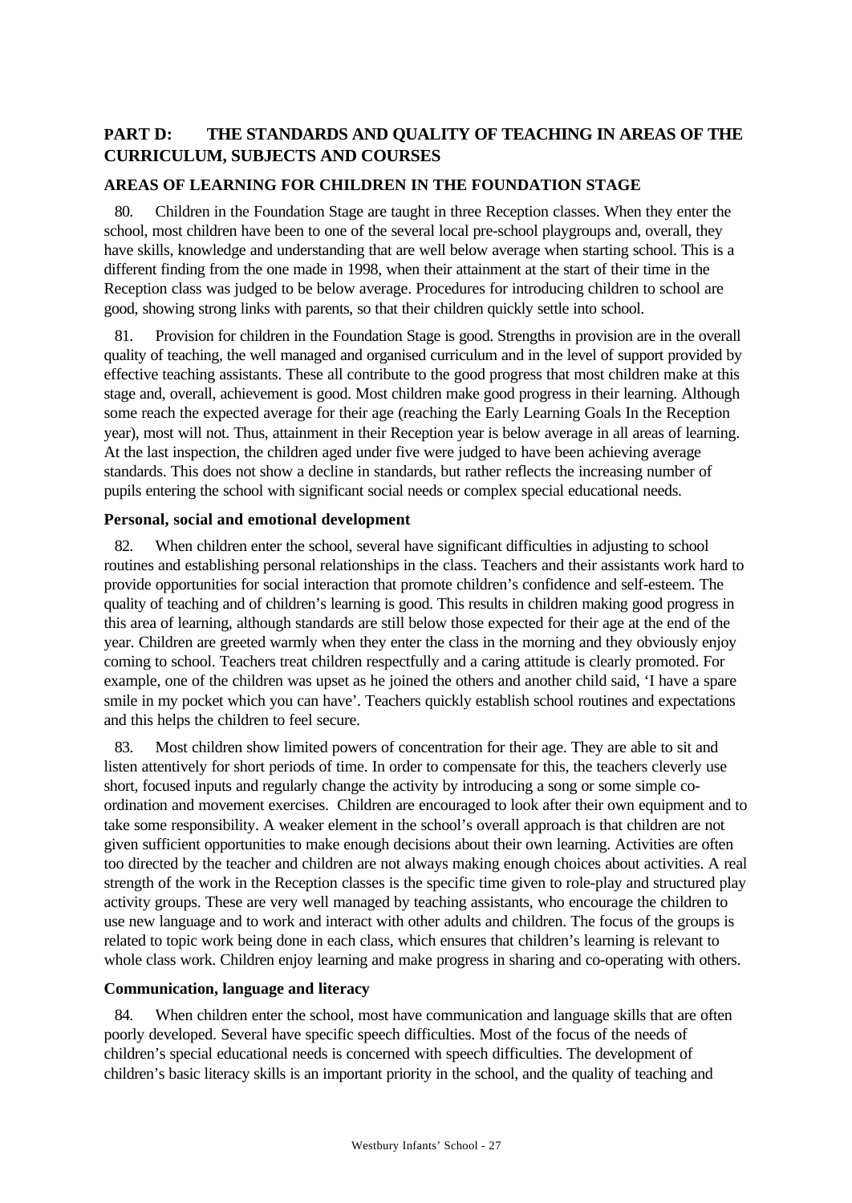## PART D: THE STANDARDS AND QUALITY OF TEACHING IN AREAS OF THE CURRICULUM, SUBJECTS AND COURSES

### AREAS OF LEARNING FOR CHILDREN IN THE FOUNDATION STAGE

80. Children in the Foundation Stage are taught in three Reception classes. When they enter the school, most children have been to one of the several local pre-school playgroups and, overall, they have skills, knowledge and understanding that are well below average when starting school. This is a different finding from the one made in 1998, when their attainment at the start of their time in the Reception class was judged to be below average. Procedures for introducing children to school are good, showing strong links with parents, so that their children quickly settle into school.

81. Provision for children in the Foundation Stage is good. Strengths in provision are in the overall quality of teaching, the well managed and organised curriculum and in the level of support provided by effective teaching assistants. These all contribute to the good progress that most children make at this stage and, overall, achievement is good. Most children make good progress in their learning. Although some reach the expected average for their age (reaching the Early Learning Goals In the Reception year), most will not. Thus, attainment in their Reception year is below average in all areas of learning. At the last inspection, the children aged under five were judged to have been achieving average standards. This does not show a decline in standards, but rather reflects the increasing number of pupils entering the school with significant social needs or complex special educational needs.

#### Personal, social and emotional development

82. When children enter the school, several have significant difficulties in adjusting to school routines and establishing personal relationships in the class. Teachers and their assistants work hard to provide opportunities for social interaction that promote children's confidence and self-esteem. The quality of teaching and of children's learning is good. This results in children making good progress in this area of learning, although standards are still below those expected for their age at the end of the year. Children are greeted warmly when they enter the class in the morning and they obviously enjoy coming to school. Teachers treat children respectfully and a caring attitude is clearly promoted. For example, one of the children was upset as he joined the others and another child said, 'I have a spare smile in my pocket which you can have'. Teachers quickly establish school routines and expectations and this helps the children to feel secure.

83. Most children show limited powers of concentration for their age. They are able to sit and listen attentively for short periods of time. In order to compensate for this, the teachers cleverly use short, focused inputs and regularly change the activity by introducing a song or some simple co-ordination and movement exercises. Children are encouraged to look after their own equipment and to take some responsibility. A weaker element in the school's overall approach is that children are not given sufficient opportunities to make enough decisions about their own learning. Activities are often too directed by the teacher and children are not always making enough choices about activities. A real strength of the work in the Reception classes is the specific time given to role-play and structured play activity groups. These are very well managed by teaching assistants, who encourage the children to use new language and to work and interact with other adults and children. The focus of the groups is related to topic work being done in each class, which ensures that children's learning is relevant to whole class work. Children enjoy learning and make progress in sharing and co-operating with others.

#### Communication, language and literacy

84. When children enter the school, most have communication and language skills that are often poorly developed. Several have specific speech difficulties. Most of the focus of the needs of children's special educational needs is concerned with speech difficulties. The development of children's basic literacy skills is an important priority in the school, and the quality of teaching and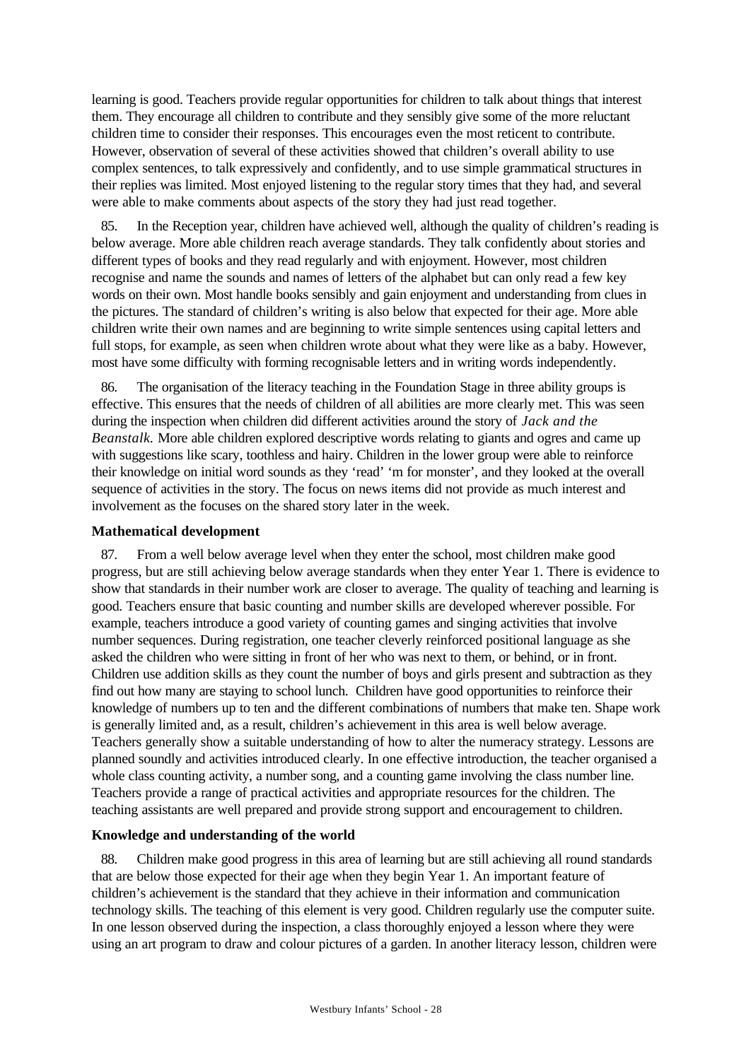learning is good. Teachers provide regular opportunities for children to talk about things that interest them. They encourage all children to contribute and they sensibly give some of the more reluctant children time to consider their responses. This encourages even the most reticent to contribute. However, observation of several of these activities showed that children's overall ability to use complex sentences, to talk expressively and confidently, and to use simple grammatical structures in their replies was limited. Most enjoyed listening to the regular story times that they had, and several were able to make comments about aspects of the story they had just read together.

85. In the Reception year, children have achieved well, although the quality of children's reading is below average. More able children reach average standards. They talk confidently about stories and different types of books and they read regularly and with enjoyment. However, most children recognise and name the sounds and names of letters of the alphabet but can only read a few key words on their own. Most handle books sensibly and gain enjoyment and understanding from clues in the pictures. The standard of children's writing is also below that expected for their age. More able children write their own names and are beginning to write simple sentences using capital letters and full stops, for example, as seen when children wrote about what they were like as a baby. However, most have some difficulty with forming recognisable letters and in writing words independently.

86. The organisation of the literacy teaching in the Foundation Stage in three ability groups is effective. This ensures that the needs of children of all abilities are more clearly met. This was seen during the inspection when children did different activities around the story of *Jack and the Beanstalk.* More able children explored descriptive words relating to giants and ogres and came up with suggestions like scary, toothless and hairy. Children in the lower group were able to reinforce their knowledge on initial word sounds as they 'read' 'm for monster', and they looked at the overall sequence of activities in the story. The focus on news items did not provide as much interest and involvement as the focuses on the shared story later in the week.

**Mathematical development**

87. From a well below average level when they enter the school, most children make good progress, but are still achieving below average standards when they enter Year 1. There is evidence to show that standards in their number work are closer to average. The quality of teaching and learning is good. Teachers ensure that basic counting and number skills are developed wherever possible. For example, teachers introduce a good variety of counting games and singing activities that involve number sequences. During registration, one teacher cleverly reinforced positional language as she asked the children who were sitting in front of her who was next to them, or behind, or in front. Children use addition skills as they count the number of boys and girls present and subtraction as they find out how many are staying to school lunch. Children have good opportunities to reinforce their knowledge of numbers up to ten and the different combinations of numbers that make ten. Shape work is generally limited and, as a result, children's achievement in this area is well below average. Teachers generally show a suitable understanding of how to alter the numeracy strategy. Lessons are planned soundly and activities introduced clearly. In one effective introduction, the teacher organised a whole class counting activity, a number song, and a counting game involving the class number line. Teachers provide a range of practical activities and appropriate resources for the children. The teaching assistants are well prepared and provide strong support and encouragement to children.

**Knowledge and understanding of the world**

88. Children make good progress in this area of learning but are still achieving all round standards that are below those expected for their age when they begin Year 1. An important feature of children's achievement is the standard that they achieve in their information and communication technology skills. The teaching of this element is very good. Children regularly use the computer suite. In one lesson observed during the inspection, a class thoroughly enjoyed a lesson where they were using an art program to draw and colour pictures of a garden. In another literacy lesson, children were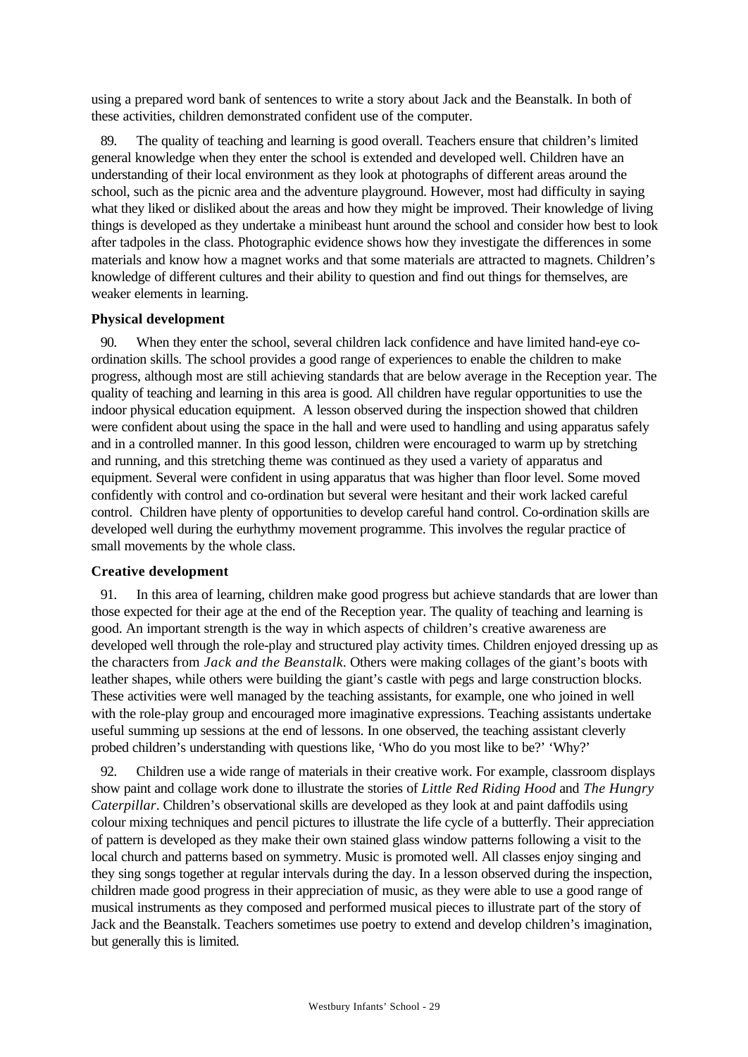using a prepared word bank of sentences to write a story about Jack and the Beanstalk. In both of these activities, children demonstrated confident use of the computer.

89. The quality of teaching and learning is good overall. Teachers ensure that children's limited general knowledge when they enter the school is extended and developed well. Children have an understanding of their local environment as they look at photographs of different areas around the school, such as the picnic area and the adventure playground. However, most had difficulty in saying what they liked or disliked about the areas and how they might be improved. Their knowledge of living things is developed as they undertake a minibeast hunt around the school and consider how best to look after tadpoles in the class. Photographic evidence shows how they investigate the differences in some materials and know how a magnet works and that some materials are attracted to magnets. Children's knowledge of different cultures and their ability to question and find out things for themselves, are weaker elements in learning.

**Physical development**

90. When they enter the school, several children lack confidence and have limited hand-eye co-ordination skills. The school provides a good range of experiences to enable the children to make progress, although most are still achieving standards that are below average in the Reception year. The quality of teaching and learning in this area is good. All children have regular opportunities to use the indoor physical education equipment. A lesson observed during the inspection showed that children were confident about using the space in the hall and were used to handling and using apparatus safely and in a controlled manner. In this good lesson, children were encouraged to warm up by stretching and running, and this stretching theme was continued as they used a variety of apparatus and equipment. Several were confident in using apparatus that was higher than floor level. Some moved confidently with control and co-ordination but several were hesitant and their work lacked careful control. Children have plenty of opportunities to develop careful hand control. Co-ordination skills are developed well during the eurhythmy movement programme. This involves the regular practice of small movements by the whole class.

**Creative development**

91. In this area of learning, children make good progress but achieve standards that are lower than those expected for their age at the end of the Reception year. The quality of teaching and learning is good. An important strength is the way in which aspects of children's creative awareness are developed well through the role-play and structured play activity times. Children enjoyed dressing up as the characters from *Jack and the Beanstalk*. Others were making collages of the giant's boots with leather shapes, while others were building the giant's castle with pegs and large construction blocks. These activities were well managed by the teaching assistants, for example, one who joined in well with the role-play group and encouraged more imaginative expressions. Teaching assistants undertake useful summing up sessions at the end of lessons. In one observed, the teaching assistant cleverly probed children's understanding with questions like, 'Who do you most like to be?' 'Why?'

92. Children use a wide range of materials in their creative work. For example, classroom displays show paint and collage work done to illustrate the stories of *Little Red Riding Hood* and *The Hungry Caterpillar*. Children's observational skills are developed as they look at and paint daffodils using colour mixing techniques and pencil pictures to illustrate the life cycle of a butterfly. Their appreciation of pattern is developed as they make their own stained glass window patterns following a visit to the local church and patterns based on symmetry. Music is promoted well. All classes enjoy singing and they sing songs together at regular intervals during the day. In a lesson observed during the inspection, children made good progress in their appreciation of music, as they were able to use a good range of musical instruments as they composed and performed musical pieces to illustrate part of the story of Jack and the Beanstalk. Teachers sometimes use poetry to extend and develop children's imagination, but generally this is limited.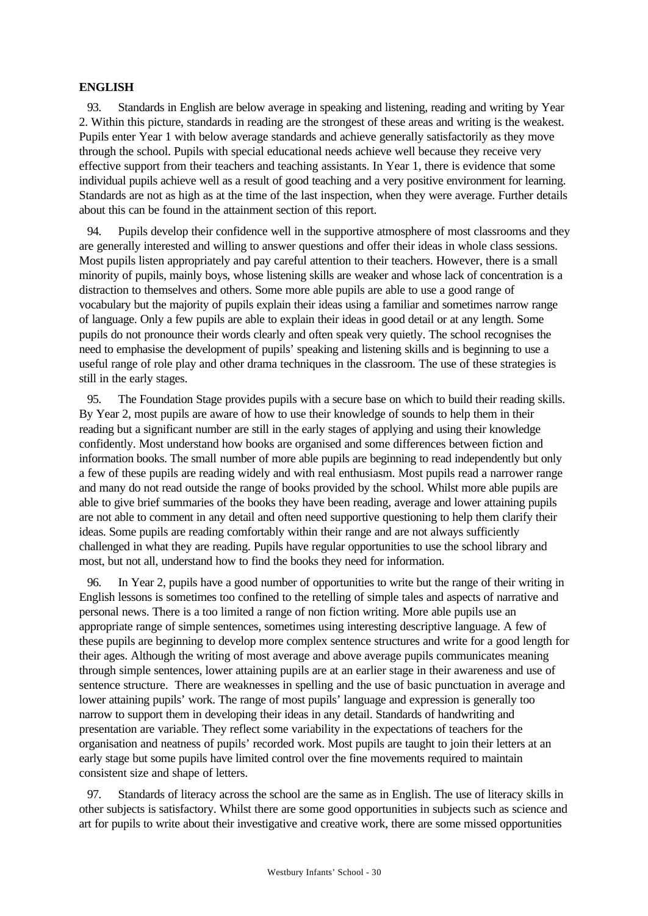**ENGLISH**

93. Standards in English are below average in speaking and listening, reading and writing by Year 2. Within this picture, standards in reading are the strongest of these areas and writing is the weakest. Pupils enter Year 1 with below average standards and achieve generally satisfactorily as they move through the school. Pupils with special educational needs achieve well because they receive very effective support from their teachers and teaching assistants. In Year 1, there is evidence that some individual pupils achieve well as a result of good teaching and a very positive environment for learning. Standards are not as high as at the time of the last inspection, when they were average. Further details about this can be found in the attainment section of this report.

94. Pupils develop their confidence well in the supportive atmosphere of most classrooms and they are generally interested and willing to answer questions and offer their ideas in whole class sessions. Most pupils listen appropriately and pay careful attention to their teachers. However, there is a small minority of pupils, mainly boys, whose listening skills are weaker and whose lack of concentration is a distraction to themselves and others. Some more able pupils are able to use a good range of vocabulary but the majority of pupils explain their ideas using a familiar and sometimes narrow range of language. Only a few pupils are able to explain their ideas in good detail or at any length. Some pupils do not pronounce their words clearly and often speak very quietly. The school recognises the need to emphasise the development of pupils' speaking and listening skills and is beginning to use a useful range of role play and other drama techniques in the classroom. The use of these strategies is still in the early stages.

95. The Foundation Stage provides pupils with a secure base on which to build their reading skills. By Year 2, most pupils are aware of how to use their knowledge of sounds to help them in their reading but a significant number are still in the early stages of applying and using their knowledge confidently. Most understand how books are organised and some differences between fiction and information books. The small number of more able pupils are beginning to read independently but only a few of these pupils are reading widely and with real enthusiasm. Most pupils read a narrower range and many do not read outside the range of books provided by the school. Whilst more able pupils are able to give brief summaries of the books they have been reading, average and lower attaining pupils are not able to comment in any detail and often need supportive questioning to help them clarify their ideas. Some pupils are reading comfortably within their range and are not always sufficiently challenged in what they are reading. Pupils have regular opportunities to use the school library and most, but not all, understand how to find the books they need for information.

96. In Year 2, pupils have a good number of opportunities to write but the range of their writing in English lessons is sometimes too confined to the retelling of simple tales and aspects of narrative and personal news. There is a too limited a range of non fiction writing. More able pupils use an appropriate range of simple sentences, sometimes using interesting descriptive language. A few of these pupils are beginning to develop more complex sentence structures and write for a good length for their ages. Although the writing of most average and above average pupils communicates meaning through simple sentences, lower attaining pupils are at an earlier stage in their awareness and use of sentence structure. There are weaknesses in spelling and the use of basic punctuation in average and lower attaining pupils' work. The range of most pupils' language and expression is generally too narrow to support them in developing their ideas in any detail. Standards of handwriting and presentation are variable. They reflect some variability in the expectations of teachers for the organisation and neatness of pupils' recorded work. Most pupils are taught to join their letters at an early stage but some pupils have limited control over the fine movements required to maintain consistent size and shape of letters.

97. Standards of literacy across the school are the same as in English. The use of literacy skills in other subjects is satisfactory. Whilst there are some good opportunities in subjects such as science and art for pupils to write about their investigative and creative work, there are some missed opportunities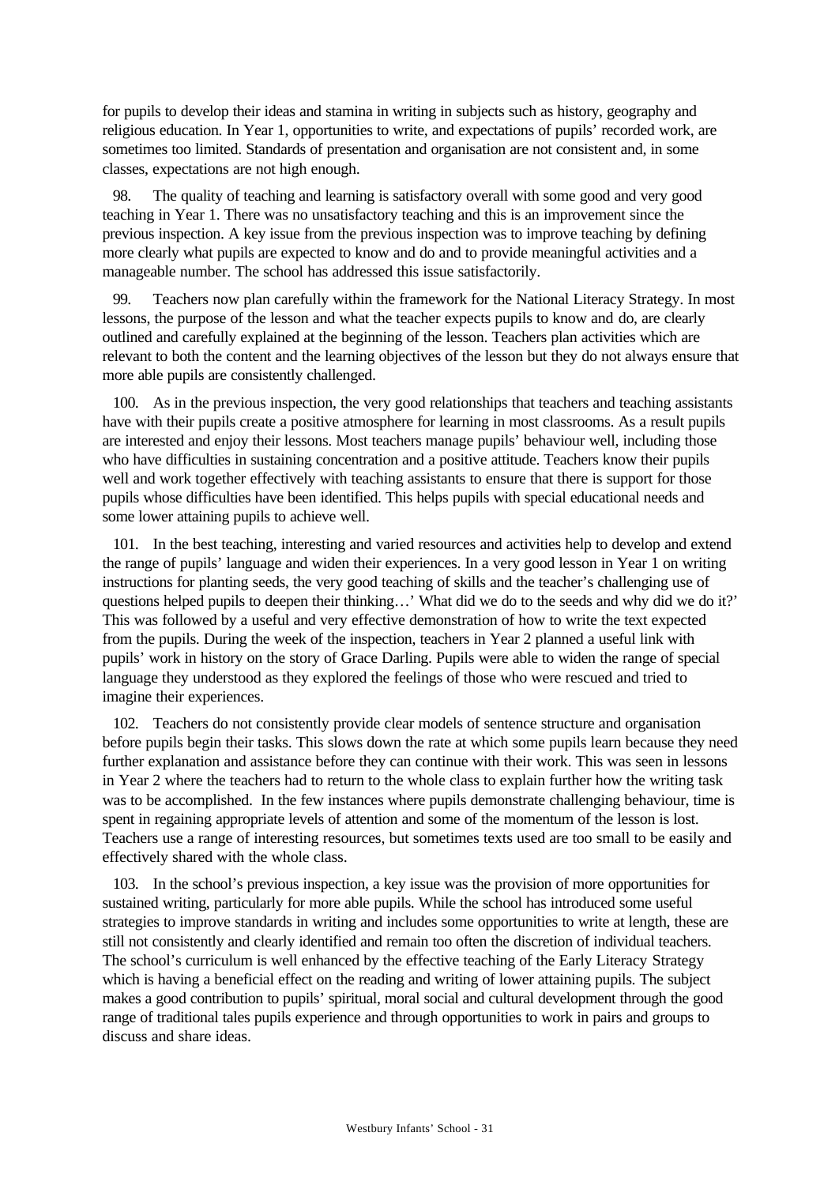for pupils to develop their ideas and stamina in writing in subjects such as history, geography and religious education. In Year 1, opportunities to write, and expectations of pupils' recorded work, are sometimes too limited. Standards of presentation and organisation are not consistent and, in some classes, expectations are not high enough.

98. The quality of teaching and learning is satisfactory overall with some good and very good teaching in Year 1. There was no unsatisfactory teaching and this is an improvement since the previous inspection. A key issue from the previous inspection was to improve teaching by defining more clearly what pupils are expected to know and do and to provide meaningful activities and a manageable number. The school has addressed this issue satisfactorily.

99. Teachers now plan carefully within the framework for the National Literacy Strategy. In most lessons, the purpose of the lesson and what the teacher expects pupils to know and do, are clearly outlined and carefully explained at the beginning of the lesson. Teachers plan activities which are relevant to both the content and the learning objectives of the lesson but they do not always ensure that more able pupils are consistently challenged.

100. As in the previous inspection, the very good relationships that teachers and teaching assistants have with their pupils create a positive atmosphere for learning in most classrooms. As a result pupils are interested and enjoy their lessons. Most teachers manage pupils' behaviour well, including those who have difficulties in sustaining concentration and a positive attitude. Teachers know their pupils well and work together effectively with teaching assistants to ensure that there is support for those pupils whose difficulties have been identified. This helps pupils with special educational needs and some lower attaining pupils to achieve well.

101. In the best teaching, interesting and varied resources and activities help to develop and extend the range of pupils' language and widen their experiences. In a very good lesson in Year 1 on writing instructions for planting seeds, the very good teaching of skills and the teacher's challenging use of questions helped pupils to deepen their thinking…' What did we do to the seeds and why did we do it?' This was followed by a useful and very effective demonstration of how to write the text expected from the pupils. During the week of the inspection, teachers in Year 2 planned a useful link with pupils' work in history on the story of Grace Darling. Pupils were able to widen the range of special language they understood as they explored the feelings of those who were rescued and tried to imagine their experiences.

102. Teachers do not consistently provide clear models of sentence structure and organisation before pupils begin their tasks. This slows down the rate at which some pupils learn because they need further explanation and assistance before they can continue with their work. This was seen in lessons in Year 2 where the teachers had to return to the whole class to explain further how the writing task was to be accomplished. In the few instances where pupils demonstrate challenging behaviour, time is spent in regaining appropriate levels of attention and some of the momentum of the lesson is lost. Teachers use a range of interesting resources, but sometimes texts used are too small to be easily and effectively shared with the whole class.

103. In the school's previous inspection, a key issue was the provision of more opportunities for sustained writing, particularly for more able pupils. While the school has introduced some useful strategies to improve standards in writing and includes some opportunities to write at length, these are still not consistently and clearly identified and remain too often the discretion of individual teachers. The school's curriculum is well enhanced by the effective teaching of the Early Literacy Strategy which is having a beneficial effect on the reading and writing of lower attaining pupils. The subject makes a good contribution to pupils' spiritual, moral social and cultural development through the good range of traditional tales pupils experience and through opportunities to work in pairs and groups to discuss and share ideas.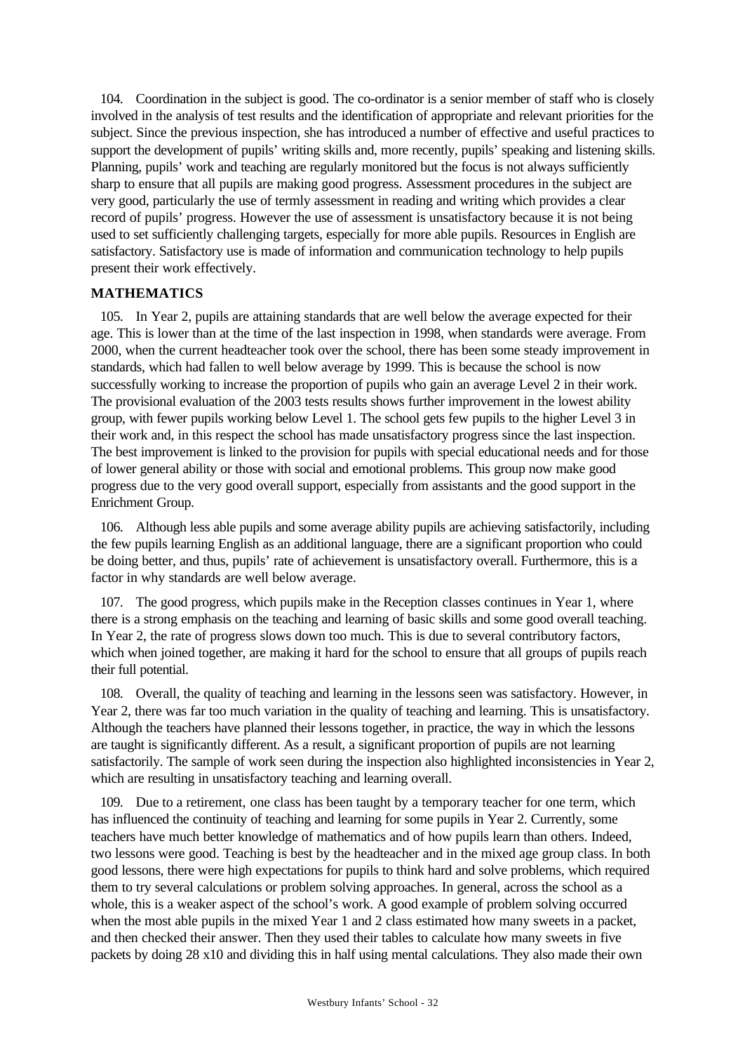104. Coordination in the subject is good. The co-ordinator is a senior member of staff who is closely involved in the analysis of test results and the identification of appropriate and relevant priorities for the subject. Since the previous inspection, she has introduced a number of effective and useful practices to support the development of pupils' writing skills and, more recently, pupils' speaking and listening skills. Planning, pupils' work and teaching are regularly monitored but the focus is not always sufficiently sharp to ensure that all pupils are making good progress. Assessment procedures in the subject are very good, particularly the use of termly assessment in reading and writing which provides a clear record of pupils' progress. However the use of assessment is unsatisfactory because it is not being used to set sufficiently challenging targets, especially for more able pupils. Resources in English are satisfactory. Satisfactory use is made of information and communication technology to help pupils present their work effectively.

## MATHEMATICS

105. In Year 2, pupils are attaining standards that are well below the average expected for their age. This is lower than at the time of the last inspection in 1998, when standards were average. From 2000, when the current headteacher took over the school, there has been some steady improvement in standards, which had fallen to well below average by 1999. This is because the school is now successfully working to increase the proportion of pupils who gain an average Level 2 in their work. The provisional evaluation of the 2003 tests results shows further improvement in the lowest ability group, with fewer pupils working below Level 1. The school gets few pupils to the higher Level 3 in their work and, in this respect the school has made unsatisfactory progress since the last inspection. The best improvement is linked to the provision for pupils with special educational needs and for those of lower general ability or those with social and emotional problems. This group now make good progress due to the very good overall support, especially from assistants and the good support in the Enrichment Group.

106. Although less able pupils and some average ability pupils are achieving satisfactorily, including the few pupils learning English as an additional language, there are a significant proportion who could be doing better, and thus, pupils' rate of achievement is unsatisfactory overall. Furthermore, this is a factor in why standards are well below average.

107. The good progress, which pupils make in the Reception classes continues in Year 1, where there is a strong emphasis on the teaching and learning of basic skills and some good overall teaching. In Year 2, the rate of progress slows down too much. This is due to several contributory factors, which when joined together, are making it hard for the school to ensure that all groups of pupils reach their full potential.

108. Overall, the quality of teaching and learning in the lessons seen was satisfactory. However, in Year 2, there was far too much variation in the quality of teaching and learning. This is unsatisfactory. Although the teachers have planned their lessons together, in practice, the way in which the lessons are taught is significantly different. As a result, a significant proportion of pupils are not learning satisfactorily. The sample of work seen during the inspection also highlighted inconsistencies in Year 2, which are resulting in unsatisfactory teaching and learning overall.

109. Due to a retirement, one class has been taught by a temporary teacher for one term, which has influenced the continuity of teaching and learning for some pupils in Year 2. Currently, some teachers have much better knowledge of mathematics and of how pupils learn than others. Indeed, two lessons were good. Teaching is best by the headteacher and in the mixed age group class. In both good lessons, there were high expectations for pupils to think hard and solve problems, which required them to try several calculations or problem solving approaches. In general, across the school as a whole, this is a weaker aspect of the school's work. A good example of problem solving occurred when the most able pupils in the mixed Year 1 and 2 class estimated how many sweets in a packet, and then checked their answer. Then they used their tables to calculate how many sweets in five packets by doing 28 x10 and dividing this in half using mental calculations. They also made their own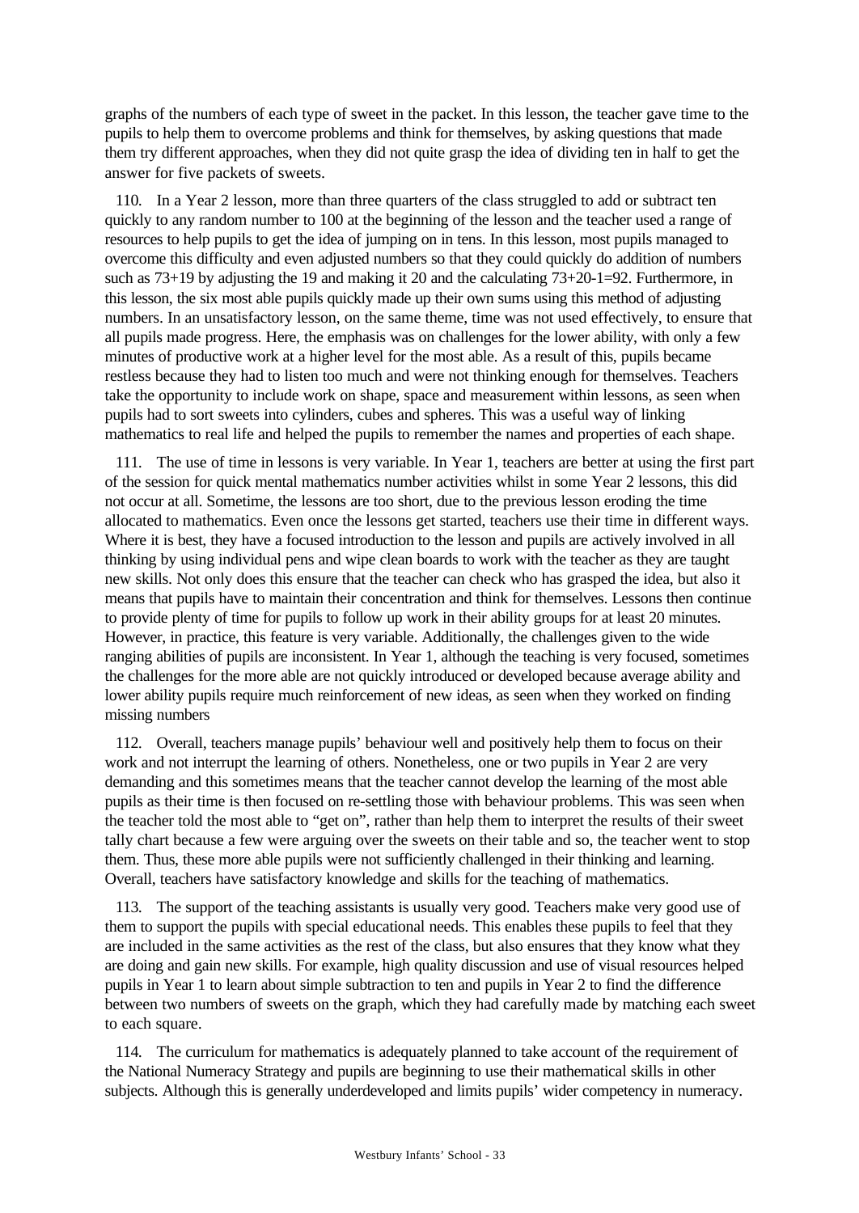graphs of the numbers of each type of sweet in the packet. In this lesson, the teacher gave time to the pupils to help them to overcome problems and think for themselves, by asking questions that made them try different approaches, when they did not quite grasp the idea of dividing ten in half to get the answer for five packets of sweets.

110. In a Year 2 lesson, more than three quarters of the class struggled to add or subtract ten quickly to any random number to 100 at the beginning of the lesson and the teacher used a range of resources to help pupils to get the idea of jumping on in tens. In this lesson, most pupils managed to overcome this difficulty and even adjusted numbers so that they could quickly do addition of numbers such as 73+19 by adjusting the 19 and making it 20 and the calculating 73+20-1=92. Furthermore, in this lesson, the six most able pupils quickly made up their own sums using this method of adjusting numbers. In an unsatisfactory lesson, on the same theme, time was not used effectively, to ensure that all pupils made progress. Here, the emphasis was on challenges for the lower ability, with only a few minutes of productive work at a higher level for the most able. As a result of this, pupils became restless because they had to listen too much and were not thinking enough for themselves. Teachers take the opportunity to include work on shape, space and measurement within lessons, as seen when pupils had to sort sweets into cylinders, cubes and spheres. This was a useful way of linking mathematics to real life and helped the pupils to remember the names and properties of each shape.

111. The use of time in lessons is very variable. In Year 1, teachers are better at using the first part of the session for quick mental mathematics number activities whilst in some Year 2 lessons, this did not occur at all. Sometime, the lessons are too short, due to the previous lesson eroding the time allocated to mathematics. Even once the lessons get started, teachers use their time in different ways. Where it is best, they have a focused introduction to the lesson and pupils are actively involved in all thinking by using individual pens and wipe clean boards to work with the teacher as they are taught new skills. Not only does this ensure that the teacher can check who has grasped the idea, but also it means that pupils have to maintain their concentration and think for themselves. Lessons then continue to provide plenty of time for pupils to follow up work in their ability groups for at least 20 minutes. However, in practice, this feature is very variable. Additionally, the challenges given to the wide ranging abilities of pupils are inconsistent. In Year 1, although the teaching is very focused, sometimes the challenges for the more able are not quickly introduced or developed because average ability and lower ability pupils require much reinforcement of new ideas, as seen when they worked on finding missing numbers

112. Overall, teachers manage pupils' behaviour well and positively help them to focus on their work and not interrupt the learning of others. Nonetheless, one or two pupils in Year 2 are very demanding and this sometimes means that the teacher cannot develop the learning of the most able pupils as their time is then focused on re-settling those with behaviour problems. This was seen when the teacher told the most able to "get on", rather than help them to interpret the results of their sweet tally chart because a few were arguing over the sweets on their table and so, the teacher went to stop them. Thus, these more able pupils were not sufficiently challenged in their thinking and learning. Overall, teachers have satisfactory knowledge and skills for the teaching of mathematics.

113. The support of the teaching assistants is usually very good. Teachers make very good use of them to support the pupils with special educational needs. This enables these pupils to feel that they are included in the same activities as the rest of the class, but also ensures that they know what they are doing and gain new skills. For example, high quality discussion and use of visual resources helped pupils in Year 1 to learn about simple subtraction to ten and pupils in Year 2 to find the difference between two numbers of sweets on the graph, which they had carefully made by matching each sweet to each square.

114. The curriculum for mathematics is adequately planned to take account of the requirement of the National Numeracy Strategy and pupils are beginning to use their mathematical skills in other subjects. Although this is generally underdeveloped and limits pupils' wider competency in numeracy.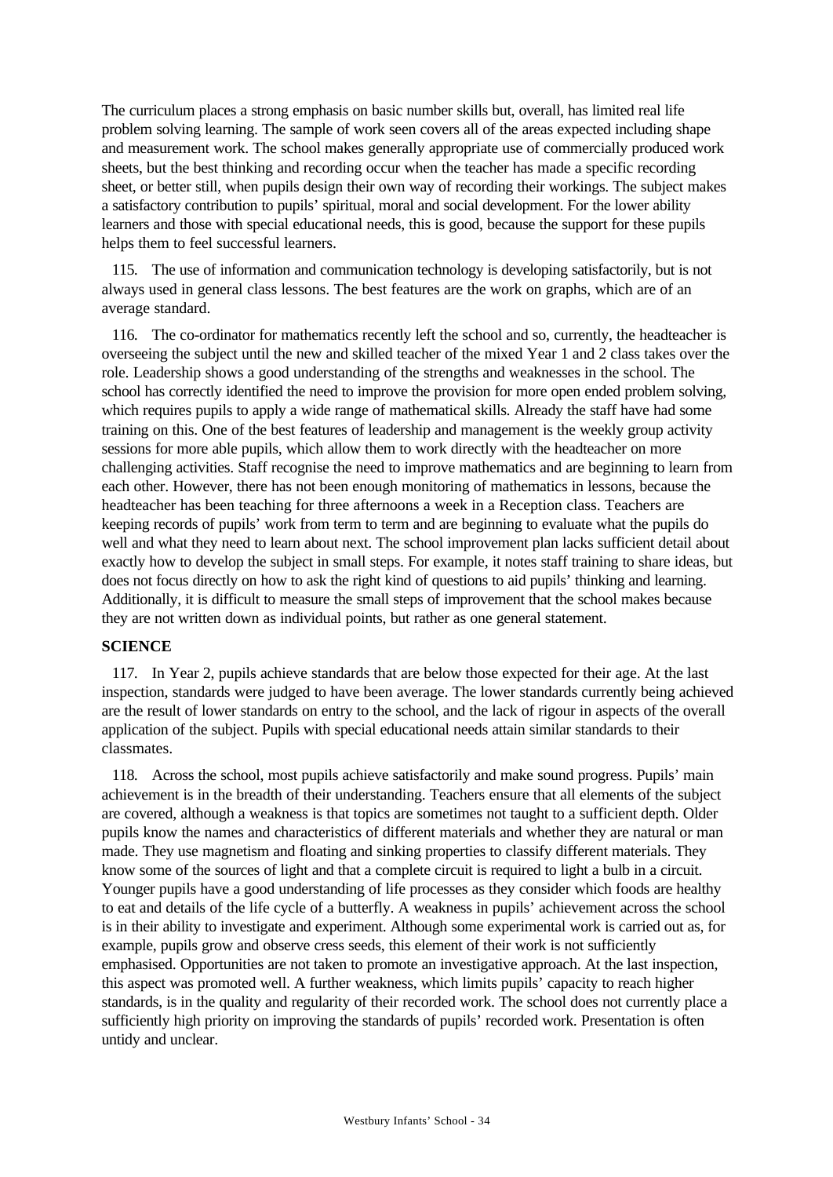The curriculum places a strong emphasis on basic number skills but, overall, has limited real life problem solving learning. The sample of work seen covers all of the areas expected including shape and measurement work. The school makes generally appropriate use of commercially produced work sheets, but the best thinking and recording occur when the teacher has made a specific recording sheet, or better still, when pupils design their own way of recording their workings. The subject makes a satisfactory contribution to pupils' spiritual, moral and social development. For the lower ability learners and those with special educational needs, this is good, because the support for these pupils helps them to feel successful learners.

115. The use of information and communication technology is developing satisfactorily, but is not always used in general class lessons. The best features are the work on graphs, which are of an average standard.

116. The co-ordinator for mathematics recently left the school and so, currently, the headteacher is overseeing the subject until the new and skilled teacher of the mixed Year 1 and 2 class takes over the role. Leadership shows a good understanding of the strengths and weaknesses in the school. The school has correctly identified the need to improve the provision for more open ended problem solving, which requires pupils to apply a wide range of mathematical skills. Already the staff have had some training on this. One of the best features of leadership and management is the weekly group activity sessions for more able pupils, which allow them to work directly with the headteacher on more challenging activities. Staff recognise the need to improve mathematics and are beginning to learn from each other. However, there has not been enough monitoring of mathematics in lessons, because the headteacher has been teaching for three afternoons a week in a Reception class. Teachers are keeping records of pupils' work from term to term and are beginning to evaluate what the pupils do well and what they need to learn about next. The school improvement plan lacks sufficient detail about exactly how to develop the subject in small steps. For example, it notes staff training to share ideas, but does not focus directly on how to ask the right kind of questions to aid pupils' thinking and learning. Additionally, it is difficult to measure the small steps of improvement that the school makes because they are not written down as individual points, but rather as one general statement.

**SCIENCE**

117. In Year 2, pupils achieve standards that are below those expected for their age. At the last inspection, standards were judged to have been average. The lower standards currently being achieved are the result of lower standards on entry to the school, and the lack of rigour in aspects of the overall application of the subject. Pupils with special educational needs attain similar standards to their classmates.

118. Across the school, most pupils achieve satisfactorily and make sound progress. Pupils' main achievement is in the breadth of their understanding. Teachers ensure that all elements of the subject are covered, although a weakness is that topics are sometimes not taught to a sufficient depth. Older pupils know the names and characteristics of different materials and whether they are natural or man made. They use magnetism and floating and sinking properties to classify different materials. They know some of the sources of light and that a complete circuit is required to light a bulb in a circuit. Younger pupils have a good understanding of life processes as they consider which foods are healthy to eat and details of the life cycle of a butterfly. A weakness in pupils' achievement across the school is in their ability to investigate and experiment. Although some experimental work is carried out as, for example, pupils grow and observe cress seeds, this element of their work is not sufficiently emphasised. Opportunities are not taken to promote an investigative approach. At the last inspection, this aspect was promoted well. A further weakness, which limits pupils' capacity to reach higher standards, is in the quality and regularity of their recorded work. The school does not currently place a sufficiently high priority on improving the standards of pupils' recorded work. Presentation is often untidy and unclear.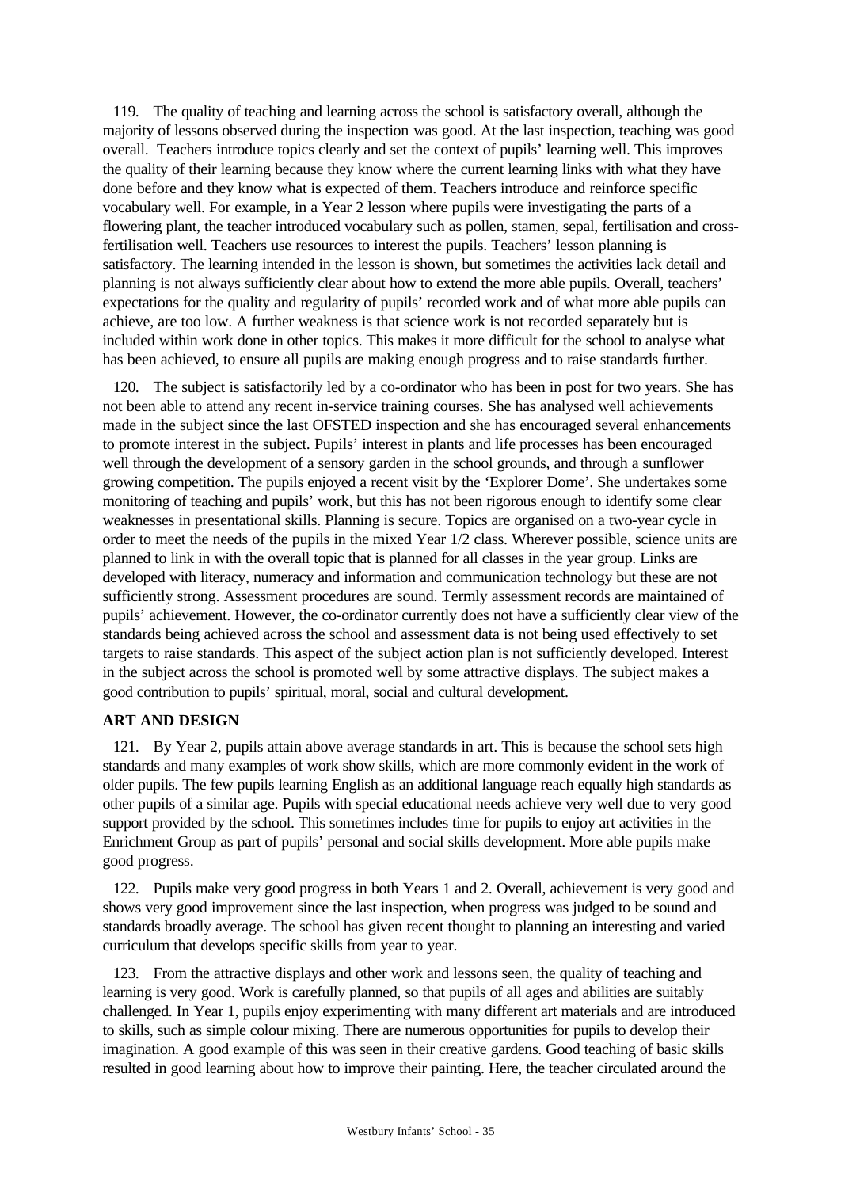119. The quality of teaching and learning across the school is satisfactory overall, although the majority of lessons observed during the inspection was good. At the last inspection, teaching was good overall. Teachers introduce topics clearly and set the context of pupils' learning well. This improves the quality of their learning because they know where the current learning links with what they have done before and they know what is expected of them. Teachers introduce and reinforce specific vocabulary well. For example, in a Year 2 lesson where pupils were investigating the parts of a flowering plant, the teacher introduced vocabulary such as pollen, stamen, sepal, fertilisation and cross-fertilisation well. Teachers use resources to interest the pupils. Teachers' lesson planning is satisfactory. The learning intended in the lesson is shown, but sometimes the activities lack detail and planning is not always sufficiently clear about how to extend the more able pupils. Overall, teachers' expectations for the quality and regularity of pupils' recorded work and of what more able pupils can achieve, are too low. A further weakness is that science work is not recorded separately but is included within work done in other topics. This makes it more difficult for the school to analyse what has been achieved, to ensure all pupils are making enough progress and to raise standards further.

120. The subject is satisfactorily led by a co-ordinator who has been in post for two years. She has not been able to attend any recent in-service training courses. She has analysed well achievements made in the subject since the last OFSTED inspection and she has encouraged several enhancements to promote interest in the subject. Pupils' interest in plants and life processes has been encouraged well through the development of a sensory garden in the school grounds, and through a sunflower growing competition. The pupils enjoyed a recent visit by the 'Explorer Dome'. She undertakes some monitoring of teaching and pupils' work, but this has not been rigorous enough to identify some clear weaknesses in presentational skills. Planning is secure. Topics are organised on a two-year cycle in order to meet the needs of the pupils in the mixed Year 1/2 class. Wherever possible, science units are planned to link in with the overall topic that is planned for all classes in the year group. Links are developed with literacy, numeracy and information and communication technology but these are not sufficiently strong. Assessment procedures are sound. Termly assessment records are maintained of pupils' achievement. However, the co-ordinator currently does not have a sufficiently clear view of the standards being achieved across the school and assessment data is not being used effectively to set targets to raise standards. This aspect of the subject action plan is not sufficiently developed. Interest in the subject across the school is promoted well by some attractive displays. The subject makes a good contribution to pupils' spiritual, moral, social and cultural development.

**ART AND DESIGN**

121. By Year 2, pupils attain above average standards in art. This is because the school sets high standards and many examples of work show skills, which are more commonly evident in the work of older pupils. The few pupils learning English as an additional language reach equally high standards as other pupils of a similar age. Pupils with special educational needs achieve very well due to very good support provided by the school. This sometimes includes time for pupils to enjoy art activities in the Enrichment Group as part of pupils' personal and social skills development. More able pupils make good progress.

122. Pupils make very good progress in both Years 1 and 2. Overall, achievement is very good and shows very good improvement since the last inspection, when progress was judged to be sound and standards broadly average. The school has given recent thought to planning an interesting and varied curriculum that develops specific skills from year to year.

123. From the attractive displays and other work and lessons seen, the quality of teaching and learning is very good. Work is carefully planned, so that pupils of all ages and abilities are suitably challenged. In Year 1, pupils enjoy experimenting with many different art materials and are introduced to skills, such as simple colour mixing. There are numerous opportunities for pupils to develop their imagination. A good example of this was seen in their creative gardens. Good teaching of basic skills resulted in good learning about how to improve their painting. Here, the teacher circulated around the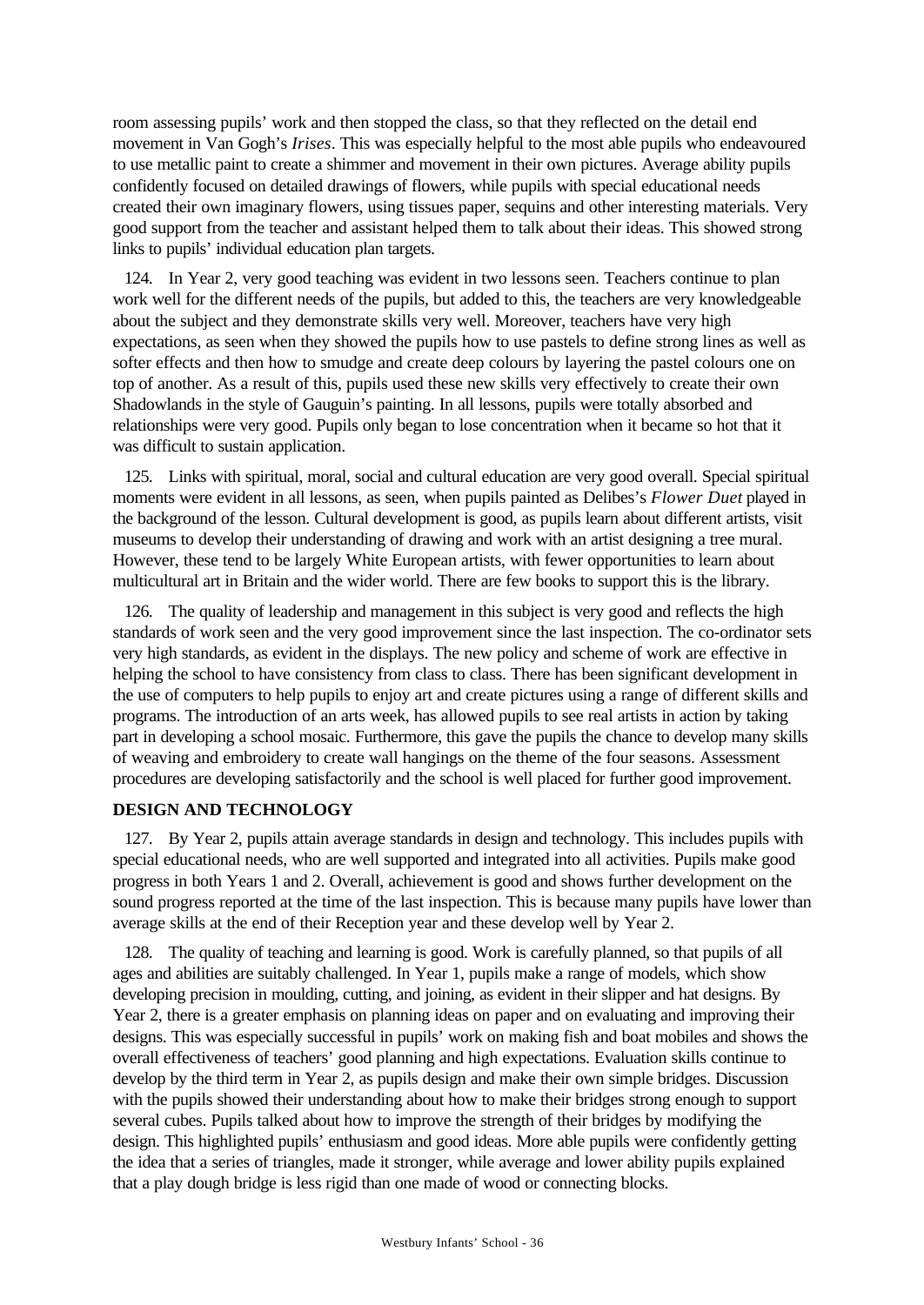room assessing pupils' work and then stopped the class, so that they reflected on the detail end movement in Van Gogh's *Irises*. This was especially helpful to the most able pupils who endeavoured to use metallic paint to create a shimmer and movement in their own pictures. Average ability pupils confidently focused on detailed drawings of flowers, while pupils with special educational needs created their own imaginary flowers, using tissues paper, sequins and other interesting materials. Very good support from the teacher and assistant helped them to talk about their ideas. This showed strong links to pupils' individual education plan targets.

124. In Year 2, very good teaching was evident in two lessons seen. Teachers continue to plan work well for the different needs of the pupils, but added to this, the teachers are very knowledgeable about the subject and they demonstrate skills very well. Moreover, teachers have very high expectations, as seen when they showed the pupils how to use pastels to define strong lines as well as softer effects and then how to smudge and create deep colours by layering the pastel colours one on top of another. As a result of this, pupils used these new skills very effectively to create their own Shadowlands in the style of Gauguin's painting. In all lessons, pupils were totally absorbed and relationships were very good. Pupils only began to lose concentration when it became so hot that it was difficult to sustain application.

125. Links with spiritual, moral, social and cultural education are very good overall. Special spiritual moments were evident in all lessons, as seen, when pupils painted as Delibes's *Flower Duet* played in the background of the lesson. Cultural development is good, as pupils learn about different artists, visit museums to develop their understanding of drawing and work with an artist designing a tree mural. However, these tend to be largely White European artists, with fewer opportunities to learn about multicultural art in Britain and the wider world. There are few books to support this is the library.

126. The quality of leadership and management in this subject is very good and reflects the high standards of work seen and the very good improvement since the last inspection. The co-ordinator sets very high standards, as evident in the displays. The new policy and scheme of work are effective in helping the school to have consistency from class to class. There has been significant development in the use of computers to help pupils to enjoy art and create pictures using a range of different skills and programs. The introduction of an arts week, has allowed pupils to see real artists in action by taking part in developing a school mosaic. Furthermore, this gave the pupils the chance to develop many skills of weaving and embroidery to create wall hangings on the theme of the four seasons. Assessment procedures are developing satisfactorily and the school is well placed for further good improvement.

## DESIGN AND TECHNOLOGY

127. By Year 2, pupils attain average standards in design and technology. This includes pupils with special educational needs, who are well supported and integrated into all activities. Pupils make good progress in both Years 1 and 2. Overall, achievement is good and shows further development on the sound progress reported at the time of the last inspection. This is because many pupils have lower than average skills at the end of their Reception year and these develop well by Year 2.

128. The quality of teaching and learning is good. Work is carefully planned, so that pupils of all ages and abilities are suitably challenged. In Year 1, pupils make a range of models, which show developing precision in moulding, cutting, and joining, as evident in their slipper and hat designs. By Year 2, there is a greater emphasis on planning ideas on paper and on evaluating and improving their designs. This was especially successful in pupils' work on making fish and boat mobiles and shows the overall effectiveness of teachers' good planning and high expectations. Evaluation skills continue to develop by the third term in Year 2, as pupils design and make their own simple bridges. Discussion with the pupils showed their understanding about how to make their bridges strong enough to support several cubes. Pupils talked about how to improve the strength of their bridges by modifying the design. This highlighted pupils' enthusiasm and good ideas. More able pupils were confidently getting the idea that a series of triangles, made it stronger, while average and lower ability pupils explained that a play dough bridge is less rigid than one made of wood or connecting blocks.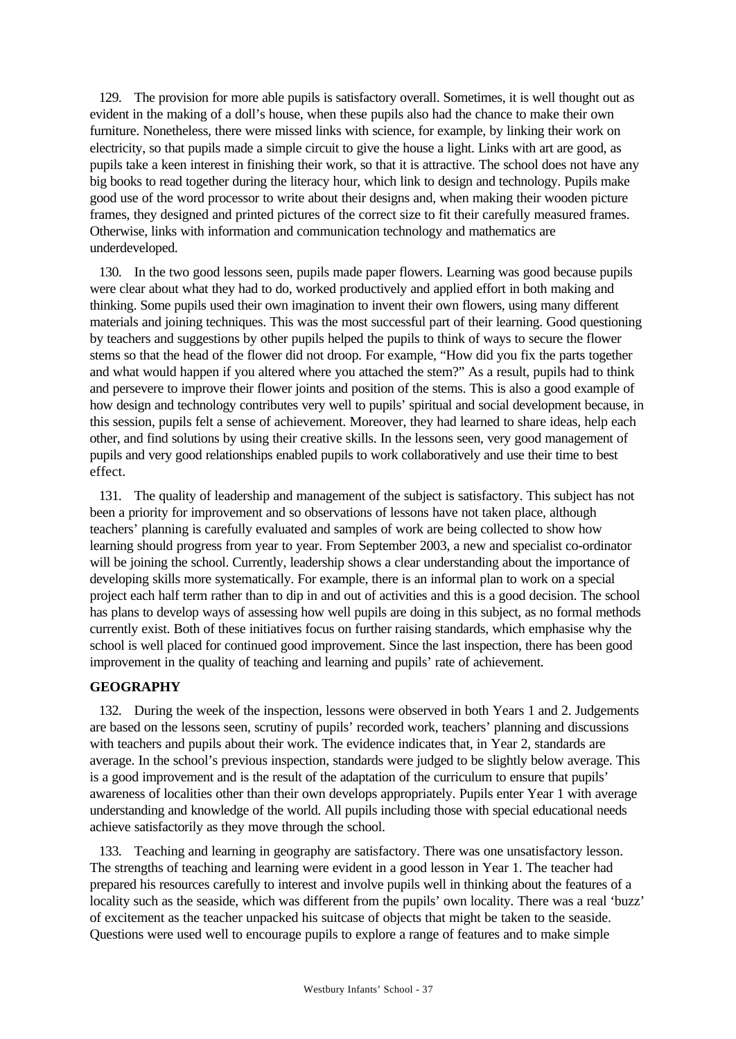129. The provision for more able pupils is satisfactory overall. Sometimes, it is well thought out as evident in the making of a doll's house, when these pupils also had the chance to make their own furniture. Nonetheless, there were missed links with science, for example, by linking their work on electricity, so that pupils made a simple circuit to give the house a light. Links with art are good, as pupils take a keen interest in finishing their work, so that it is attractive. The school does not have any big books to read together during the literacy hour, which link to design and technology. Pupils make good use of the word processor to write about their designs and, when making their wooden picture frames, they designed and printed pictures of the correct size to fit their carefully measured frames. Otherwise, links with information and communication technology and mathematics are underdeveloped.

130. In the two good lessons seen, pupils made paper flowers. Learning was good because pupils were clear about what they had to do, worked productively and applied effort in both making and thinking. Some pupils used their own imagination to invent their own flowers, using many different materials and joining techniques. This was the most successful part of their learning. Good questioning by teachers and suggestions by other pupils helped the pupils to think of ways to secure the flower stems so that the head of the flower did not droop. For example, "How did you fix the parts together and what would happen if you altered where you attached the stem?" As a result, pupils had to think and persevere to improve their flower joints and position of the stems. This is also a good example of how design and technology contributes very well to pupils' spiritual and social development because, in this session, pupils felt a sense of achievement. Moreover, they had learned to share ideas, help each other, and find solutions by using their creative skills. In the lessons seen, very good management of pupils and very good relationships enabled pupils to work collaboratively and use their time to best effect.

131. The quality of leadership and management of the subject is satisfactory. This subject has not been a priority for improvement and so observations of lessons have not taken place, although teachers' planning is carefully evaluated and samples of work are being collected to show how learning should progress from year to year. From September 2003, a new and specialist co-ordinator will be joining the school. Currently, leadership shows a clear understanding about the importance of developing skills more systematically. For example, there is an informal plan to work on a special project each half term rather than to dip in and out of activities and this is a good decision. The school has plans to develop ways of assessing how well pupils are doing in this subject, as no formal methods currently exist. Both of these initiatives focus on further raising standards, which emphasise why the school is well placed for continued good improvement. Since the last inspection, there has been good improvement in the quality of teaching and learning and pupils' rate of achievement.

## GEOGRAPHY

132. During the week of the inspection, lessons were observed in both Years 1 and 2. Judgements are based on the lessons seen, scrutiny of pupils' recorded work, teachers' planning and discussions with teachers and pupils about their work. The evidence indicates that, in Year 2, standards are average. In the school's previous inspection, standards were judged to be slightly below average. This is a good improvement and is the result of the adaptation of the curriculum to ensure that pupils' awareness of localities other than their own develops appropriately. Pupils enter Year 1 with average understanding and knowledge of the world. All pupils including those with special educational needs achieve satisfactorily as they move through the school.

133. Teaching and learning in geography are satisfactory. There was one unsatisfactory lesson. The strengths of teaching and learning were evident in a good lesson in Year 1. The teacher had prepared his resources carefully to interest and involve pupils well in thinking about the features of a locality such as the seaside, which was different from the pupils' own locality. There was a real 'buzz' of excitement as the teacher unpacked his suitcase of objects that might be taken to the seaside. Questions were used well to encourage pupils to explore a range of features and to make simple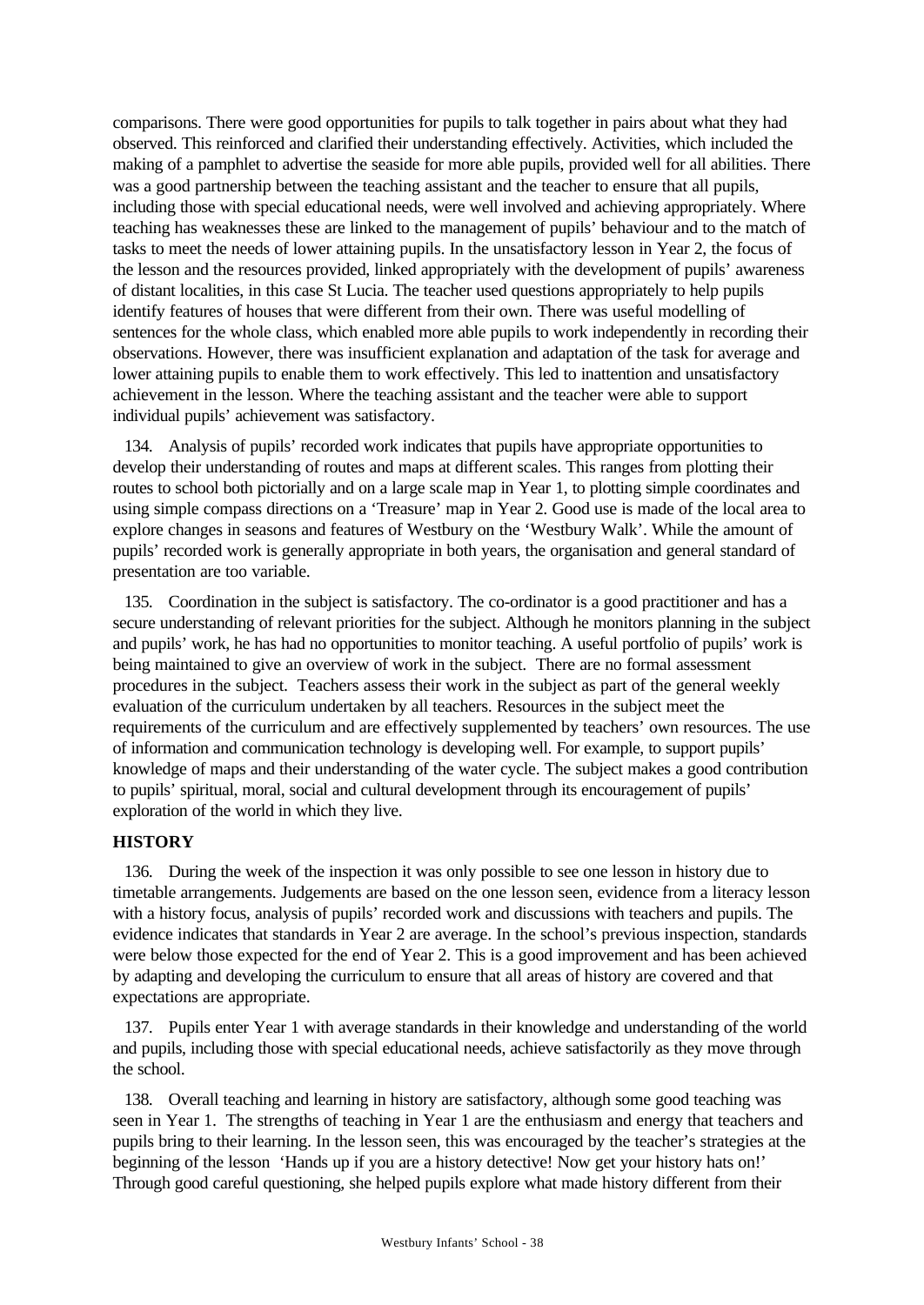comparisons. There were good opportunities for pupils to talk together in pairs about what they had observed. This reinforced and clarified their understanding effectively. Activities, which included the making of a pamphlet to advertise the seaside for more able pupils, provided well for all abilities. There was a good partnership between the teaching assistant and the teacher to ensure that all pupils, including those with special educational needs, were well involved and achieving appropriately. Where teaching has weaknesses these are linked to the management of pupils' behaviour and to the match of tasks to meet the needs of lower attaining pupils. In the unsatisfactory lesson in Year 2, the focus of the lesson and the resources provided, linked appropriately with the development of pupils' awareness of distant localities, in this case St Lucia. The teacher used questions appropriately to help pupils identify features of houses that were different from their own. There was useful modelling of sentences for the whole class, which enabled more able pupils to work independently in recording their observations. However, there was insufficient explanation and adaptation of the task for average and lower attaining pupils to enable them to work effectively. This led to inattention and unsatisfactory achievement in the lesson. Where the teaching assistant and the teacher were able to support individual pupils' achievement was satisfactory.

134. Analysis of pupils' recorded work indicates that pupils have appropriate opportunities to develop their understanding of routes and maps at different scales. This ranges from plotting their routes to school both pictorially and on a large scale map in Year 1, to plotting simple coordinates and using simple compass directions on a 'Treasure' map in Year 2. Good use is made of the local area to explore changes in seasons and features of Westbury on the 'Westbury Walk'. While the amount of pupils' recorded work is generally appropriate in both years, the organisation and general standard of presentation are too variable.

135. Coordination in the subject is satisfactory. The co-ordinator is a good practitioner and has a secure understanding of relevant priorities for the subject. Although he monitors planning in the subject and pupils' work, he has had no opportunities to monitor teaching. A useful portfolio of pupils' work is being maintained to give an overview of work in the subject. There are no formal assessment procedures in the subject. Teachers assess their work in the subject as part of the general weekly evaluation of the curriculum undertaken by all teachers. Resources in the subject meet the requirements of the curriculum and are effectively supplemented by teachers' own resources. The use of information and communication technology is developing well. For example, to support pupils' knowledge of maps and their understanding of the water cycle. The subject makes a good contribution to pupils' spiritual, moral, social and cultural development through its encouragement of pupils' exploration of the world in which they live.

## HISTORY

136. During the week of the inspection it was only possible to see one lesson in history due to timetable arrangements. Judgements are based on the one lesson seen, evidence from a literacy lesson with a history focus, analysis of pupils' recorded work and discussions with teachers and pupils. The evidence indicates that standards in Year 2 are average. In the school's previous inspection, standards were below those expected for the end of Year 2. This is a good improvement and has been achieved by adapting and developing the curriculum to ensure that all areas of history are covered and that expectations are appropriate.

137. Pupils enter Year 1 with average standards in their knowledge and understanding of the world and pupils, including those with special educational needs, achieve satisfactorily as they move through the school.

138. Overall teaching and learning in history are satisfactory, although some good teaching was seen in Year 1. The strengths of teaching in Year 1 are the enthusiasm and energy that teachers and pupils bring to their learning. In the lesson seen, this was encouraged by the teacher's strategies at the beginning of the lesson 'Hands up if you are a history detective! Now get your history hats on!' Through good careful questioning, she helped pupils explore what made history different from their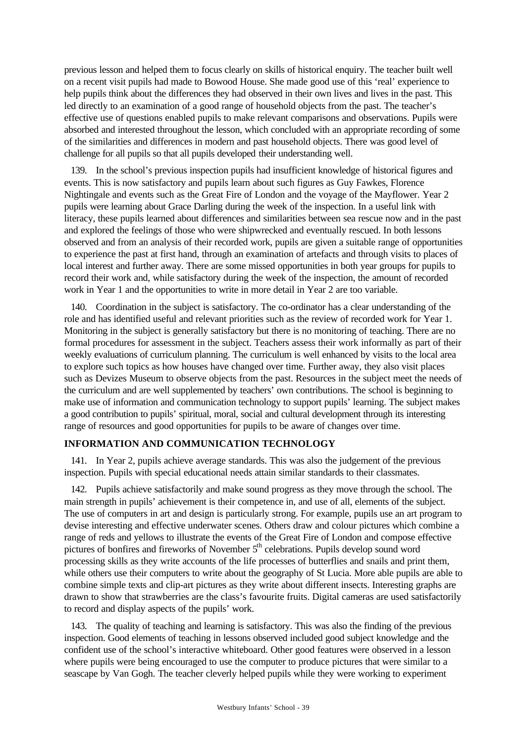previous lesson and helped them to focus clearly on skills of historical enquiry. The teacher built well on a recent visit pupils had made to Bowood House. She made good use of this 'real' experience to help pupils think about the differences they had observed in their own lives and lives in the past. This led directly to an examination of a good range of household objects from the past. The teacher's effective use of questions enabled pupils to make relevant comparisons and observations. Pupils were absorbed and interested throughout the lesson, which concluded with an appropriate recording of some of the similarities and differences in modern and past household objects. There was good level of challenge for all pupils so that all pupils developed their understanding well.

139. In the school's previous inspection pupils had insufficient knowledge of historical figures and events. This is now satisfactory and pupils learn about such figures as Guy Fawkes, Florence Nightingale and events such as the Great Fire of London and the voyage of the Mayflower. Year 2 pupils were learning about Grace Darling during the week of the inspection. In a useful link with literacy, these pupils learned about differences and similarities between sea rescue now and in the past and explored the feelings of those who were shipwrecked and eventually rescued. In both lessons observed and from an analysis of their recorded work, pupils are given a suitable range of opportunities to experience the past at first hand, through an examination of artefacts and through visits to places of local interest and further away. There are some missed opportunities in both year groups for pupils to record their work and, while satisfactory during the week of the inspection, the amount of recorded work in Year 1 and the opportunities to write in more detail in Year 2 are too variable.

140. Coordination in the subject is satisfactory. The co-ordinator has a clear understanding of the role and has identified useful and relevant priorities such as the review of recorded work for Year 1. Monitoring in the subject is generally satisfactory but there is no monitoring of teaching. There are no formal procedures for assessment in the subject. Teachers assess their work informally as part of their weekly evaluations of curriculum planning. The curriculum is well enhanced by visits to the local area to explore such topics as how houses have changed over time. Further away, they also visit places such as Devizes Museum to observe objects from the past. Resources in the subject meet the needs of the curriculum and are well supplemented by teachers' own contributions. The school is beginning to make use of information and communication technology to support pupils' learning. The subject makes a good contribution to pupils' spiritual, moral, social and cultural development through its interesting range of resources and good opportunities for pupils to be aware of changes over time.

### INFORMATION AND COMMUNICATION TECHNOLOGY

141. In Year 2, pupils achieve average standards. This was also the judgement of the previous inspection. Pupils with special educational needs attain similar standards to their classmates.

142. Pupils achieve satisfactorily and make sound progress as they move through the school. The main strength in pupils' achievement is their competence in, and use of all, elements of the subject. The use of computers in art and design is particularly strong. For example, pupils use an art program to devise interesting and effective underwater scenes. Others draw and colour pictures which combine a range of reds and yellows to illustrate the events of the Great Fire of London and compose effective pictures of bonfires and fireworks of November 5th celebrations. Pupils develop sound word processing skills as they write accounts of the life processes of butterflies and snails and print them, while others use their computers to write about the geography of St Lucia. More able pupils are able to combine simple texts and clip-art pictures as they write about different insects. Interesting graphs are drawn to show that strawberries are the class's favourite fruits. Digital cameras are used satisfactorily to record and display aspects of the pupils' work.

143. The quality of teaching and learning is satisfactory. This was also the finding of the previous inspection. Good elements of teaching in lessons observed included good subject knowledge and the confident use of the school's interactive whiteboard. Other good features were observed in a lesson where pupils were being encouraged to use the computer to produce pictures that were similar to a seascape by Van Gogh. The teacher cleverly helped pupils while they were working to experiment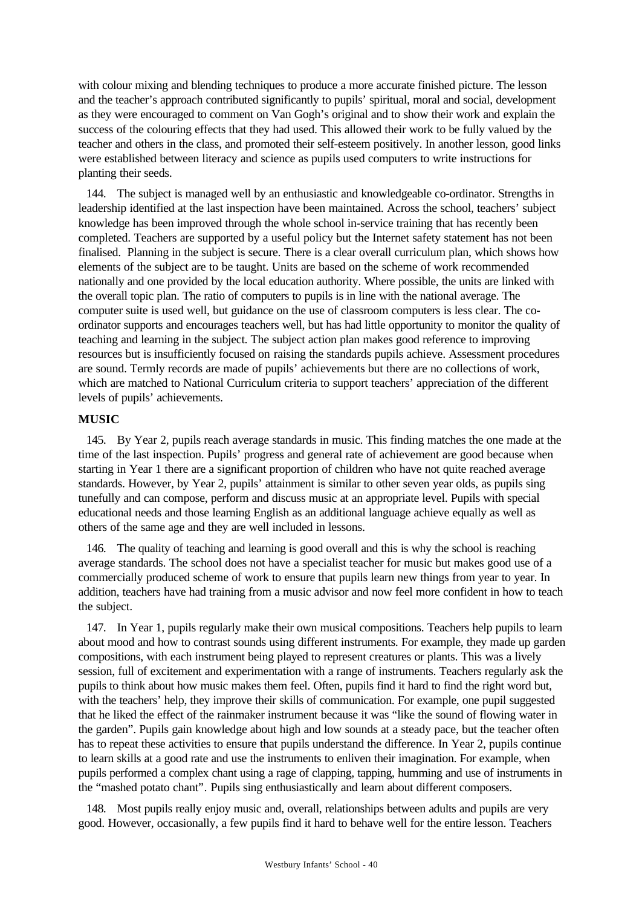with colour mixing and blending techniques to produce a more accurate finished picture. The lesson and the teacher's approach contributed significantly to pupils' spiritual, moral and social, development as they were encouraged to comment on Van Gogh's original and to show their work and explain the success of the colouring effects that they had used. This allowed their work to be fully valued by the teacher and others in the class, and promoted their self-esteem positively. In another lesson, good links were established between literacy and science as pupils used computers to write instructions for planting their seeds.

144. The subject is managed well by an enthusiastic and knowledgeable co-ordinator. Strengths in leadership identified at the last inspection have been maintained. Across the school, teachers' subject knowledge has been improved through the whole school in-service training that has recently been completed. Teachers are supported by a useful policy but the Internet safety statement has not been finalised. Planning in the subject is secure. There is a clear overall curriculum plan, which shows how elements of the subject are to be taught. Units are based on the scheme of work recommended nationally and one provided by the local education authority. Where possible, the units are linked with the overall topic plan. The ratio of computers to pupils is in line with the national average. The computer suite is used well, but guidance on the use of classroom computers is less clear. The co-ordinator supports and encourages teachers well, but has had little opportunity to monitor the quality of teaching and learning in the subject. The subject action plan makes good reference to improving resources but is insufficiently focused on raising the standards pupils achieve. Assessment procedures are sound. Termly records are made of pupils' achievements but there are no collections of work, which are matched to National Curriculum criteria to support teachers' appreciation of the different levels of pupils' achievements.

## MUSIC

145. By Year 2, pupils reach average standards in music. This finding matches the one made at the time of the last inspection. Pupils' progress and general rate of achievement are good because when starting in Year 1 there are a significant proportion of children who have not quite reached average standards. However, by Year 2, pupils' attainment is similar to other seven year olds, as pupils sing tunefully and can compose, perform and discuss music at an appropriate level. Pupils with special educational needs and those learning English as an additional language achieve equally as well as others of the same age and they are well included in lessons.

146. The quality of teaching and learning is good overall and this is why the school is reaching average standards. The school does not have a specialist teacher for music but makes good use of a commercially produced scheme of work to ensure that pupils learn new things from year to year. In addition, teachers have had training from a music advisor and now feel more confident in how to teach the subject.

147. In Year 1, pupils regularly make their own musical compositions. Teachers help pupils to learn about mood and how to contrast sounds using different instruments. For example, they made up garden compositions, with each instrument being played to represent creatures or plants. This was a lively session, full of excitement and experimentation with a range of instruments. Teachers regularly ask the pupils to think about how music makes them feel. Often, pupils find it hard to find the right word but, with the teachers' help, they improve their skills of communication. For example, one pupil suggested that he liked the effect of the rainmaker instrument because it was "like the sound of flowing water in the garden". Pupils gain knowledge about high and low sounds at a steady pace, but the teacher often has to repeat these activities to ensure that pupils understand the difference. In Year 2, pupils continue to learn skills at a good rate and use the instruments to enliven their imagination. For example, when pupils performed a complex chant using a rage of clapping, tapping, humming and use of instruments in the "mashed potato chant". Pupils sing enthusiastically and learn about different composers.

148. Most pupils really enjoy music and, overall, relationships between adults and pupils are very good. However, occasionally, a few pupils find it hard to behave well for the entire lesson. Teachers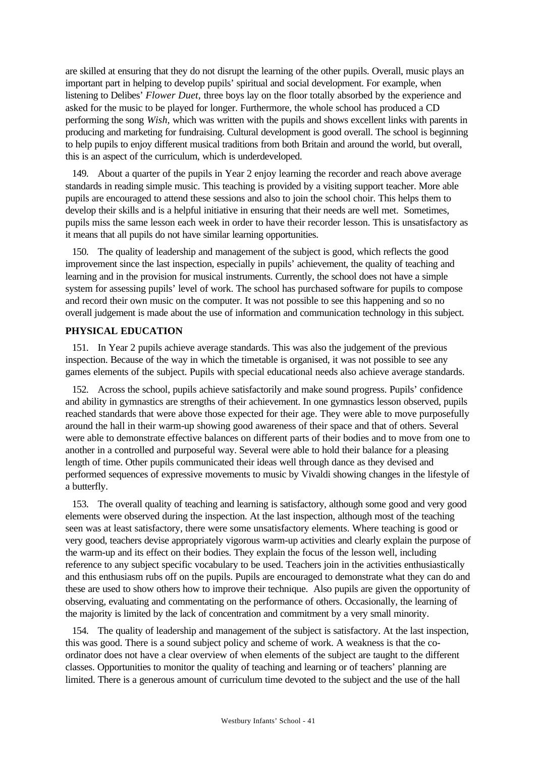are skilled at ensuring that they do not disrupt the learning of the other pupils. Overall, music plays an important part in helping to develop pupils' spiritual and social development. For example, when listening to Delibes' *Flower Duet,* three boys lay on the floor totally absorbed by the experience and asked for the music to be played for longer. Furthermore, the whole school has produced a CD performing the song *Wish,* which was written with the pupils and shows excellent links with parents in producing and marketing for fundraising. Cultural development is good overall. The school is beginning to help pupils to enjoy different musical traditions from both Britain and around the world, but overall, this is an aspect of the curriculum, which is underdeveloped.

149. About a quarter of the pupils in Year 2 enjoy learning the recorder and reach above average standards in reading simple music. This teaching is provided by a visiting support teacher. More able pupils are encouraged to attend these sessions and also to join the school choir. This helps them to develop their skills and is a helpful initiative in ensuring that their needs are well met. Sometimes, pupils miss the same lesson each week in order to have their recorder lesson. This is unsatisfactory as it means that all pupils do not have similar learning opportunities.

150. The quality of leadership and management of the subject is good, which reflects the good improvement since the last inspection, especially in pupils' achievement, the quality of teaching and learning and in the provision for musical instruments. Currently, the school does not have a simple system for assessing pupils' level of work. The school has purchased software for pupils to compose and record their own music on the computer. It was not possible to see this happening and so no overall judgement is made about the use of information and communication technology in this subject.

## PHYSICAL EDUCATION

151. In Year 2 pupils achieve average standards. This was also the judgement of the previous inspection. Because of the way in which the timetable is organised, it was not possible to see any games elements of the subject. Pupils with special educational needs also achieve average standards.

152. Across the school, pupils achieve satisfactorily and make sound progress. Pupils' confidence and ability in gymnastics are strengths of their achievement. In one gymnastics lesson observed, pupils reached standards that were above those expected for their age. They were able to move purposefully around the hall in their warm-up showing good awareness of their space and that of others. Several were able to demonstrate effective balances on different parts of their bodies and to move from one to another in a controlled and purposeful way. Several were able to hold their balance for a pleasing length of time. Other pupils communicated their ideas well through dance as they devised and performed sequences of expressive movements to music by Vivaldi showing changes in the lifestyle of a butterfly.

153. The overall quality of teaching and learning is satisfactory, although some good and very good elements were observed during the inspection. At the last inspection, although most of the teaching seen was at least satisfactory, there were some unsatisfactory elements. Where teaching is good or very good, teachers devise appropriately vigorous warm-up activities and clearly explain the purpose of the warm-up and its effect on their bodies. They explain the focus of the lesson well, including reference to any subject specific vocabulary to be used. Teachers join in the activities enthusiastically and this enthusiasm rubs off on the pupils. Pupils are encouraged to demonstrate what they can do and these are used to show others how to improve their technique. Also pupils are given the opportunity of observing, evaluating and commentating on the performance of others. Occasionally, the learning of the majority is limited by the lack of concentration and commitment by a very small minority.

154. The quality of leadership and management of the subject is satisfactory. At the last inspection, this was good. There is a sound subject policy and scheme of work. A weakness is that the co-ordinator does not have a clear overview of when elements of the subject are taught to the different classes. Opportunities to monitor the quality of teaching and learning or of teachers' planning are limited. There is a generous amount of curriculum time devoted to the subject and the use of the hall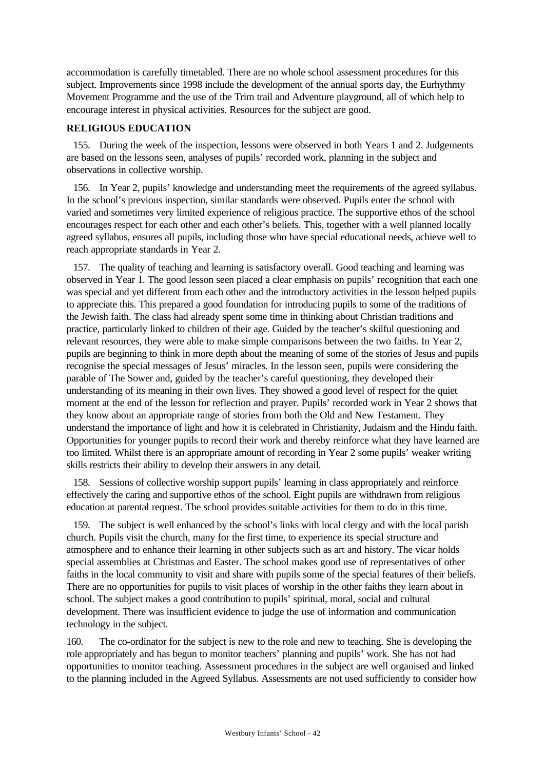accommodation is carefully timetabled. There are no whole school assessment procedures for this subject. Improvements since 1998 include the development of the annual sports day, the Eurhythmy Movement Programme and the use of the Trim trail and Adventure playground, all of which help to encourage interest in physical activities. Resources for the subject are good.

**RELIGIOUS EDUCATION**

155. During the week of the inspection, lessons were observed in both Years 1 and 2. Judgements are based on the lessons seen, analyses of pupils' recorded work, planning in the subject and observations in collective worship.

156. In Year 2, pupils' knowledge and understanding meet the requirements of the agreed syllabus. In the school's previous inspection, similar standards were observed. Pupils enter the school with varied and sometimes very limited experience of religious practice. The supportive ethos of the school encourages respect for each other and each other's beliefs. This, together with a well planned locally agreed syllabus, ensures all pupils, including those who have special educational needs, achieve well to reach appropriate standards in Year 2.

157. The quality of teaching and learning is satisfactory overall. Good teaching and learning was observed in Year 1. The good lesson seen placed a clear emphasis on pupils' recognition that each one was special and yet different from each other and the introductory activities in the lesson helped pupils to appreciate this. This prepared a good foundation for introducing pupils to some of the traditions of the Jewish faith. The class had already spent some time in thinking about Christian traditions and practice, particularly linked to children of their age. Guided by the teacher's skilful questioning and relevant resources, they were able to make simple comparisons between the two faiths. In Year 2, pupils are beginning to think in more depth about the meaning of some of the stories of Jesus and pupils recognise the special messages of Jesus' miracles. In the lesson seen, pupils were considering the parable of The Sower and, guided by the teacher's careful questioning, they developed their understanding of its meaning in their own lives. They showed a good level of respect for the quiet moment at the end of the lesson for reflection and prayer. Pupils' recorded work in Year 2 shows that they know about an appropriate range of stories from both the Old and New Testament. They understand the importance of light and how it is celebrated in Christianity, Judaism and the Hindu faith. Opportunities for younger pupils to record their work and thereby reinforce what they have learned are too limited. Whilst there is an appropriate amount of recording in Year 2 some pupils' weaker writing skills restricts their ability to develop their answers in any detail.

158. Sessions of collective worship support pupils' learning in class appropriately and reinforce effectively the caring and supportive ethos of the school. Eight pupils are withdrawn from religious education at parental request. The school provides suitable activities for them to do in this time.

159. The subject is well enhanced by the school's links with local clergy and with the local parish church. Pupils visit the church, many for the first time, to experience its special structure and atmosphere and to enhance their learning in other subjects such as art and history. The vicar holds special assemblies at Christmas and Easter. The school makes good use of representatives of other faiths in the local community to visit and share with pupils some of the special features of their beliefs. There are no opportunities for pupils to visit places of worship in the other faiths they learn about in school. The subject makes a good contribution to pupils' spiritual, moral, social and cultural development. There was insufficient evidence to judge the use of information and communication technology in the subject.

160. The co-ordinator for the subject is new to the role and new to teaching. She is developing the role appropriately and has begun to monitor teachers' planning and pupils' work. She has not had opportunities to monitor teaching. Assessment procedures in the subject are well organised and linked to the planning included in the Agreed Syllabus. Assessments are not used sufficiently to consider how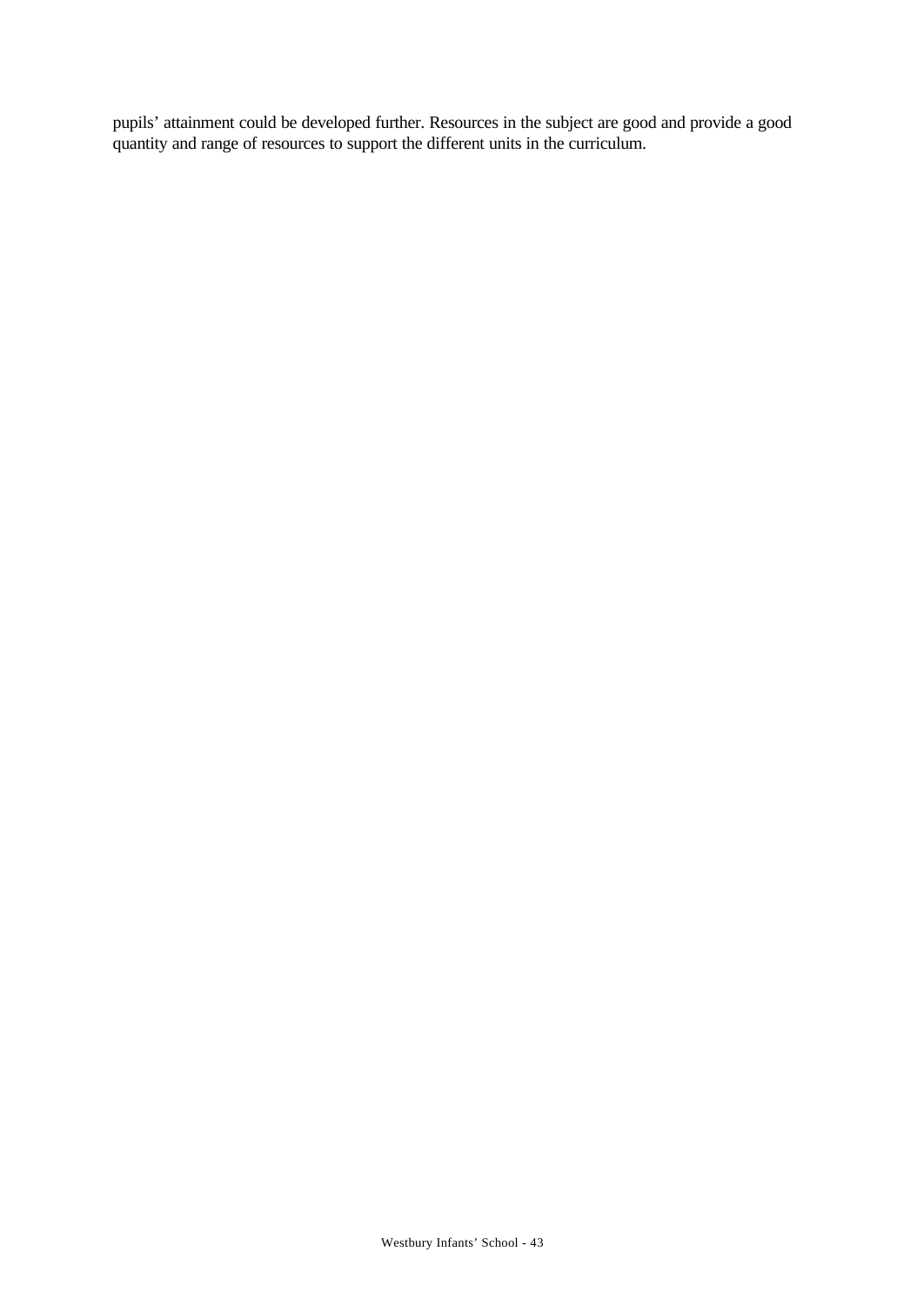pupils' attainment could be developed further. Resources in the subject are good and provide a good quantity and range of resources to support the different units in the curriculum.